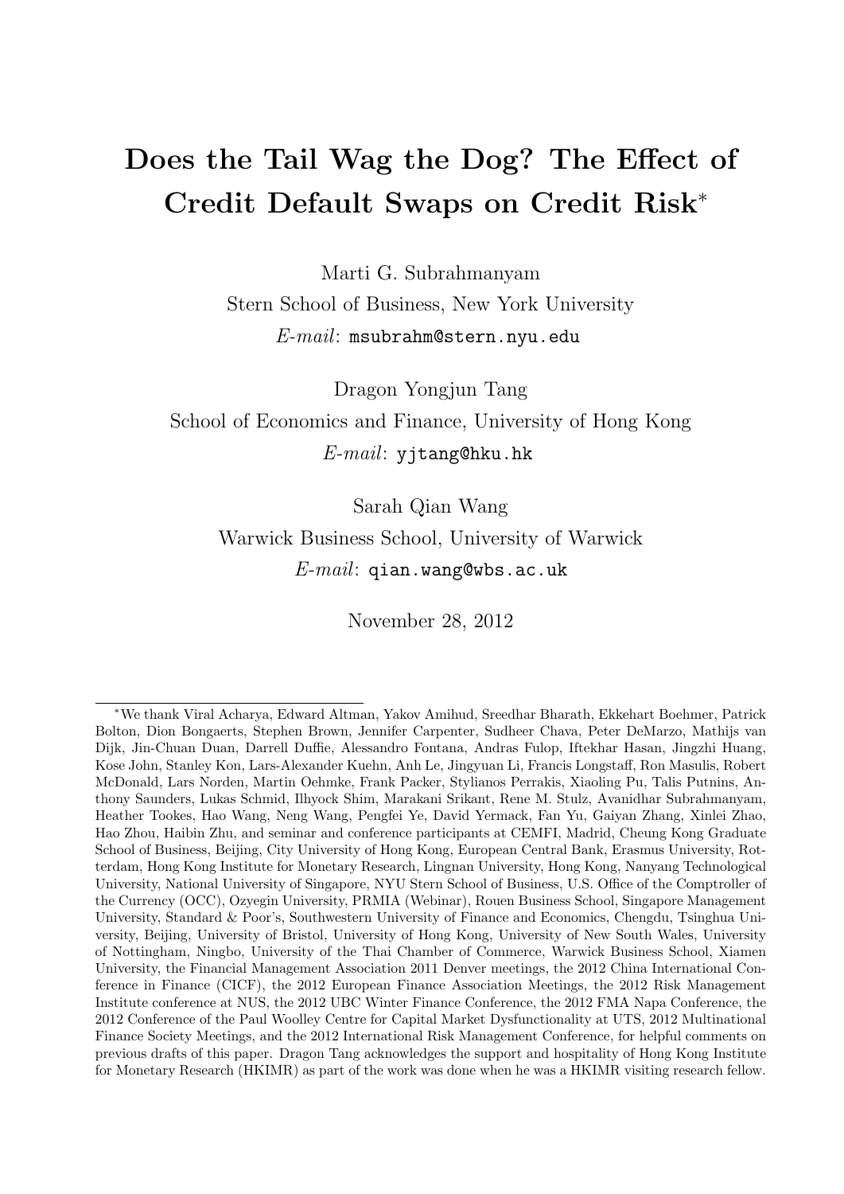# Does the Tail Wag the Dog? The Effect of Credit Default Swaps on Credit Risk*

Marti G. Subrahmanyam
Stern School of Business, New York University
*E-mail*: msubrahm@stern.nyu.edu

Dragon Yongjun Tang
School of Economics and Finance, University of Hong Kong
*E-mail*: yjtang@hku.hk

Sarah Qian Wang
Warwick Business School, University of Warwick
*E-mail*: qian.wang@wbs.ac.uk

November 28, 2012

---

*We thank Viral Acharya, Edward Altman, Yakov Amihud, Sreedhar Bharath, Ekkehart Boehmer, Patrick Bolton, Dion Bongaerts, Stephen Brown, Jennifer Carpenter, Sudheer Chava, Peter DeMarzo, Mathijs van Dijk, Jin-Chuan Duan, Darrell Duffie, Alessandro Fontana, Andras Fulop, Iftekhar Hasan, Jingzhi Huang, Kose John, Stanley Kon, Lars-Alexander Kuehn, Anh Le, Jingyuan Li, Francis Longstaff, Ron Masulis, Robert McDonald, Lars Norden, Martin Oehmke, Frank Packer, Stylianos Perrakis, Xiaoling Pu, Talis Putnins, Anthony Saunders, Lukas Schmid, Ilhyock Shim, Marakani Srikant, Rene M. Stulz, Avanidhar Subrahmanyam, Heather Tookes, Hao Wang, Neng Wang, Pengfei Ye, David Yermack, Fan Yu, Gaiyan Zhang, Xinlei Zhao, Hao Zhou, Haibin Zhu, and seminar and conference participants at CEMFI, Madrid, Cheung Kong Graduate School of Business, Beijing, City University of Hong Kong, European Central Bank, Erasmus University, Rotterdam, Hong Kong Institute for Monetary Research, Lingnan University, Hong Kong, Nanyang Technological University, National University of Singapore, NYU Stern School of Business, U.S. Office of the Comptroller of the Currency (OCC), Ozyegin University, PRMIA (Webinar), Rouen Business School, Singapore Management University, Standard & Poor's, Southwestern University of Finance and Economics, Chengdu, Tsinghua University, Beijing, University of Bristol, University of Hong Kong, University of New South Wales, University of Nottingham, Ningbo, University of the Thai Chamber of Commerce, Warwick Business School, Xiamen University, the Financial Management Association 2011 Denver meetings, the 2012 China International Conference in Finance (CICF), the 2012 European Finance Association Meetings, the 2012 Risk Management Institute conference at NUS, the 2012 UBC Winter Finance Conference, the 2012 FMA Napa Conference, the 2012 Conference of the Paul Woolley Centre for Capital Market Dysfunctionality at UTS, 2012 Multinational Finance Society Meetings, and the 2012 International Risk Management Conference, for helpful comments on previous drafts of this paper. Dragon Tang acknowledges the support and hospitality of Hong Kong Institute for Monetary Research (HKIMR) as part of the work was done when he was a HKIMR visiting research fellow.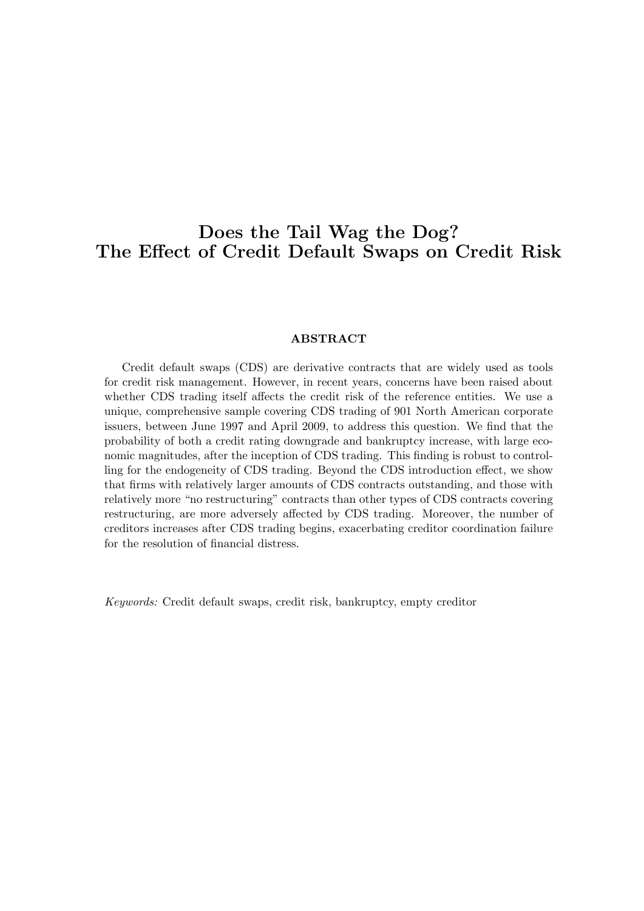# Does the Tail Wag the Dog? The Effect of Credit Default Swaps on Credit Risk

## ABSTRACT

Credit default swaps (CDS) are derivative contracts that are widely used as tools for credit risk management. However, in recent years, concerns have been raised about whether CDS trading itself affects the credit risk of the reference entities. We use a unique, comprehensive sample covering CDS trading of 901 North American corporate issuers, between June 1997 and April 2009, to address this question. We find that the probability of both a credit rating downgrade and bankruptcy increase, with large economic magnitudes, after the inception of CDS trading. This finding is robust to controlling for the endogeneity of CDS trading. Beyond the CDS introduction effect, we show that firms with relatively larger amounts of CDS contracts outstanding, and those with relatively more "no restructuring" contracts than other types of CDS contracts covering restructuring, are more adversely affected by CDS trading. Moreover, the number of creditors increases after CDS trading begins, exacerbating creditor coordination failure for the resolution of financial distress.

*Keywords:* Credit default swaps, credit risk, bankruptcy, empty creditor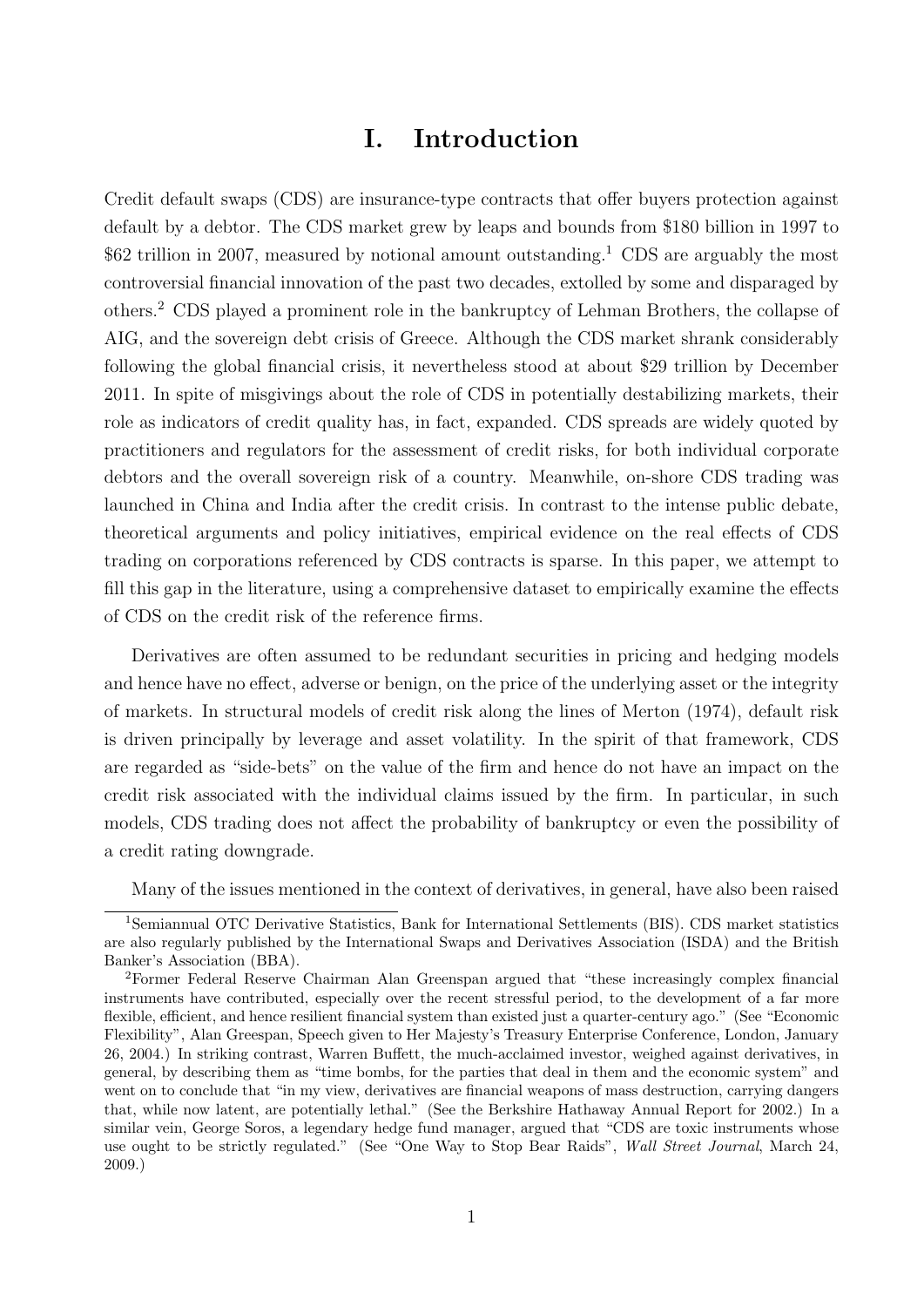# I. Introduction

Credit default swaps (CDS) are insurance-type contracts that offer buyers protection against default by a debtor. The CDS market grew by leaps and bounds from $180 billion in 1997 to $62 trillion in 2007, measured by notional amount outstanding.[1] CDS are arguably the most controversial financial innovation of the past two decades, extolled by some and disparaged by others.[2] CDS played a prominent role in the bankruptcy of Lehman Brothers, the collapse of AIG, and the sovereign debt crisis of Greece. Although the CDS market shrank considerably following the global financial crisis, it nevertheless stood at about $29 trillion by December 2011. In spite of misgivings about the role of CDS in potentially destabilizing markets, their role as indicators of credit quality has, in fact, expanded. CDS spreads are widely quoted by practitioners and regulators for the assessment of credit risks, for both individual corporate debtors and the overall sovereign risk of a country. Meanwhile, on-shore CDS trading was launched in China and India after the credit crisis. In contrast to the intense public debate, theoretical arguments and policy initiatives, empirical evidence on the real effects of CDS trading on corporations referenced by CDS contracts is sparse. In this paper, we attempt to fill this gap in the literature, using a comprehensive dataset to empirically examine the effects of CDS on the credit risk of the reference firms.

Derivatives are often assumed to be redundant securities in pricing and hedging models and hence have no effect, adverse or benign, on the price of the underlying asset or the integrity of markets. In structural models of credit risk along the lines of Merton (1974), default risk is driven principally by leverage and asset volatility. In the spirit of that framework, CDS are regarded as "side-bets" on the value of the firm and hence do not have an impact on the credit risk associated with the individual claims issued by the firm. In particular, in such models, CDS trading does not affect the probability of bankruptcy or even the possibility of a credit rating downgrade.

Many of the issues mentioned in the context of derivatives, in general, have also been raised

---

[1] Semiannual OTC Derivative Statistics, Bank for International Settlements (BIS). CDS market statistics are also regularly published by the International Swaps and Derivatives Association (ISDA) and the British Banker's Association (BBA).

[2] Former Federal Reserve Chairman Alan Greenspan argued that "these increasingly complex financial instruments have contributed, especially over the recent stressful period, to the development of a far more flexible, efficient, and hence resilient financial system than existed just a quarter-century ago." (See "Economic Flexibility", Alan Greespan, Speech given to Her Majesty's Treasury Enterprise Conference, London, January 26, 2004.) In striking contrast, Warren Buffett, the much-acclaimed investor, weighed against derivatives, in general, by describing them as "time bombs, for the parties that deal in them and the economic system" and went on to conclude that "in my view, derivatives are financial weapons of mass destruction, carrying dangers that, while now latent, are potentially lethal." (See the Berkshire Hathaway Annual Report for 2002.) In a similar vein, George Soros, a legendary hedge fund manager, argued that "CDS are toxic instruments whose use ought to be strictly regulated." (See "One Way to Stop Bear Raids", *Wall Street Journal*, March 24, 2009.)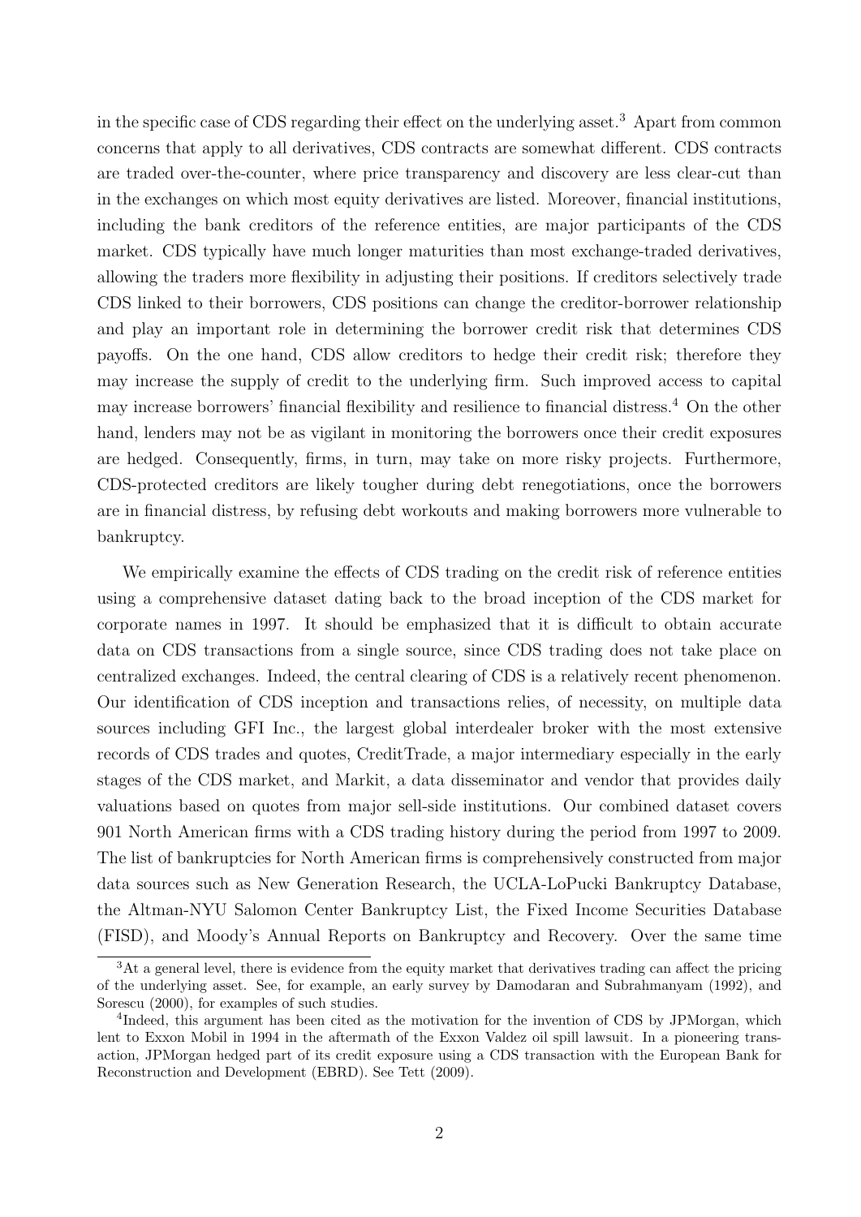in the specific case of CDS regarding their effect on the underlying asset.[3] Apart from common concerns that apply to all derivatives, CDS contracts are somewhat different. CDS contracts are traded over-the-counter, where price transparency and discovery are less clear-cut than in the exchanges on which most equity derivatives are listed. Moreover, financial institutions, including the bank creditors of the reference entities, are major participants of the CDS market. CDS typically have much longer maturities than most exchange-traded derivatives, allowing the traders more flexibility in adjusting their positions. If creditors selectively trade CDS linked to their borrowers, CDS positions can change the creditor-borrower relationship and play an important role in determining the borrower credit risk that determines CDS payoffs. On the one hand, CDS allow creditors to hedge their credit risk; therefore they may increase the supply of credit to the underlying firm. Such improved access to capital may increase borrowers' financial flexibility and resilience to financial distress.[4] On the other hand, lenders may not be as vigilant in monitoring the borrowers once their credit exposures are hedged. Consequently, firms, in turn, may take on more risky projects. Furthermore, CDS-protected creditors are likely tougher during debt renegotiations, once the borrowers are in financial distress, by refusing debt workouts and making borrowers more vulnerable to bankruptcy.

We empirically examine the effects of CDS trading on the credit risk of reference entities using a comprehensive dataset dating back to the broad inception of the CDS market for corporate names in 1997. It should be emphasized that it is difficult to obtain accurate data on CDS transactions from a single source, since CDS trading does not take place on centralized exchanges. Indeed, the central clearing of CDS is a relatively recent phenomenon. Our identification of CDS inception and transactions relies, of necessity, on multiple data sources including GFI Inc., the largest global interdealer broker with the most extensive records of CDS trades and quotes, CreditTrade, a major intermediary especially in the early stages of the CDS market, and Markit, a data disseminator and vendor that provides daily valuations based on quotes from major sell-side institutions. Our combined dataset covers 901 North American firms with a CDS trading history during the period from 1997 to 2009. The list of bankruptcies for North American firms is comprehensively constructed from major data sources such as New Generation Research, the UCLA-LoPucki Bankruptcy Database, the Altman-NYU Salomon Center Bankruptcy List, the Fixed Income Securities Database (FISD), and Moody's Annual Reports on Bankruptcy and Recovery. Over the same time

[3]At a general level, there is evidence from the equity market that derivatives trading can affect the pricing of the underlying asset. See, for example, an early survey by Damodaran and Subrahmanyam (1992), and Sorescu (2000), for examples of such studies.

[4]Indeed, this argument has been cited as the motivation for the invention of CDS by JPMorgan, which lent to Exxon Mobil in 1994 in the aftermath of the Exxon Valdez oil spill lawsuit. In a pioneering transaction, JPMorgan hedged part of its credit exposure using a CDS transaction with the European Bank for Reconstruction and Development (EBRD). See Tett (2009).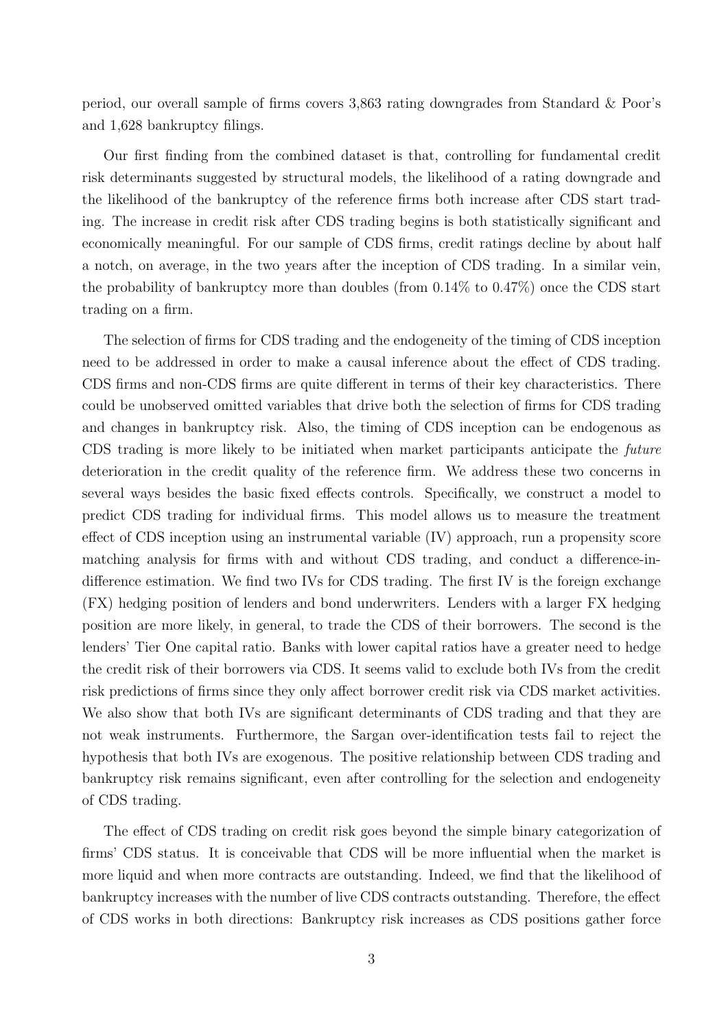period, our overall sample of firms covers 3,863 rating downgrades from Standard & Poor's and 1,628 bankruptcy filings.

Our first finding from the combined dataset is that, controlling for fundamental credit risk determinants suggested by structural models, the likelihood of a rating downgrade and the likelihood of the bankruptcy of the reference firms both increase after CDS start trading. The increase in credit risk after CDS trading begins is both statistically significant and economically meaningful. For our sample of CDS firms, credit ratings decline by about half a notch, on average, in the two years after the inception of CDS trading. In a similar vein, the probability of bankruptcy more than doubles (from 0.14% to 0.47%) once the CDS start trading on a firm.

The selection of firms for CDS trading and the endogeneity of the timing of CDS inception need to be addressed in order to make a causal inference about the effect of CDS trading. CDS firms and non-CDS firms are quite different in terms of their key characteristics. There could be unobserved omitted variables that drive both the selection of firms for CDS trading and changes in bankruptcy risk. Also, the timing of CDS inception can be endogenous as CDS trading is more likely to be initiated when market participants anticipate the *future* deterioration in the credit quality of the reference firm. We address these two concerns in several ways besides the basic fixed effects controls. Specifically, we construct a model to predict CDS trading for individual firms. This model allows us to measure the treatment effect of CDS inception using an instrumental variable (IV) approach, run a propensity score matching analysis for firms with and without CDS trading, and conduct a difference-in-difference estimation. We find two IVs for CDS trading. The first IV is the foreign exchange (FX) hedging position of lenders and bond underwriters. Lenders with a larger FX hedging position are more likely, in general, to trade the CDS of their borrowers. The second is the lenders' Tier One capital ratio. Banks with lower capital ratios have a greater need to hedge the credit risk of their borrowers via CDS. It seems valid to exclude both IVs from the credit risk predictions of firms since they only affect borrower credit risk via CDS market activities. We also show that both IVs are significant determinants of CDS trading and that they are not weak instruments. Furthermore, the Sargan over-identification tests fail to reject the hypothesis that both IVs are exogenous. The positive relationship between CDS trading and bankruptcy risk remains significant, even after controlling for the selection and endogeneity of CDS trading.

The effect of CDS trading on credit risk goes beyond the simple binary categorization of firms' CDS status. It is conceivable that CDS will be more influential when the market is more liquid and when more contracts are outstanding. Indeed, we find that the likelihood of bankruptcy increases with the number of live CDS contracts outstanding. Therefore, the effect of CDS works in both directions: Bankruptcy risk increases as CDS positions gather force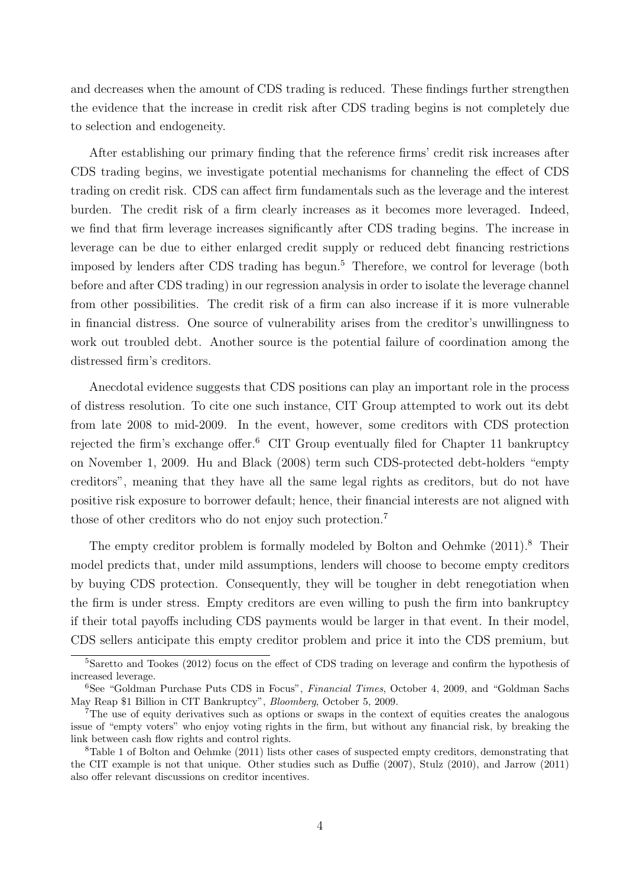and decreases when the amount of CDS trading is reduced. These findings further strengthen the evidence that the increase in credit risk after CDS trading begins is not completely due to selection and endogeneity.

After establishing our primary finding that the reference firms' credit risk increases after CDS trading begins, we investigate potential mechanisms for channeling the effect of CDS trading on credit risk. CDS can affect firm fundamentals such as the leverage and the interest burden. The credit risk of a firm clearly increases as it becomes more leveraged. Indeed, we find that firm leverage increases significantly after CDS trading begins. The increase in leverage can be due to either enlarged credit supply or reduced debt financing restrictions imposed by lenders after CDS trading has begun.[5] Therefore, we control for leverage (both before and after CDS trading) in our regression analysis in order to isolate the leverage channel from other possibilities. The credit risk of a firm can also increase if it is more vulnerable in financial distress. One source of vulnerability arises from the creditor's unwillingness to work out troubled debt. Another source is the potential failure of coordination among the distressed firm's creditors.

Anecdotal evidence suggests that CDS positions can play an important role in the process of distress resolution. To cite one such instance, CIT Group attempted to work out its debt from late 2008 to mid-2009. In the event, however, some creditors with CDS protection rejected the firm's exchange offer.[6] CIT Group eventually filed for Chapter 11 bankruptcy on November 1, 2009. Hu and Black (2008) term such CDS-protected debt-holders "empty creditors", meaning that they have all the same legal rights as creditors, but do not have positive risk exposure to borrower default; hence, their financial interests are not aligned with those of other creditors who do not enjoy such protection.[7]

The empty creditor problem is formally modeled by Bolton and Oehmke (2011).[8] Their model predicts that, under mild assumptions, lenders will choose to become empty creditors by buying CDS protection. Consequently, they will be tougher in debt renegotiation when the firm is under stress. Empty creditors are even willing to push the firm into bankruptcy if their total payoffs including CDS payments would be larger in that event. In their model, CDS sellers anticipate this empty creditor problem and price it into the CDS premium, but

[5] Saretto and Tookes (2012) focus on the effect of CDS trading on leverage and confirm the hypothesis of increased leverage.

[6] See "Goldman Purchase Puts CDS in Focus", *Financial Times*, October 4, 2009, and "Goldman Sachs May Reap $1 Billion in CIT Bankruptcy", *Bloomberg*, October 5, 2009.

[7] The use of equity derivatives such as options or swaps in the context of equities creates the analogous issue of "empty voters" who enjoy voting rights in the firm, but without any financial risk, by breaking the link between cash flow rights and control rights.

[8] Table 1 of Bolton and Oehmke (2011) lists other cases of suspected empty creditors, demonstrating that the CIT example is not that unique. Other studies such as Duffie (2007), Stulz (2010), and Jarrow (2011) also offer relevant discussions on creditor incentives.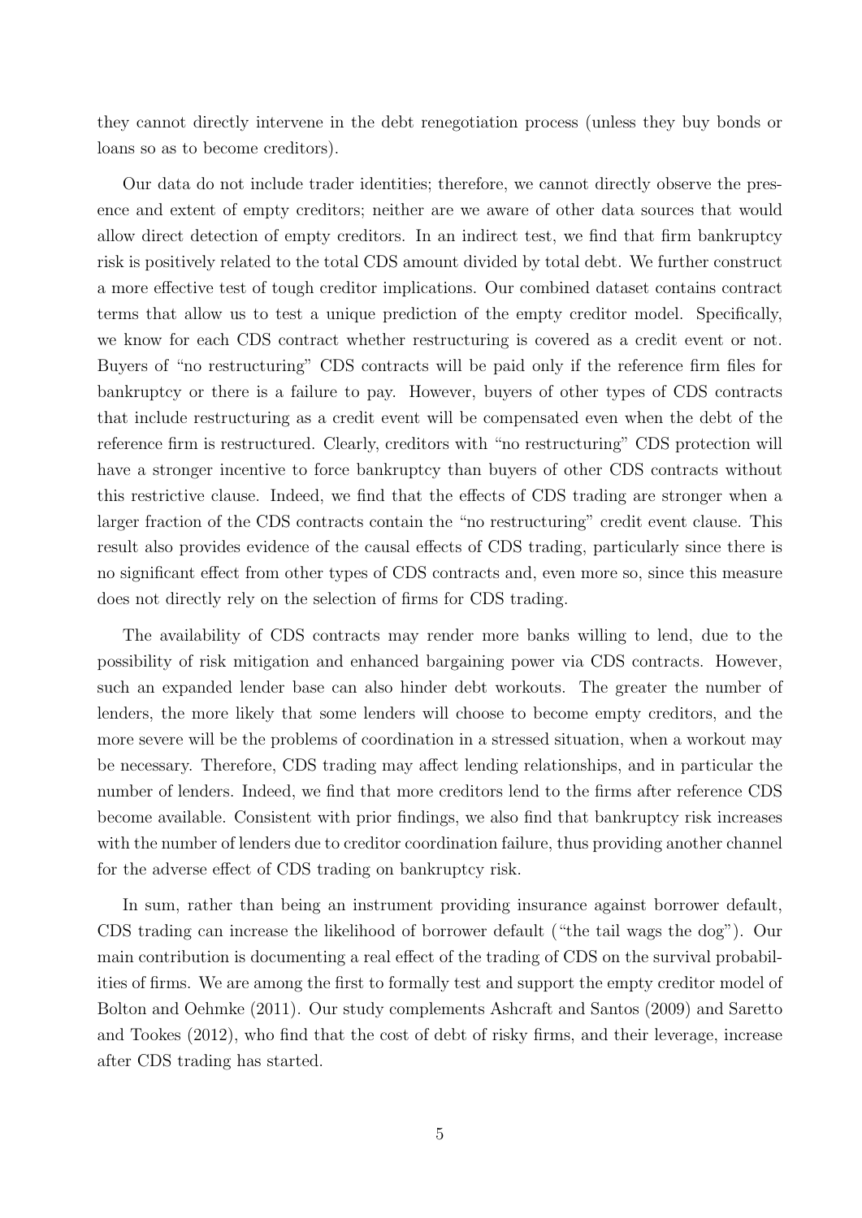they cannot directly intervene in the debt renegotiation process (unless they buy bonds or loans so as to become creditors).

Our data do not include trader identities; therefore, we cannot directly observe the presence and extent of empty creditors; neither are we aware of other data sources that would allow direct detection of empty creditors. In an indirect test, we find that firm bankruptcy risk is positively related to the total CDS amount divided by total debt. We further construct a more effective test of tough creditor implications. Our combined dataset contains contract terms that allow us to test a unique prediction of the empty creditor model. Specifically, we know for each CDS contract whether restructuring is covered as a credit event or not. Buyers of "no restructuring" CDS contracts will be paid only if the reference firm files for bankruptcy or there is a failure to pay. However, buyers of other types of CDS contracts that include restructuring as a credit event will be compensated even when the debt of the reference firm is restructured. Clearly, creditors with "no restructuring" CDS protection will have a stronger incentive to force bankruptcy than buyers of other CDS contracts without this restrictive clause. Indeed, we find that the effects of CDS trading are stronger when a larger fraction of the CDS contracts contain the "no restructuring" credit event clause. This result also provides evidence of the causal effects of CDS trading, particularly since there is no significant effect from other types of CDS contracts and, even more so, since this measure does not directly rely on the selection of firms for CDS trading.

The availability of CDS contracts may render more banks willing to lend, due to the possibility of risk mitigation and enhanced bargaining power via CDS contracts. However, such an expanded lender base can also hinder debt workouts. The greater the number of lenders, the more likely that some lenders will choose to become empty creditors, and the more severe will be the problems of coordination in a stressed situation, when a workout may be necessary. Therefore, CDS trading may affect lending relationships, and in particular the number of lenders. Indeed, we find that more creditors lend to the firms after reference CDS become available. Consistent with prior findings, we also find that bankruptcy risk increases with the number of lenders due to creditor coordination failure, thus providing another channel for the adverse effect of CDS trading on bankruptcy risk.

In sum, rather than being an instrument providing insurance against borrower default, CDS trading can increase the likelihood of borrower default ("the tail wags the dog"). Our main contribution is documenting a real effect of the trading of CDS on the survival probabilities of firms. We are among the first to formally test and support the empty creditor model of Bolton and Oehmke (2011). Our study complements Ashcraft and Santos (2009) and Saretto and Tookes (2012), who find that the cost of debt of risky firms, and their leverage, increase after CDS trading has started.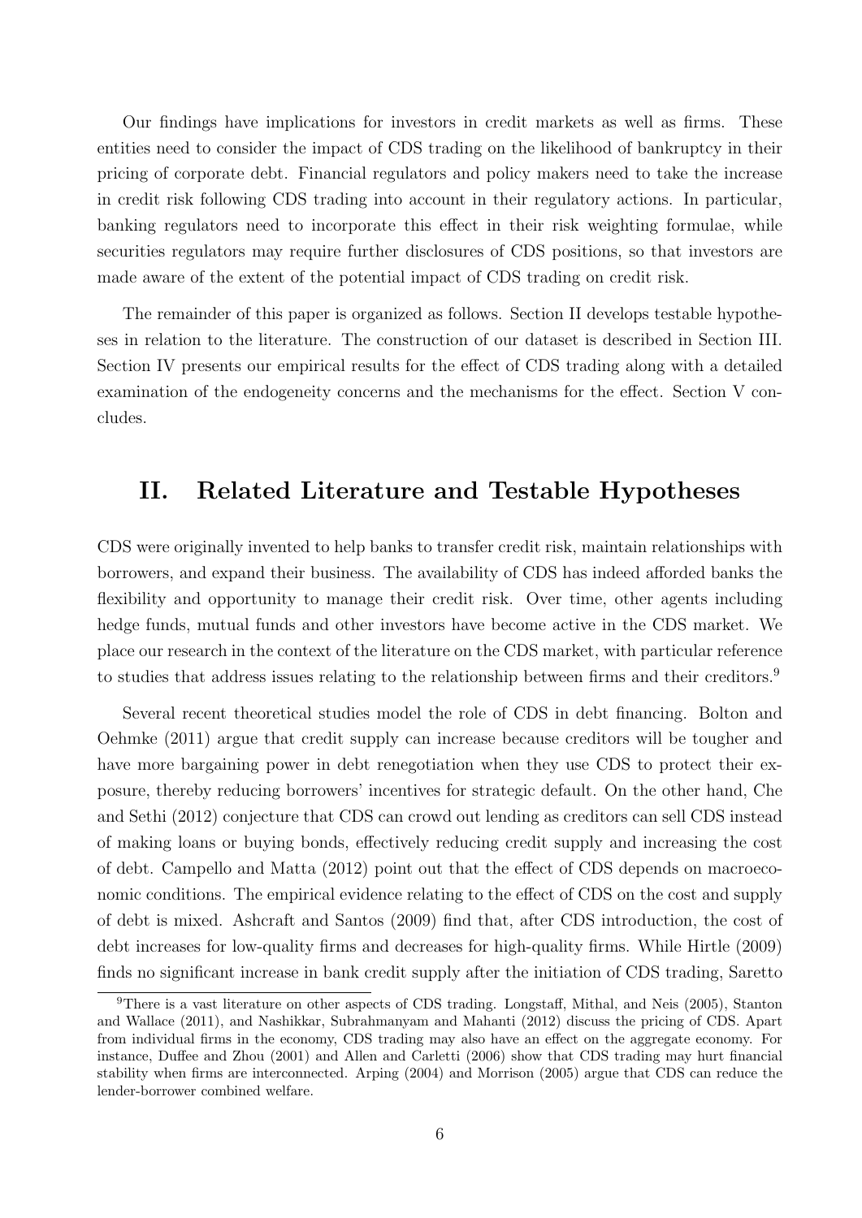Our findings have implications for investors in credit markets as well as firms. These entities need to consider the impact of CDS trading on the likelihood of bankruptcy in their pricing of corporate debt. Financial regulators and policy makers need to take the increase in credit risk following CDS trading into account in their regulatory actions. In particular, banking regulators need to incorporate this effect in their risk weighting formulae, while securities regulators may require further disclosures of CDS positions, so that investors are made aware of the extent of the potential impact of CDS trading on credit risk.

The remainder of this paper is organized as follows. Section II develops testable hypotheses in relation to the literature. The construction of our dataset is described in Section III. Section IV presents our empirical results for the effect of CDS trading along with a detailed examination of the endogeneity concerns and the mechanisms for the effect. Section V concludes.

## II. Related Literature and Testable Hypotheses

CDS were originally invented to help banks to transfer credit risk, maintain relationships with borrowers, and expand their business. The availability of CDS has indeed afforded banks the flexibility and opportunity to manage their credit risk. Over time, other agents including hedge funds, mutual funds and other investors have become active in the CDS market. We place our research in the context of the literature on the CDS market, with particular reference to studies that address issues relating to the relationship between firms and their creditors.[9]

Several recent theoretical studies model the role of CDS in debt financing. Bolton and Oehmke (2011) argue that credit supply can increase because creditors will be tougher and have more bargaining power in debt renegotiation when they use CDS to protect their exposure, thereby reducing borrowers' incentives for strategic default. On the other hand, Che and Sethi (2012) conjecture that CDS can crowd out lending as creditors can sell CDS instead of making loans or buying bonds, effectively reducing credit supply and increasing the cost of debt. Campello and Matta (2012) point out that the effect of CDS depends on macroeconomic conditions. The empirical evidence relating to the effect of CDS on the cost and supply of debt is mixed. Ashcraft and Santos (2009) find that, after CDS introduction, the cost of debt increases for low-quality firms and decreases for high-quality firms. While Hirtle (2009) finds no significant increase in bank credit supply after the initiation of CDS trading, Saretto

[9]There is a vast literature on other aspects of CDS trading. Longstaff, Mithal, and Neis (2005), Stanton and Wallace (2011), and Nashikkar, Subrahmanyam and Mahanti (2012) discuss the pricing of CDS. Apart from individual firms in the economy, CDS trading may also have an effect on the aggregate economy. For instance, Duffee and Zhou (2001) and Allen and Carletti (2006) show that CDS trading may hurt financial stability when firms are interconnected. Arping (2004) and Morrison (2005) argue that CDS can reduce the lender-borrower combined welfare.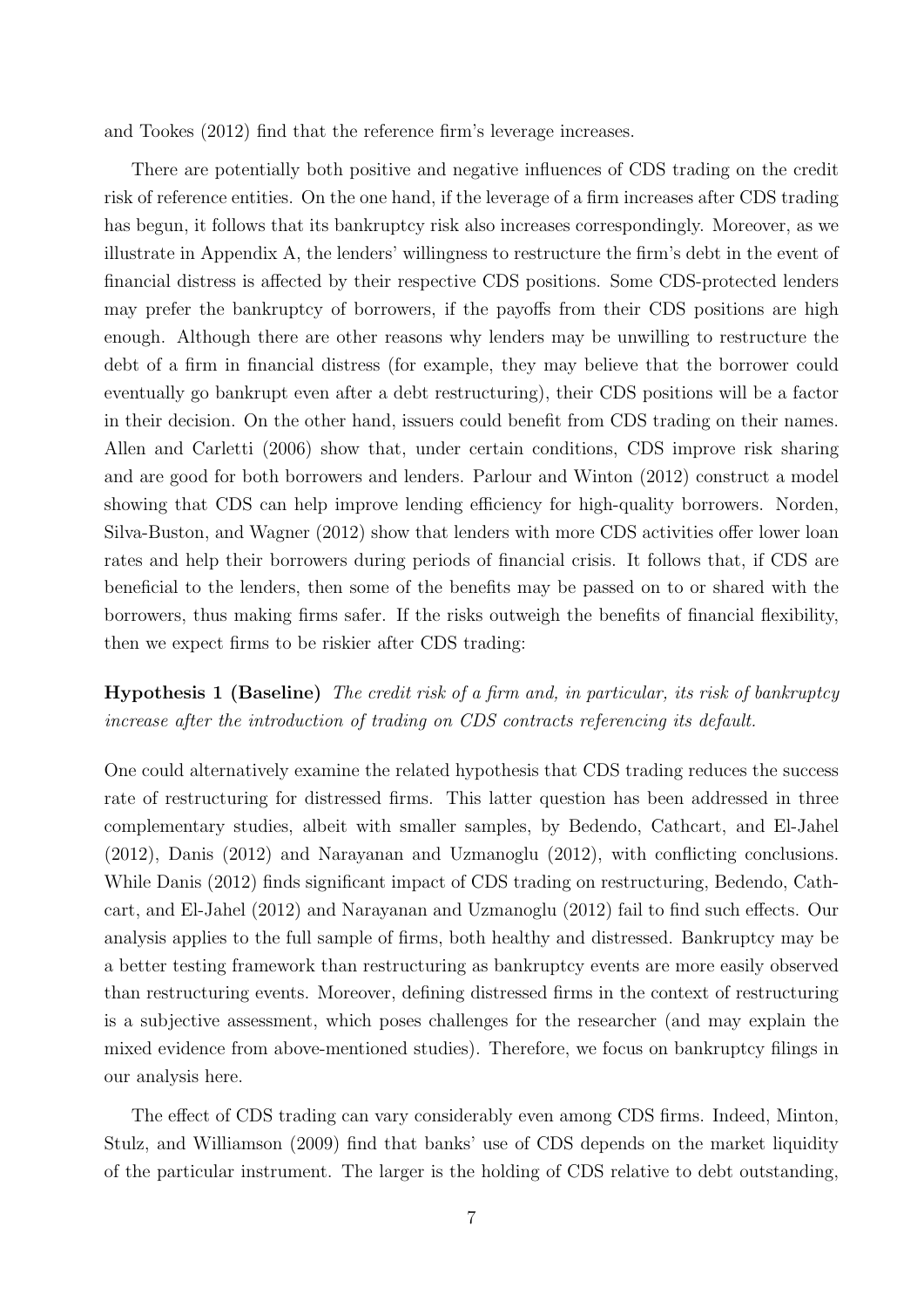and Tookes (2012) find that the reference firm's leverage increases.

There are potentially both positive and negative influences of CDS trading on the credit risk of reference entities. On the one hand, if the leverage of a firm increases after CDS trading has begun, it follows that its bankruptcy risk also increases correspondingly. Moreover, as we illustrate in Appendix A, the lenders' willingness to restructure the firm's debt in the event of financial distress is affected by their respective CDS positions. Some CDS-protected lenders may prefer the bankruptcy of borrowers, if the payoffs from their CDS positions are high enough. Although there are other reasons why lenders may be unwilling to restructure the debt of a firm in financial distress (for example, they may believe that the borrower could eventually go bankrupt even after a debt restructuring), their CDS positions will be a factor in their decision. On the other hand, issuers could benefit from CDS trading on their names. Allen and Carletti (2006) show that, under certain conditions, CDS improve risk sharing and are good for both borrowers and lenders. Parlour and Winton (2012) construct a model showing that CDS can help improve lending efficiency for high-quality borrowers. Norden, Silva-Buston, and Wagner (2012) show that lenders with more CDS activities offer lower loan rates and help their borrowers during periods of financial crisis. It follows that, if CDS are beneficial to the lenders, then some of the benefits may be passed on to or shared with the borrowers, thus making firms safer. If the risks outweigh the benefits of financial flexibility, then we expect firms to be riskier after CDS trading:

**Hypothesis 1 (Baseline)** *The credit risk of a firm and, in particular, its risk of bankruptcy increase after the introduction of trading on CDS contracts referencing its default.*

One could alternatively examine the related hypothesis that CDS trading reduces the success rate of restructuring for distressed firms. This latter question has been addressed in three complementary studies, albeit with smaller samples, by Bedendo, Cathcart, and El-Jahel (2012), Danis (2012) and Narayanan and Uzmanoglu (2012), with conflicting conclusions. While Danis (2012) finds significant impact of CDS trading on restructuring, Bedendo, Cathcart, and El-Jahel (2012) and Narayanan and Uzmanoglu (2012) fail to find such effects. Our analysis applies to the full sample of firms, both healthy and distressed. Bankruptcy may be a better testing framework than restructuring as bankruptcy events are more easily observed than restructuring events. Moreover, defining distressed firms in the context of restructuring is a subjective assessment, which poses challenges for the researcher (and may explain the mixed evidence from above-mentioned studies). Therefore, we focus on bankruptcy filings in our analysis here.

The effect of CDS trading can vary considerably even among CDS firms. Indeed, Minton, Stulz, and Williamson (2009) find that banks' use of CDS depends on the market liquidity of the particular instrument. The larger is the holding of CDS relative to debt outstanding,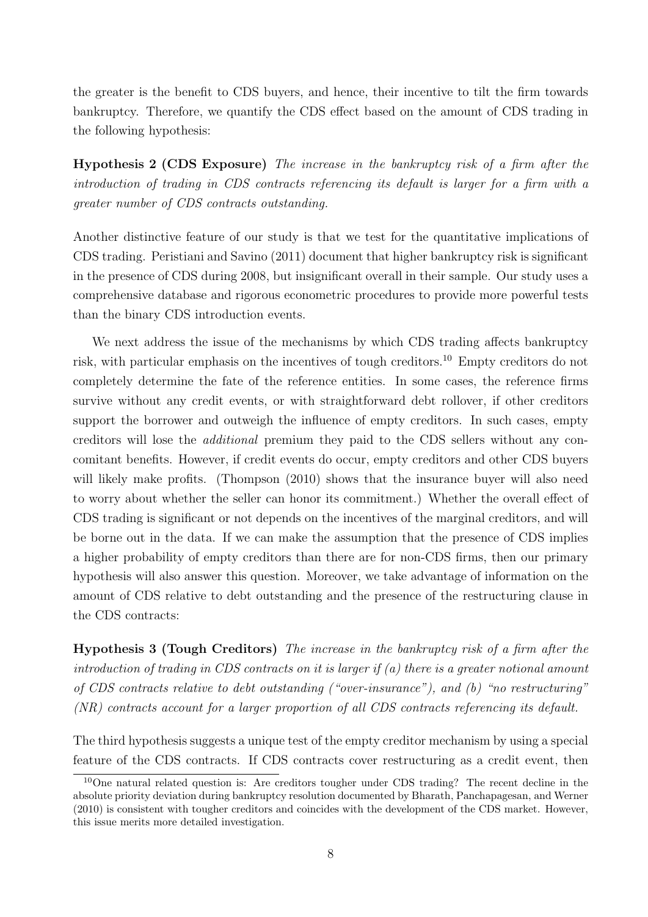the greater is the benefit to CDS buyers, and hence, their incentive to tilt the firm towards bankruptcy. Therefore, we quantify the CDS effect based on the amount of CDS trading in the following hypothesis:

**Hypothesis 2 (CDS Exposure)** *The increase in the bankruptcy risk of a firm after the introduction of trading in CDS contracts referencing its default is larger for a firm with a greater number of CDS contracts outstanding.*

Another distinctive feature of our study is that we test for the quantitative implications of CDS trading. Peristiani and Savino (2011) document that higher bankruptcy risk is significant in the presence of CDS during 2008, but insignificant overall in their sample. Our study uses a comprehensive database and rigorous econometric procedures to provide more powerful tests than the binary CDS introduction events.

We next address the issue of the mechanisms by which CDS trading affects bankruptcy risk, with particular emphasis on the incentives of tough creditors.[10] Empty creditors do not completely determine the fate of the reference entities. In some cases, the reference firms survive without any credit events, or with straightforward debt rollover, if other creditors support the borrower and outweigh the influence of empty creditors. In such cases, empty creditors will lose the *additional* premium they paid to the CDS sellers without any concomitant benefits. However, if credit events do occur, empty creditors and other CDS buyers will likely make profits. (Thompson (2010) shows that the insurance buyer will also need to worry about whether the seller can honor its commitment.) Whether the overall effect of CDS trading is significant or not depends on the incentives of the marginal creditors, and will be borne out in the data. If we can make the assumption that the presence of CDS implies a higher probability of empty creditors than there are for non-CDS firms, then our primary hypothesis will also answer this question. Moreover, we take advantage of information on the amount of CDS relative to debt outstanding and the presence of the restructuring clause in the CDS contracts:

**Hypothesis 3 (Tough Creditors)** *The increase in the bankruptcy risk of a firm after the introduction of trading in CDS contracts on it is larger if (a) there is a greater notional amount of CDS contracts relative to debt outstanding ("over-insurance"), and (b) "no restructuring" (NR) contracts account for a larger proportion of all CDS contracts referencing its default.*

The third hypothesis suggests a unique test of the empty creditor mechanism by using a special feature of the CDS contracts. If CDS contracts cover restructuring as a credit event, then

[10] One natural related question is: Are creditors tougher under CDS trading? The recent decline in the absolute priority deviation during bankruptcy resolution documented by Bharath, Panchapagesan, and Werner (2010) is consistent with tougher creditors and coincides with the development of the CDS market. However, this issue merits more detailed investigation.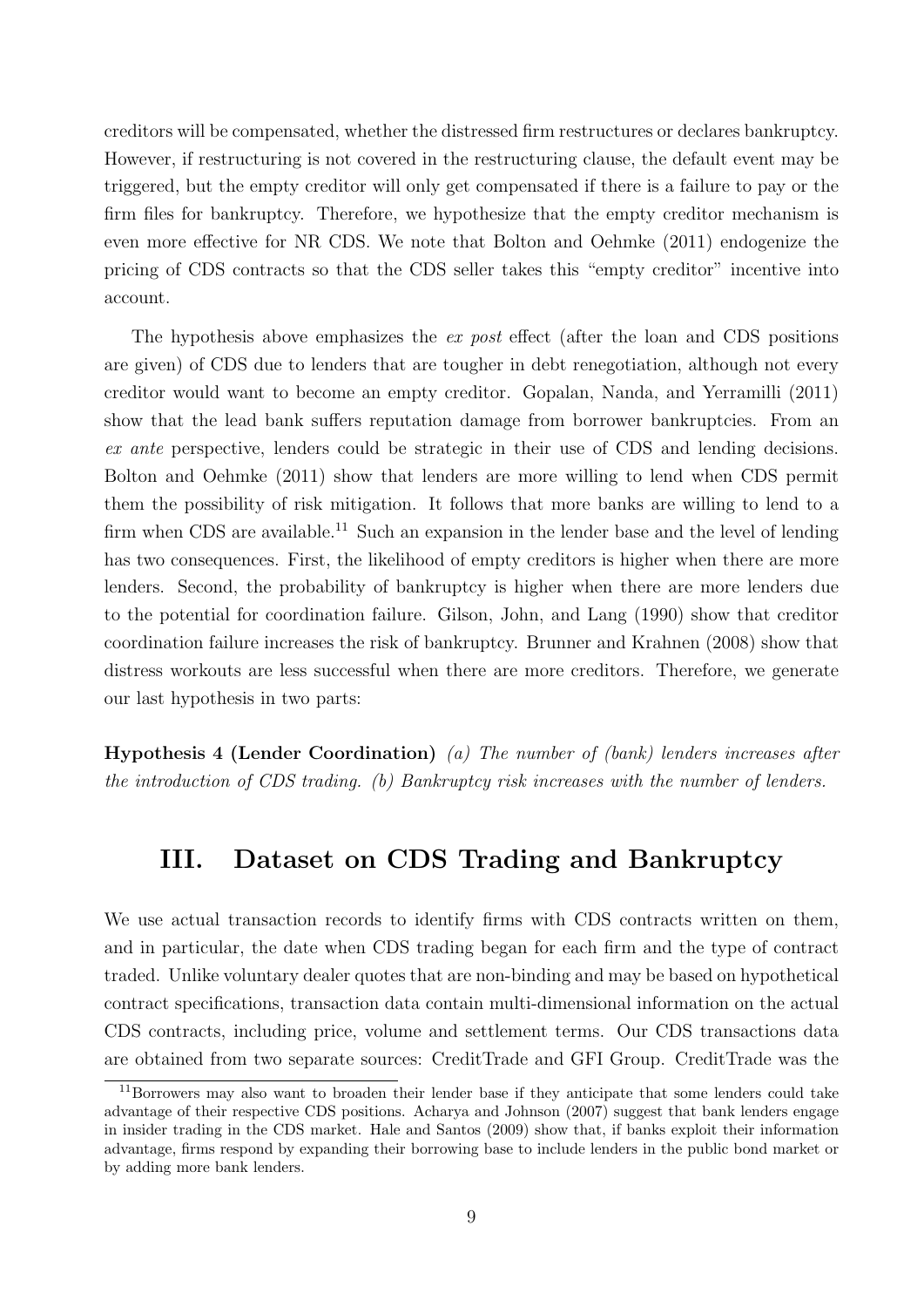creditors will be compensated, whether the distressed firm restructures or declares bankruptcy. However, if restructuring is not covered in the restructuring clause, the default event may be triggered, but the empty creditor will only get compensated if there is a failure to pay or the firm files for bankruptcy. Therefore, we hypothesize that the empty creditor mechanism is even more effective for NR CDS. We note that Bolton and Oehmke (2011) endogenize the pricing of CDS contracts so that the CDS seller takes this "empty creditor" incentive into account.

The hypothesis above emphasizes the *ex post* effect (after the loan and CDS positions are given) of CDS due to lenders that are tougher in debt renegotiation, although not every creditor would want to become an empty creditor. Gopalan, Nanda, and Yerramilli (2011) show that the lead bank suffers reputation damage from borrower bankruptcies. From an *ex ante* perspective, lenders could be strategic in their use of CDS and lending decisions. Bolton and Oehmke (2011) show that lenders are more willing to lend when CDS permit them the possibility of risk mitigation. It follows that more banks are willing to lend to a firm when CDS are available.[11] Such an expansion in the lender base and the level of lending has two consequences. First, the likelihood of empty creditors is higher when there are more lenders. Second, the probability of bankruptcy is higher when there are more lenders due to the potential for coordination failure. Gilson, John, and Lang (1990) show that creditor coordination failure increases the risk of bankruptcy. Brunner and Krahnen (2008) show that distress workouts are less successful when there are more creditors. Therefore, we generate our last hypothesis in two parts:

**Hypothesis 4 (Lender Coordination)** *(a) The number of (bank) lenders increases after the introduction of CDS trading. (b) Bankruptcy risk increases with the number of lenders.*

# III. Dataset on CDS Trading and Bankruptcy

We use actual transaction records to identify firms with CDS contracts written on them, and in particular, the date when CDS trading began for each firm and the type of contract traded. Unlike voluntary dealer quotes that are non-binding and may be based on hypothetical contract specifications, transaction data contain multi-dimensional information on the actual CDS contracts, including price, volume and settlement terms. Our CDS transactions data are obtained from two separate sources: CreditTrade and GFI Group. CreditTrade was the

[11] Borrowers may also want to broaden their lender base if they anticipate that some lenders could take advantage of their respective CDS positions. Acharya and Johnson (2007) suggest that bank lenders engage in insider trading in the CDS market. Hale and Santos (2009) show that, if banks exploit their information advantage, firms respond by expanding their borrowing base to include lenders in the public bond market or by adding more bank lenders.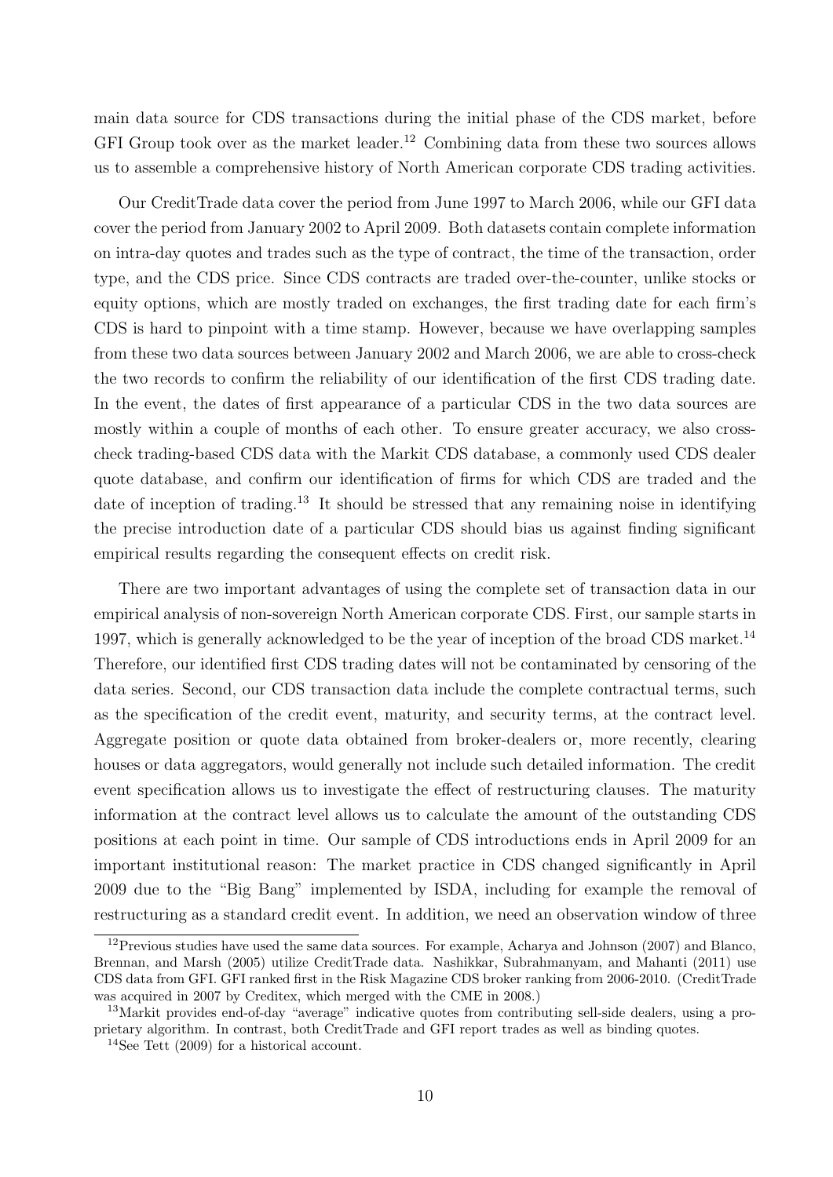main data source for CDS transactions during the initial phase of the CDS market, before GFI Group took over as the market leader.[12] Combining data from these two sources allows us to assemble a comprehensive history of North American corporate CDS trading activities.

Our CreditTrade data cover the period from June 1997 to March 2006, while our GFI data cover the period from January 2002 to April 2009. Both datasets contain complete information on intra-day quotes and trades such as the type of contract, the time of the transaction, order type, and the CDS price. Since CDS contracts are traded over-the-counter, unlike stocks or equity options, which are mostly traded on exchanges, the first trading date for each firm's CDS is hard to pinpoint with a time stamp. However, because we have overlapping samples from these two data sources between January 2002 and March 2006, we are able to cross-check the two records to confirm the reliability of our identification of the first CDS trading date. In the event, the dates of first appearance of a particular CDS in the two data sources are mostly within a couple of months of each other. To ensure greater accuracy, we also cross-check trading-based CDS data with the Markit CDS database, a commonly used CDS dealer quote database, and confirm our identification of firms for which CDS are traded and the date of inception of trading.[13] It should be stressed that any remaining noise in identifying the precise introduction date of a particular CDS should bias us against finding significant empirical results regarding the consequent effects on credit risk.

There are two important advantages of using the complete set of transaction data in our empirical analysis of non-sovereign North American corporate CDS. First, our sample starts in 1997, which is generally acknowledged to be the year of inception of the broad CDS market.[14] Therefore, our identified first CDS trading dates will not be contaminated by censoring of the data series. Second, our CDS transaction data include the complete contractual terms, such as the specification of the credit event, maturity, and security terms, at the contract level. Aggregate position or quote data obtained from broker-dealers or, more recently, clearing houses or data aggregators, would generally not include such detailed information. The credit event specification allows us to investigate the effect of restructuring clauses. The maturity information at the contract level allows us to calculate the amount of the outstanding CDS positions at each point in time. Our sample of CDS introductions ends in April 2009 for an important institutional reason: The market practice in CDS changed significantly in April 2009 due to the "Big Bang" implemented by ISDA, including for example the removal of restructuring as a standard credit event. In addition, we need an observation window of three

[12] Previous studies have used the same data sources. For example, Acharya and Johnson (2007) and Blanco, Brennan, and Marsh (2005) utilize CreditTrade data. Nashikkar, Subrahmanyam, and Mahanti (2011) use CDS data from GFI. GFI ranked first in the Risk Magazine CDS broker ranking from 2006-2010. (CreditTrade was acquired in 2007 by Creditex, which merged with the CME in 2008.)

[13] Markit provides end-of-day "average" indicative quotes from contributing sell-side dealers, using a proprietary algorithm. In contrast, both CreditTrade and GFI report trades as well as binding quotes.

[14] See Tett (2009) for a historical account.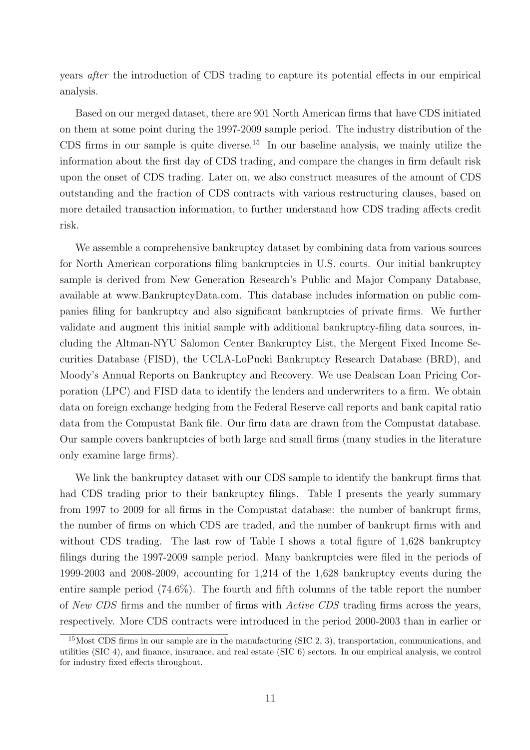years *after* the introduction of CDS trading to capture its potential effects in our empirical analysis.

Based on our merged dataset, there are 901 North American firms that have CDS initiated on them at some point during the 1997-2009 sample period. The industry distribution of the CDS firms in our sample is quite diverse.[15] In our baseline analysis, we mainly utilize the information about the first day of CDS trading, and compare the changes in firm default risk upon the onset of CDS trading. Later on, we also construct measures of the amount of CDS outstanding and the fraction of CDS contracts with various restructuring clauses, based on more detailed transaction information, to further understand how CDS trading affects credit risk.

We assemble a comprehensive bankruptcy dataset by combining data from various sources for North American corporations filing bankruptcies in U.S. courts. Our initial bankruptcy sample is derived from New Generation Research's Public and Major Company Database, available at www.BankruptcyData.com. This database includes information on public companies filing for bankruptcy and also significant bankruptcies of private firms. We further validate and augment this initial sample with additional bankruptcy-filing data sources, including the Altman-NYU Salomon Center Bankruptcy List, the Mergent Fixed Income Securities Database (FISD), the UCLA-LoPucki Bankruptcy Research Database (BRD), and Moody's Annual Reports on Bankruptcy and Recovery. We use Dealscan Loan Pricing Corporation (LPC) and FISD data to identify the lenders and underwriters to a firm. We obtain data on foreign exchange hedging from the Federal Reserve call reports and bank capital ratio data from the Compustat Bank file. Our firm data are drawn from the Compustat database. Our sample covers bankruptcies of both large and small firms (many studies in the literature only examine large firms).

We link the bankruptcy dataset with our CDS sample to identify the bankrupt firms that had CDS trading prior to their bankruptcy filings. Table I presents the yearly summary from 1997 to 2009 for all firms in the Compustat database: the number of bankrupt firms, the number of firms on which CDS are traded, and the number of bankrupt firms with and without CDS trading. The last row of Table I shows a total figure of 1,628 bankruptcy filings during the 1997-2009 sample period. Many bankruptcies were filed in the periods of 1999-2003 and 2008-2009, accounting for 1,214 of the 1,628 bankruptcy events during the entire sample period (74.6%). The fourth and fifth columns of the table report the number of *New CDS* firms and the number of firms with *Active CDS* trading firms across the years, respectively. More CDS contracts were introduced in the period 2000-2003 than in earlier or

[15] Most CDS firms in our sample are in the manufacturing (SIC 2, 3), transportation, communications, and utilities (SIC 4), and finance, insurance, and real estate (SIC 6) sectors. In our empirical analysis, we control for industry fixed effects throughout.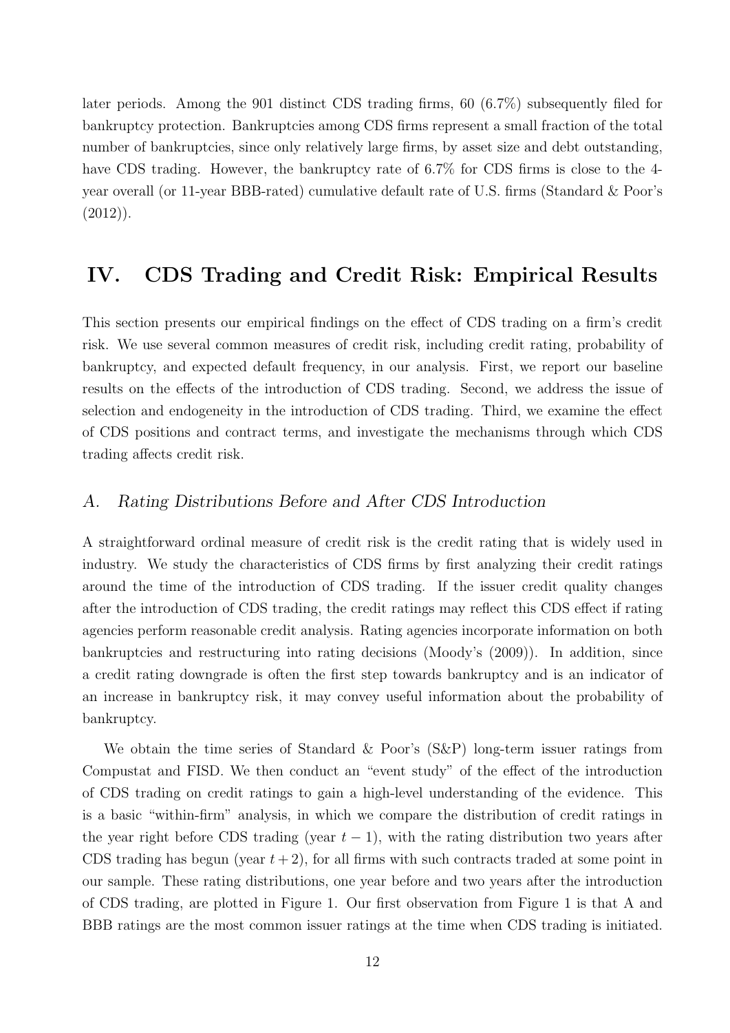later periods. Among the 901 distinct CDS trading firms, 60 (6.7%) subsequently filed for bankruptcy protection. Bankruptcies among CDS firms represent a small fraction of the total number of bankruptcies, since only relatively large firms, by asset size and debt outstanding, have CDS trading. However, the bankruptcy rate of 6.7% for CDS firms is close to the 4-year overall (or 11-year BBB-rated) cumulative default rate of U.S. firms (Standard & Poor's (2012)).

# IV. CDS Trading and Credit Risk: Empirical Results

This section presents our empirical findings on the effect of CDS trading on a firm's credit risk. We use several common measures of credit risk, including credit rating, probability of bankruptcy, and expected default frequency, in our analysis. First, we report our baseline results on the effects of the introduction of CDS trading. Second, we address the issue of selection and endogeneity in the introduction of CDS trading. Third, we examine the effect of CDS positions and contract terms, and investigate the mechanisms through which CDS trading affects credit risk.

## *A. Rating Distributions Before and After CDS Introduction*

A straightforward ordinal measure of credit risk is the credit rating that is widely used in industry. We study the characteristics of CDS firms by first analyzing their credit ratings around the time of the introduction of CDS trading. If the issuer credit quality changes after the introduction of CDS trading, the credit ratings may reflect this CDS effect if rating agencies perform reasonable credit analysis. Rating agencies incorporate information on both bankruptcies and restructuring into rating decisions (Moody's (2009)). In addition, since a credit rating downgrade is often the first step towards bankruptcy and is an indicator of an increase in bankruptcy risk, it may convey useful information about the probability of bankruptcy.

We obtain the time series of Standard & Poor's (S&P) long-term issuer ratings from Compustat and FISD. We then conduct an "event study" of the effect of the introduction of CDS trading on credit ratings to gain a high-level understanding of the evidence. This is a basic "within-firm" analysis, in which we compare the distribution of credit ratings in the year right before CDS trading (year $t-1$), with the rating distribution two years after CDS trading has begun (year $t+2$), for all firms with such contracts traded at some point in our sample. These rating distributions, one year before and two years after the introduction of CDS trading, are plotted in Figure 1. Our first observation from Figure 1 is that A and BBB ratings are the most common issuer ratings at the time when CDS trading is initiated.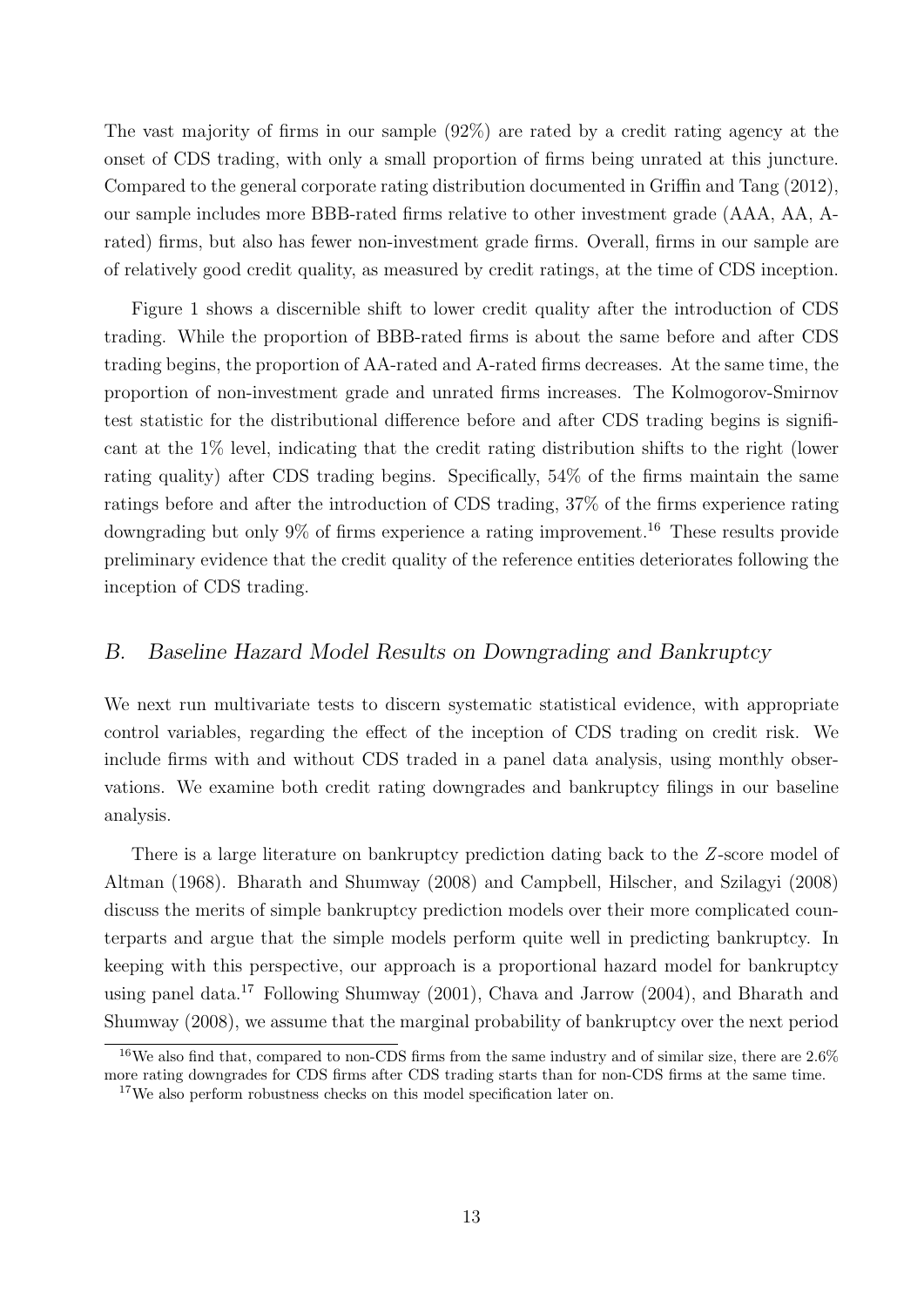The vast majority of firms in our sample (92%) are rated by a credit rating agency at the onset of CDS trading, with only a small proportion of firms being unrated at this juncture. Compared to the general corporate rating distribution documented in Griffin and Tang (2012), our sample includes more BBB-rated firms relative to other investment grade (AAA, AA, A-rated) firms, but also has fewer non-investment grade firms. Overall, firms in our sample are of relatively good credit quality, as measured by credit ratings, at the time of CDS inception.

Figure 1 shows a discernible shift to lower credit quality after the introduction of CDS trading. While the proportion of BBB-rated firms is about the same before and after CDS trading begins, the proportion of AA-rated and A-rated firms decreases. At the same time, the proportion of non-investment grade and unrated firms increases. The Kolmogorov-Smirnov test statistic for the distributional difference before and after CDS trading begins is significant at the 1% level, indicating that the credit rating distribution shifts to the right (lower rating quality) after CDS trading begins. Specifically, 54% of the firms maintain the same ratings before and after the introduction of CDS trading, 37% of the firms experience rating downgrading but only 9% of firms experience a rating improvement.[16] These results provide preliminary evidence that the credit quality of the reference entities deteriorates following the inception of CDS trading.

## B. *Baseline Hazard Model Results on Downgrading and Bankruptcy*

We next run multivariate tests to discern systematic statistical evidence, with appropriate control variables, regarding the effect of the inception of CDS trading on credit risk. We include firms with and without CDS traded in a panel data analysis, using monthly observations. We examine both credit rating downgrades and bankruptcy filings in our baseline analysis.

There is a large literature on bankruptcy prediction dating back to the $Z$-score model of Altman (1968). Bharath and Shumway (2008) and Campbell, Hilscher, and Szilagyi (2008) discuss the merits of simple bankruptcy prediction models over their more complicated counterparts and argue that the simple models perform quite well in predicting bankruptcy. In keeping with this perspective, our approach is a proportional hazard model for bankruptcy using panel data.[17] Following Shumway (2001), Chava and Jarrow (2004), and Bharath and Shumway (2008), we assume that the marginal probability of bankruptcy over the next period

[16] We also find that, compared to non-CDS firms from the same industry and of similar size, there are 2.6% more rating downgrades for CDS firms after CDS trading starts than for non-CDS firms at the same time.

[17] We also perform robustness checks on this model specification later on.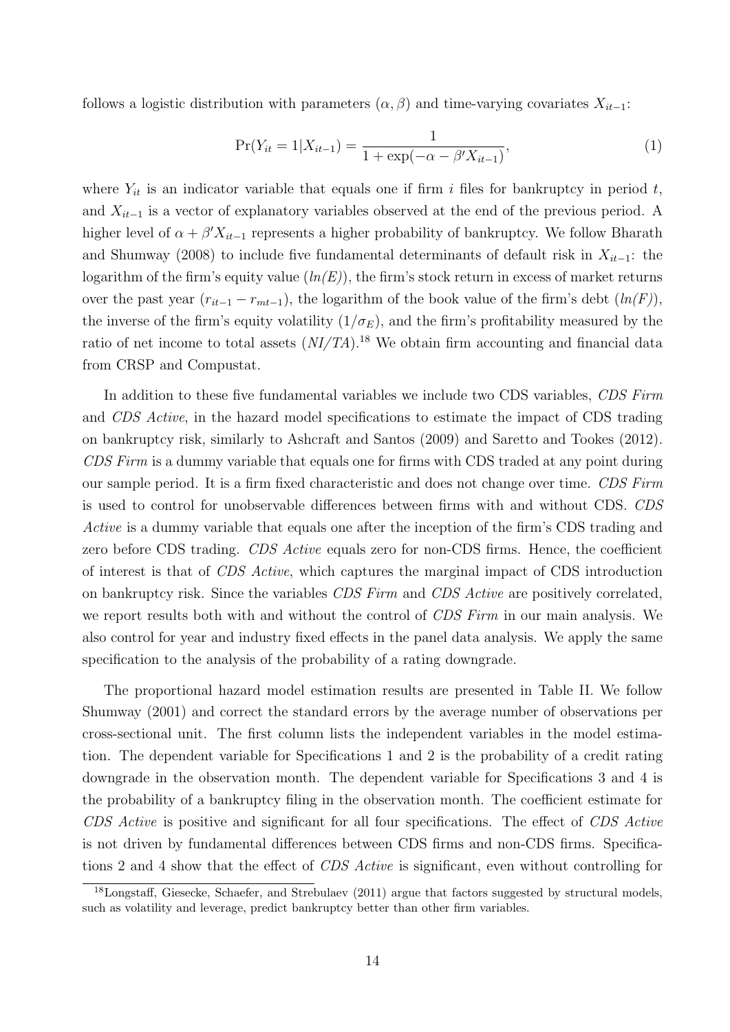follows a logistic distribution with parameters $(\alpha, \beta)$ and time-varying covariates $X_{it-1}$:

$$\Pr(Y_{it} = 1|X_{it-1}) = \frac{1}{1 + \exp(-\alpha - \beta' X_{it-1})}, \tag{1}$$

where $Y_{it}$ is an indicator variable that equals one if firm $i$ files for bankruptcy in period $t$, and $X_{it-1}$ is a vector of explanatory variables observed at the end of the previous period. A higher level of $\alpha + \beta' X_{it-1}$ represents a higher probability of bankruptcy. We follow Bharath and Shumway (2008) to include five fundamental determinants of default risk in $X_{it-1}$: the logarithm of the firm's equity value ($ln(E)$), the firm's stock return in excess of market returns over the past year ($r_{it-1} - r_{mt-1}$), the logarithm of the book value of the firm's debt ($ln(F)$), the inverse of the firm's equity volatility ($1/\sigma_E$), and the firm's profitability measured by the ratio of net income to total assets (*NI/TA*).[18] We obtain firm accounting and financial data from CRSP and Compustat.

In addition to these five fundamental variables we include two CDS variables, *CDS Firm* and *CDS Active*, in the hazard model specifications to estimate the impact of CDS trading on bankruptcy risk, similarly to Ashcraft and Santos (2009) and Saretto and Tookes (2012). *CDS Firm* is a dummy variable that equals one for firms with CDS traded at any point during our sample period. It is a firm fixed characteristic and does not change over time. *CDS Firm* is used to control for unobservable differences between firms with and without CDS. *CDS Active* is a dummy variable that equals one after the inception of the firm's CDS trading and zero before CDS trading. *CDS Active* equals zero for non-CDS firms. Hence, the coefficient of interest is that of *CDS Active*, which captures the marginal impact of CDS introduction on bankruptcy risk. Since the variables *CDS Firm* and *CDS Active* are positively correlated, we report results both with and without the control of *CDS Firm* in our main analysis. We also control for year and industry fixed effects in the panel data analysis. We apply the same specification to the analysis of the probability of a rating downgrade.

The proportional hazard model estimation results are presented in Table II. We follow Shumway (2001) and correct the standard errors by the average number of observations per cross-sectional unit. The first column lists the independent variables in the model estimation. The dependent variable for Specifications 1 and 2 is the probability of a credit rating downgrade in the observation month. The dependent variable for Specifications 3 and 4 is the probability of a bankruptcy filing in the observation month. The coefficient estimate for *CDS Active* is positive and significant for all four specifications. The effect of *CDS Active* is not driven by fundamental differences between CDS firms and non-CDS firms. Specifications 2 and 4 show that the effect of *CDS Active* is significant, even without controlling for

[18] Longstaff, Giesecke, Schaefer, and Strebulaev (2011) argue that factors suggested by structural models, such as volatility and leverage, predict bankruptcy better than other firm variables.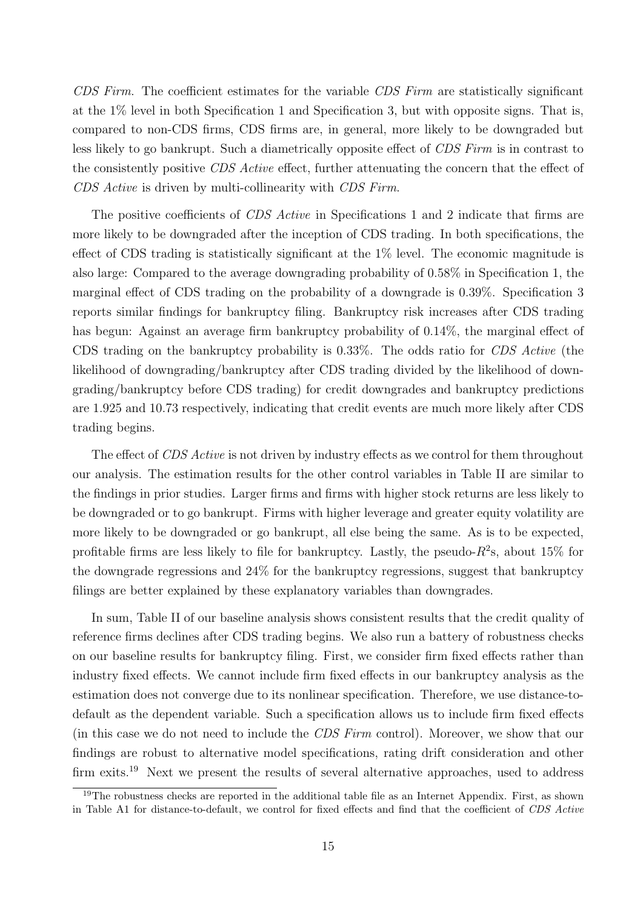*CDS Firm*. The coefficient estimates for the variable *CDS Firm* are statistically significant at the 1% level in both Specification 1 and Specification 3, but with opposite signs. That is, compared to non-CDS firms, CDS firms are, in general, more likely to be downgraded but less likely to go bankrupt. Such a diametrically opposite effect of *CDS Firm* is in contrast to the consistently positive *CDS Active* effect, further attenuating the concern that the effect of *CDS Active* is driven by multi-collinearity with *CDS Firm*.

The positive coefficients of *CDS Active* in Specifications 1 and 2 indicate that firms are more likely to be downgraded after the inception of CDS trading. In both specifications, the effect of CDS trading is statistically significant at the 1% level. The economic magnitude is also large: Compared to the average downgrading probability of 0.58% in Specification 1, the marginal effect of CDS trading on the probability of a downgrade is 0.39%. Specification 3 reports similar findings for bankruptcy filing. Bankruptcy risk increases after CDS trading has begun: Against an average firm bankruptcy probability of 0.14%, the marginal effect of CDS trading on the bankruptcy probability is 0.33%. The odds ratio for *CDS Active* (the likelihood of downgrading/bankruptcy after CDS trading divided by the likelihood of downgrading/bankruptcy before CDS trading) for credit downgrades and bankruptcy predictions are 1.925 and 10.73 respectively, indicating that credit events are much more likely after CDS trading begins.

The effect of *CDS Active* is not driven by industry effects as we control for them throughout our analysis. The estimation results for the other control variables in Table II are similar to the findings in prior studies. Larger firms and firms with higher stock returns are less likely to be downgraded or to go bankrupt. Firms with higher leverage and greater equity volatility are more likely to be downgraded or go bankrupt, all else being the same. As is to be expected, profitable firms are less likely to file for bankruptcy. Lastly, the pseudo-$R^2$s, about 15% for the downgrade regressions and 24% for the bankruptcy regressions, suggest that bankruptcy filings are better explained by these explanatory variables than downgrades.

In sum, Table II of our baseline analysis shows consistent results that the credit quality of reference firms declines after CDS trading begins. We also run a battery of robustness checks on our baseline results for bankruptcy filing. First, we consider firm fixed effects rather than industry fixed effects. We cannot include firm fixed effects in our bankruptcy analysis as the estimation does not converge due to its nonlinear specification. Therefore, we use distance-to-default as the dependent variable. Such a specification allows us to include firm fixed effects (in this case we do not need to include the *CDS Firm* control). Moreover, we show that our findings are robust to alternative model specifications, rating drift consideration and other firm exits.[19] Next we present the results of several alternative approaches, used to address

[19]The robustness checks are reported in the additional table file as an Internet Appendix. First, as shown in Table A1 for distance-to-default, we control for fixed effects and find that the coefficient of *CDS Active*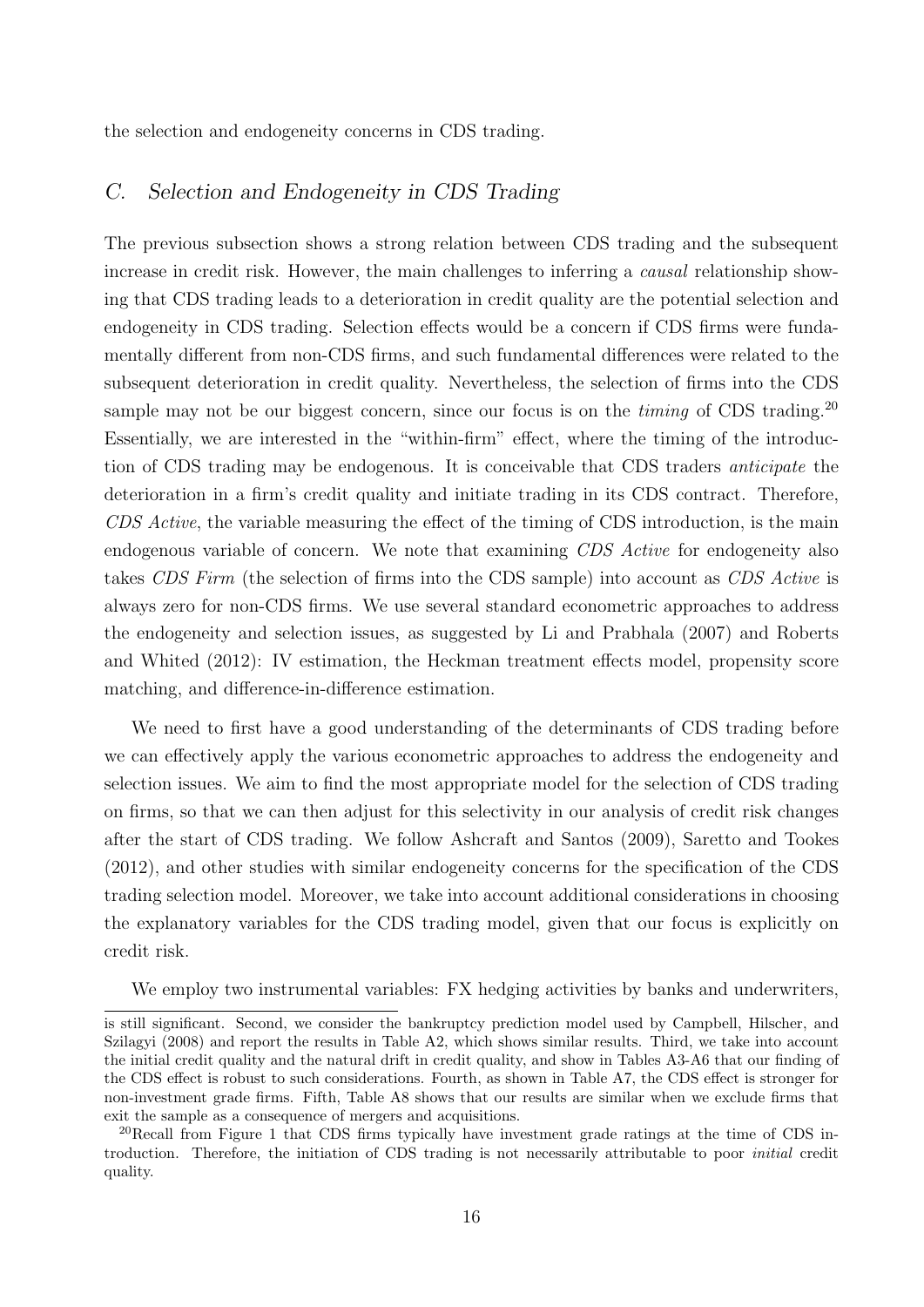the selection and endogeneity concerns in CDS trading.

## C. *Selection and Endogeneity in CDS Trading*

The previous subsection shows a strong relation between CDS trading and the subsequent increase in credit risk. However, the main challenges to inferring a *causal* relationship showing that CDS trading leads to a deterioration in credit quality are the potential selection and endogeneity in CDS trading. Selection effects would be a concern if CDS firms were fundamentally different from non-CDS firms, and such fundamental differences were related to the subsequent deterioration in credit quality. Nevertheless, the selection of firms into the CDS sample may not be our biggest concern, since our focus is on the *timing* of CDS trading.[20] Essentially, we are interested in the "within-firm" effect, where the timing of the introduction of CDS trading may be endogenous. It is conceivable that CDS traders *anticipate* the deterioration in a firm's credit quality and initiate trading in its CDS contract. Therefore, *CDS Active*, the variable measuring the effect of the timing of CDS introduction, is the main endogenous variable of concern. We note that examining *CDS Active* for endogeneity also takes *CDS Firm* (the selection of firms into the CDS sample) into account as *CDS Active* is always zero for non-CDS firms. We use several standard econometric approaches to address the endogeneity and selection issues, as suggested by Li and Prabhala (2007) and Roberts and Whited (2012): IV estimation, the Heckman treatment effects model, propensity score matching, and difference-in-difference estimation.

We need to first have a good understanding of the determinants of CDS trading before we can effectively apply the various econometric approaches to address the endogeneity and selection issues. We aim to find the most appropriate model for the selection of CDS trading on firms, so that we can then adjust for this selectivity in our analysis of credit risk changes after the start of CDS trading. We follow Ashcraft and Santos (2009), Saretto and Tookes (2012), and other studies with similar endogeneity concerns for the specification of the CDS trading selection model. Moreover, we take into account additional considerations in choosing the explanatory variables for the CDS trading model, given that our focus is explicitly on credit risk.

We employ two instrumental variables: FX hedging activities by banks and underwriters,

is still significant. Second, we consider the bankruptcy prediction model used by Campbell, Hilscher, and Szilagyi (2008) and report the results in Table A2, which shows similar results. Third, we take into account the initial credit quality and the natural drift in credit quality, and show in Tables A3-A6 that our finding of the CDS effect is robust to such considerations. Fourth, as shown in Table A7, the CDS effect is stronger for non-investment grade firms. Fifth, Table A8 shows that our results are similar when we exclude firms that exit the sample as a consequence of mergers and acquisitions.

[20] Recall from Figure 1 that CDS firms typically have investment grade ratings at the time of CDS introduction. Therefore, the initiation of CDS trading is not necessarily attributable to poor *initial* credit quality.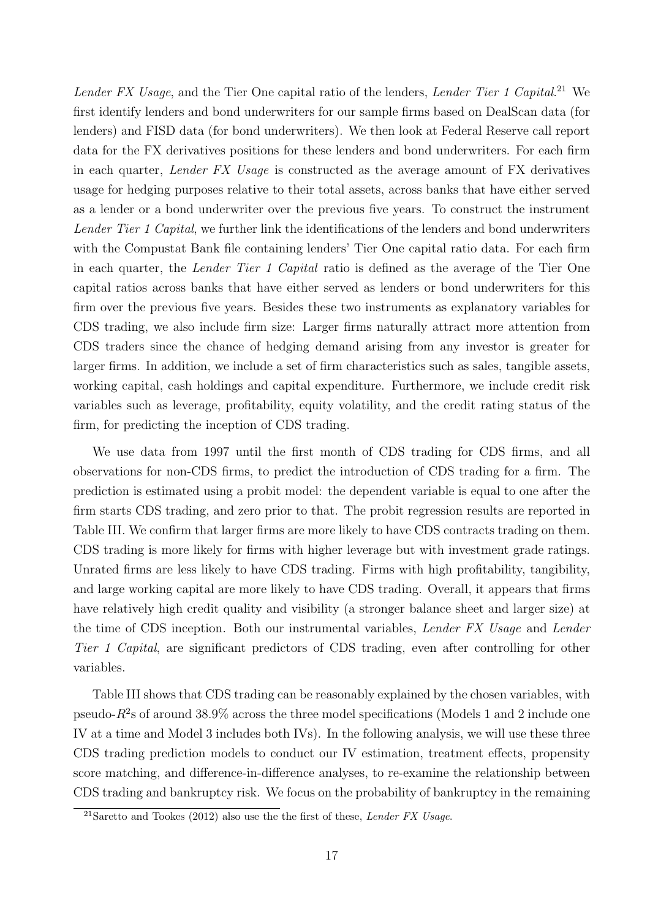*Lender FX Usage*, and the Tier One capital ratio of the lenders, *Lender Tier 1 Capital*.[21] We first identify lenders and bond underwriters for our sample firms based on DealScan data (for lenders) and FISD data (for bond underwriters). We then look at Federal Reserve call report data for the FX derivatives positions for these lenders and bond underwriters. For each firm in each quarter, *Lender FX Usage* is constructed as the average amount of FX derivatives usage for hedging purposes relative to their total assets, across banks that have either served as a lender or a bond underwriter over the previous five years. To construct the instrument *Lender Tier 1 Capital*, we further link the identifications of the lenders and bond underwriters with the Compustat Bank file containing lenders' Tier One capital ratio data. For each firm in each quarter, the *Lender Tier 1 Capital* ratio is defined as the average of the Tier One capital ratios across banks that have either served as lenders or bond underwriters for this firm over the previous five years. Besides these two instruments as explanatory variables for CDS trading, we also include firm size: Larger firms naturally attract more attention from CDS traders since the chance of hedging demand arising from any investor is greater for larger firms. In addition, we include a set of firm characteristics such as sales, tangible assets, working capital, cash holdings and capital expenditure. Furthermore, we include credit risk variables such as leverage, profitability, equity volatility, and the credit rating status of the firm, for predicting the inception of CDS trading.

We use data from 1997 until the first month of CDS trading for CDS firms, and all observations for non-CDS firms, to predict the introduction of CDS trading for a firm. The prediction is estimated using a probit model: the dependent variable is equal to one after the firm starts CDS trading, and zero prior to that. The probit regression results are reported in Table III. We confirm that larger firms are more likely to have CDS contracts trading on them. CDS trading is more likely for firms with higher leverage but with investment grade ratings. Unrated firms are less likely to have CDS trading. Firms with high profitability, tangibility, and large working capital are more likely to have CDS trading. Overall, it appears that firms have relatively high credit quality and visibility (a stronger balance sheet and larger size) at the time of CDS inception. Both our instrumental variables, *Lender FX Usage* and *Lender Tier 1 Capital*, are significant predictors of CDS trading, even after controlling for other variables.

Table III shows that CDS trading can be reasonably explained by the chosen variables, with pseudo-$R^2$s of around 38.9% across the three model specifications (Models 1 and 2 include one IV at a time and Model 3 includes both IVs). In the following analysis, we will use these three CDS trading prediction models to conduct our IV estimation, treatment effects, propensity score matching, and difference-in-difference analyses, to re-examine the relationship between CDS trading and bankruptcy risk. We focus on the probability of bankruptcy in the remaining

[21] Saretto and Tookes (2012) also use the the first of these, *Lender FX Usage*.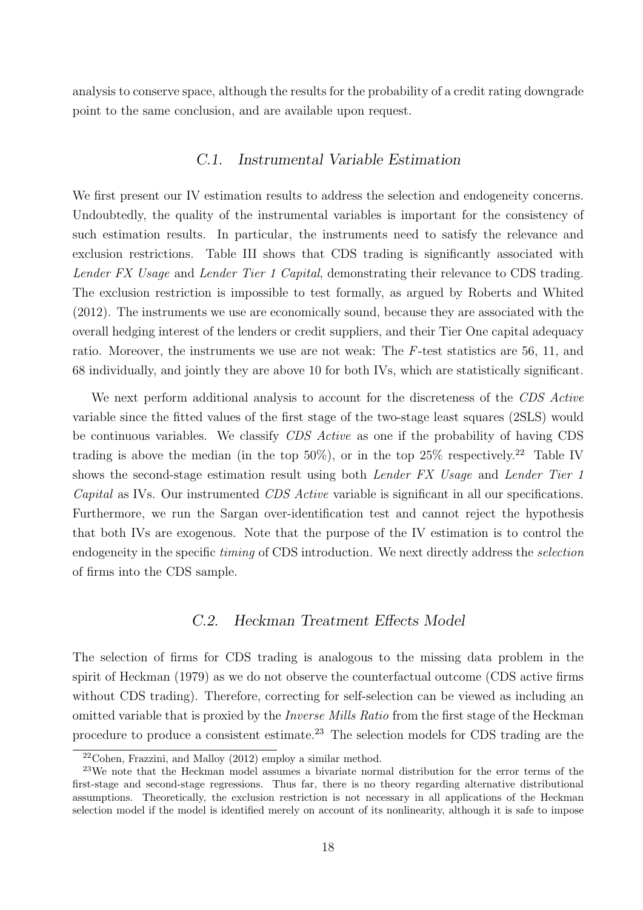analysis to conserve space, although the results for the probability of a credit rating downgrade point to the same conclusion, and are available upon request.

### *C.1. Instrumental Variable Estimation*

We first present our IV estimation results to address the selection and endogeneity concerns. Undoubtedly, the quality of the instrumental variables is important for the consistency of such estimation results. In particular, the instruments need to satisfy the relevance and exclusion restrictions. Table III shows that CDS trading is significantly associated with *Lender FX Usage* and *Lender Tier 1 Capital*, demonstrating their relevance to CDS trading. The exclusion restriction is impossible to test formally, as argued by Roberts and Whited (2012). The instruments we use are economically sound, because they are associated with the overall hedging interest of the lenders or credit suppliers, and their Tier One capital adequacy ratio. Moreover, the instruments we use are not weak: The $F$-test statistics are 56, 11, and 68 individually, and jointly they are above 10 for both IVs, which are statistically significant.

We next perform additional analysis to account for the discreteness of the *CDS Active* variable since the fitted values of the first stage of the two-stage least squares (2SLS) would be continuous variables. We classify *CDS Active* as one if the probability of having CDS trading is above the median (in the top 50%), or in the top 25% respectively.[22] Table IV shows the second-stage estimation result using both *Lender FX Usage* and *Lender Tier 1 Capital* as IVs. Our instrumented *CDS Active* variable is significant in all our specifications. Furthermore, we run the Sargan over-identification test and cannot reject the hypothesis that both IVs are exogenous. Note that the purpose of the IV estimation is to control the endogeneity in the specific *timing* of CDS introduction. We next directly address the *selection* of firms into the CDS sample.

### *C.2. Heckman Treatment Effects Model*

The selection of firms for CDS trading is analogous to the missing data problem in the spirit of Heckman (1979) as we do not observe the counterfactual outcome (CDS active firms without CDS trading). Therefore, correcting for self-selection can be viewed as including an omitted variable that is proxied by the *Inverse Mills Ratio* from the first stage of the Heckman procedure to produce a consistent estimate.[23] The selection models for CDS trading are the

[22] Cohen, Frazzini, and Malloy (2012) employ a similar method.

[23] We note that the Heckman model assumes a bivariate normal distribution for the error terms of the first-stage and second-stage regressions. Thus far, there is no theory regarding alternative distributional assumptions. Theoretically, the exclusion restriction is not necessary in all applications of the Heckman selection model if the model is identified merely on account of its nonlinearity, although it is safe to impose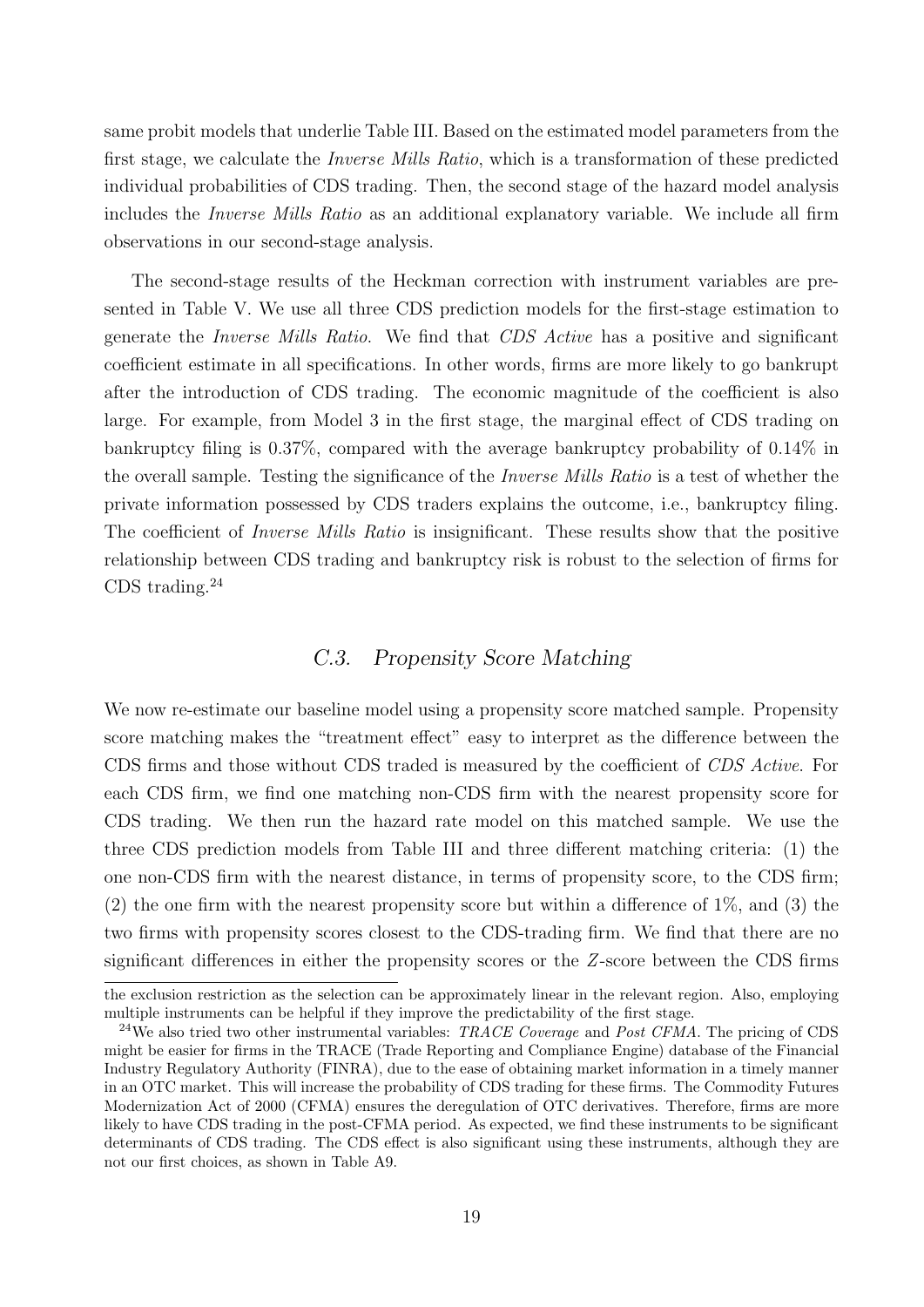same probit models that underlie Table III. Based on the estimated model parameters from the first stage, we calculate the *Inverse Mills Ratio*, which is a transformation of these predicted individual probabilities of CDS trading. Then, the second stage of the hazard model analysis includes the *Inverse Mills Ratio* as an additional explanatory variable. We include all firm observations in our second-stage analysis.

The second-stage results of the Heckman correction with instrument variables are presented in Table V. We use all three CDS prediction models for the first-stage estimation to generate the *Inverse Mills Ratio*. We find that *CDS Active* has a positive and significant coefficient estimate in all specifications. In other words, firms are more likely to go bankrupt after the introduction of CDS trading. The economic magnitude of the coefficient is also large. For example, from Model 3 in the first stage, the marginal effect of CDS trading on bankruptcy filing is 0.37%, compared with the average bankruptcy probability of 0.14% in the overall sample. Testing the significance of the *Inverse Mills Ratio* is a test of whether the private information possessed by CDS traders explains the outcome, i.e., bankruptcy filing. The coefficient of *Inverse Mills Ratio* is insignificant. These results show that the positive relationship between CDS trading and bankruptcy risk is robust to the selection of firms for CDS trading.[24]

### *C.3. Propensity Score Matching*

We now re-estimate our baseline model using a propensity score matched sample. Propensity score matching makes the "treatment effect" easy to interpret as the difference between the CDS firms and those without CDS traded is measured by the coefficient of *CDS Active*. For each CDS firm, we find one matching non-CDS firm with the nearest propensity score for CDS trading. We then run the hazard rate model on this matched sample. We use the three CDS prediction models from Table III and three different matching criteria: (1) the one non-CDS firm with the nearest distance, in terms of propensity score, to the CDS firm; (2) the one firm with the nearest propensity score but within a difference of 1%, and (3) the two firms with propensity scores closest to the CDS-trading firm. We find that there are no significant differences in either the propensity scores or the $Z$-score between the CDS firms

---

the exclusion restriction as the selection can be approximately linear in the relevant region. Also, employing multiple instruments can be helpful if they improve the predictability of the first stage.

[24] We also tried two other instrumental variables: *TRACE Coverage* and *Post CFMA*. The pricing of CDS might be easier for firms in the TRACE (Trade Reporting and Compliance Engine) database of the Financial Industry Regulatory Authority (FINRA), due to the ease of obtaining market information in a timely manner in an OTC market. This will increase the probability of CDS trading for these firms. The Commodity Futures Modernization Act of 2000 (CFMA) ensures the deregulation of OTC derivatives. Therefore, firms are more likely to have CDS trading in the post-CFMA period. As expected, we find these instruments to be significant determinants of CDS trading. The CDS effect is also significant using these instruments, although they are not our first choices, as shown in Table A9.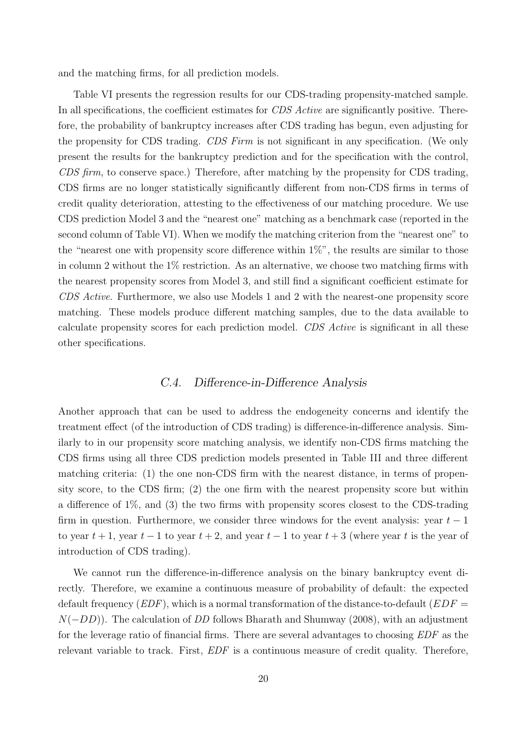and the matching firms, for all prediction models.

Table VI presents the regression results for our CDS-trading propensity-matched sample. In all specifications, the coefficient estimates for *CDS Active* are significantly positive. Therefore, the probability of bankruptcy increases after CDS trading has begun, even adjusting for the propensity for CDS trading. *CDS Firm* is not significant in any specification. (We only present the results for the bankruptcy prediction and for the specification with the control, *CDS firm*, to conserve space.) Therefore, after matching by the propensity for CDS trading, CDS firms are no longer statistically significantly different from non-CDS firms in terms of credit quality deterioration, attesting to the effectiveness of our matching procedure. We use CDS prediction Model 3 and the "nearest one" matching as a benchmark case (reported in the second column of Table VI). When we modify the matching criterion from the "nearest one" to the "nearest one with propensity score difference within 1%", the results are similar to those in column 2 without the 1% restriction. As an alternative, we choose two matching firms with the nearest propensity scores from Model 3, and still find a significant coefficient estimate for *CDS Active*. Furthermore, we also use Models 1 and 2 with the nearest-one propensity score matching. These models produce different matching samples, due to the data available to calculate propensity scores for each prediction model. *CDS Active* is significant in all these other specifications.

### *C.4. Difference-in-Difference Analysis*

Another approach that can be used to address the endogeneity concerns and identify the treatment effect (of the introduction of CDS trading) is difference-in-difference analysis. Similarly to in our propensity score matching analysis, we identify non-CDS firms matching the CDS firms using all three CDS prediction models presented in Table III and three different matching criteria: (1) the one non-CDS firm with the nearest distance, in terms of propensity score, to the CDS firm; (2) the one firm with the nearest propensity score but within a difference of 1%, and (3) the two firms with propensity scores closest to the CDS-trading firm in question. Furthermore, we consider three windows for the event analysis: year $t-1$ to year $t+1$, year $t-1$ to year $t+2$, and year $t-1$ to year $t+3$ (where year $t$ is the year of introduction of CDS trading).

We cannot run the difference-in-difference analysis on the binary bankruptcy event directly. Therefore, we examine a continuous measure of probability of default: the expected default frequency (*EDF*), which is a normal transformation of the distance-to-default ($EDF = N(-DD)$). The calculation of *DD* follows Bharath and Shumway (2008), with an adjustment for the leverage ratio of financial firms. There are several advantages to choosing *EDF* as the relevant variable to track. First, *EDF* is a continuous measure of credit quality. Therefore,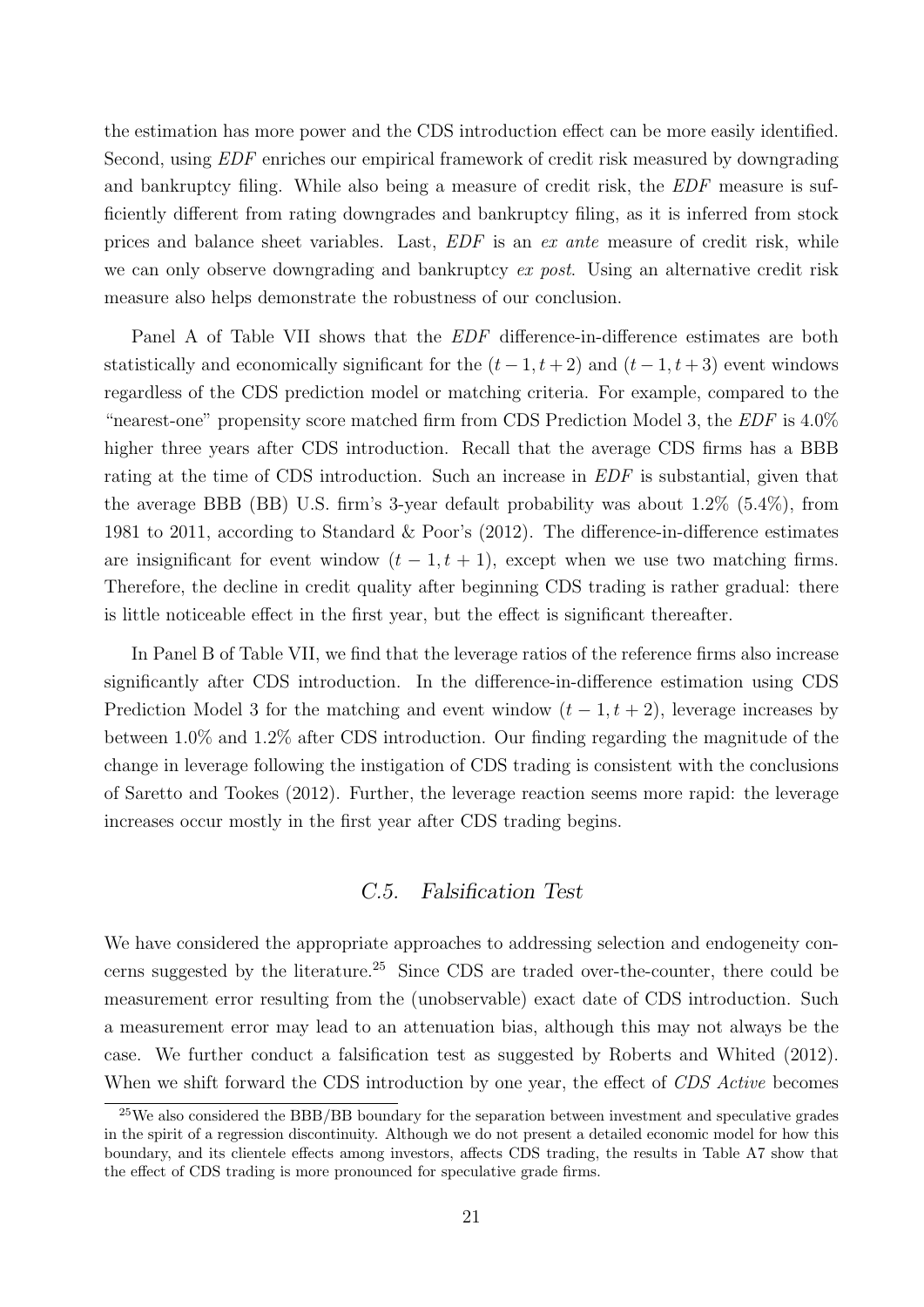the estimation has more power and the CDS introduction effect can be more easily identified. Second, using *EDF* enriches our empirical framework of credit risk measured by downgrading and bankruptcy filing. While also being a measure of credit risk, the *EDF* measure is sufficiently different from rating downgrades and bankruptcy filing, as it is inferred from stock prices and balance sheet variables. Last, *EDF* is an *ex ante* measure of credit risk, while we can only observe downgrading and bankruptcy *ex post*. Using an alternative credit risk measure also helps demonstrate the robustness of our conclusion.

Panel A of Table VII shows that the *EDF* difference-in-difference estimates are both statistically and economically significant for the $(t-1, t+2)$ and $(t-1, t+3)$ event windows regardless of the CDS prediction model or matching criteria. For example, compared to the "nearest-one" propensity score matched firm from CDS Prediction Model 3, the *EDF* is 4.0% higher three years after CDS introduction. Recall that the average CDS firms has a BBB rating at the time of CDS introduction. Such an increase in *EDF* is substantial, given that the average BBB (BB) U.S. firm's 3-year default probability was about 1.2% (5.4%), from 1981 to 2011, according to Standard & Poor's (2012). The difference-in-difference estimates are insignificant for event window $(t-1, t+1)$, except when we use two matching firms. Therefore, the decline in credit quality after beginning CDS trading is rather gradual: there is little noticeable effect in the first year, but the effect is significant thereafter.

In Panel B of Table VII, we find that the leverage ratios of the reference firms also increase significantly after CDS introduction. In the difference-in-difference estimation using CDS Prediction Model 3 for the matching and event window $(t-1, t+2)$, leverage increases by between 1.0% and 1.2% after CDS introduction. Our finding regarding the magnitude of the change in leverage following the instigation of CDS trading is consistent with the conclusions of Saretto and Tookes (2012). Further, the leverage reaction seems more rapid: the leverage increases occur mostly in the first year after CDS trading begins.

### *C.5. Falsification Test*

We have considered the appropriate approaches to addressing selection and endogeneity concerns suggested by the literature.[25] Since CDS are traded over-the-counter, there could be measurement error resulting from the (unobservable) exact date of CDS introduction. Such a measurement error may lead to an attenuation bias, although this may not always be the case. We further conduct a falsification test as suggested by Roberts and Whited (2012). When we shift forward the CDS introduction by one year, the effect of *CDS Active* becomes

[25]We also considered the BBB/BB boundary for the separation between investment and speculative grades in the spirit of a regression discontinuity. Although we do not present a detailed economic model for how this boundary, and its clientele effects among investors, affects CDS trading, the results in Table A7 show that the effect of CDS trading is more pronounced for speculative grade firms.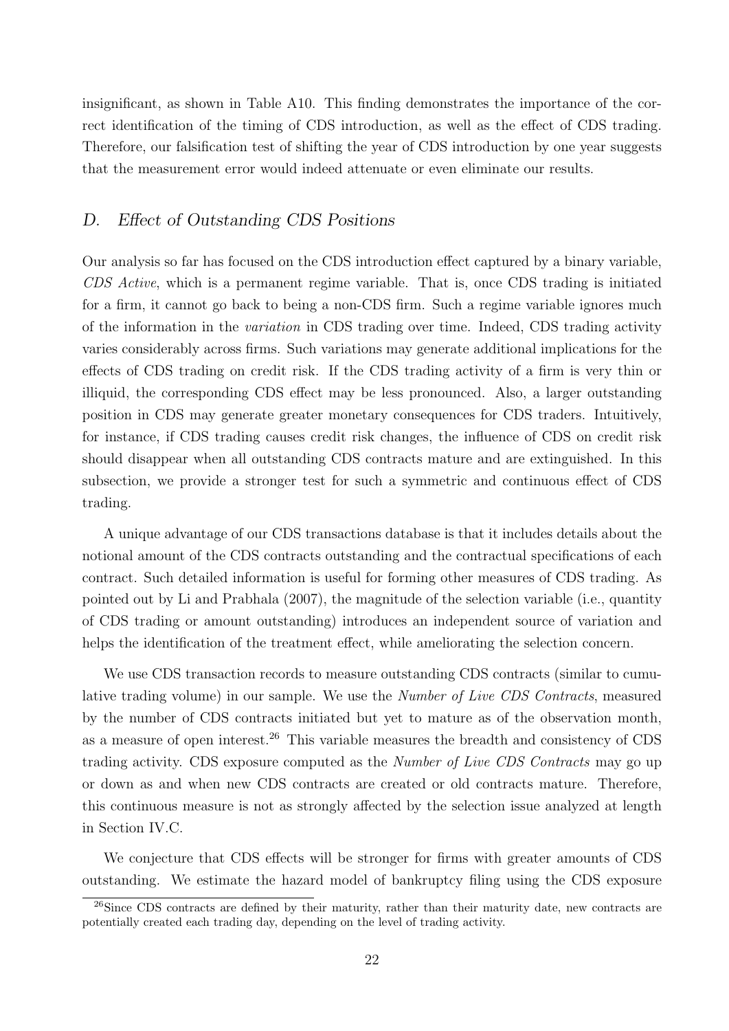insignificant, as shown in Table A10. This finding demonstrates the importance of the correct identification of the timing of CDS introduction, as well as the effect of CDS trading. Therefore, our falsification test of shifting the year of CDS introduction by one year suggests that the measurement error would indeed attenuate or even eliminate our results.

## *D. Effect of Outstanding CDS Positions*

Our analysis so far has focused on the CDS introduction effect captured by a binary variable, *CDS Active*, which is a permanent regime variable. That is, once CDS trading is initiated for a firm, it cannot go back to being a non-CDS firm. Such a regime variable ignores much of the information in the *variation* in CDS trading over time. Indeed, CDS trading activity varies considerably across firms. Such variations may generate additional implications for the effects of CDS trading on credit risk. If the CDS trading activity of a firm is very thin or illiquid, the corresponding CDS effect may be less pronounced. Also, a larger outstanding position in CDS may generate greater monetary consequences for CDS traders. Intuitively, for instance, if CDS trading causes credit risk changes, the influence of CDS on credit risk should disappear when all outstanding CDS contracts mature and are extinguished. In this subsection, we provide a stronger test for such a symmetric and continuous effect of CDS trading.

A unique advantage of our CDS transactions database is that it includes details about the notional amount of the CDS contracts outstanding and the contractual specifications of each contract. Such detailed information is useful for forming other measures of CDS trading. As pointed out by Li and Prabhala (2007), the magnitude of the selection variable (i.e., quantity of CDS trading or amount outstanding) introduces an independent source of variation and helps the identification of the treatment effect, while ameliorating the selection concern.

We use CDS transaction records to measure outstanding CDS contracts (similar to cumulative trading volume) in our sample. We use the *Number of Live CDS Contracts*, measured by the number of CDS contracts initiated but yet to mature as of the observation month, as a measure of open interest.[26] This variable measures the breadth and consistency of CDS trading activity. CDS exposure computed as the *Number of Live CDS Contracts* may go up or down as and when new CDS contracts are created or old contracts mature. Therefore, this continuous measure is not as strongly affected by the selection issue analyzed at length in Section IV.C.

We conjecture that CDS effects will be stronger for firms with greater amounts of CDS outstanding. We estimate the hazard model of bankruptcy filing using the CDS exposure

[26]Since CDS contracts are defined by their maturity, rather than their maturity date, new contracts are potentially created each trading day, depending on the level of trading activity.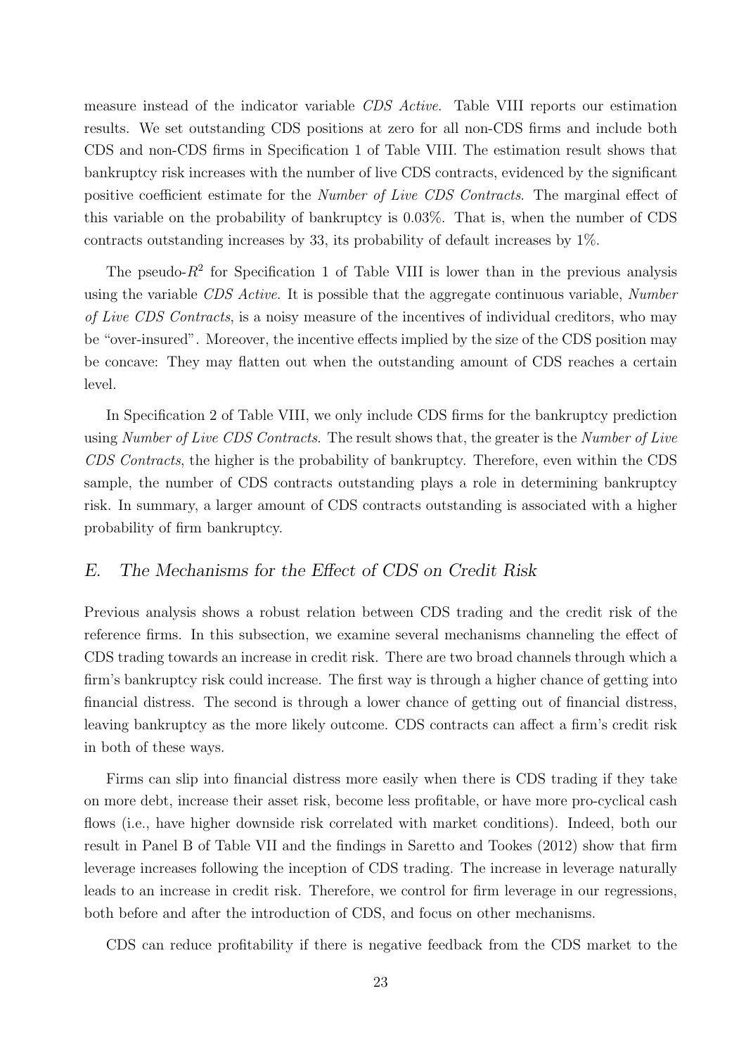measure instead of the indicator variable *CDS Active*. Table VIII reports our estimation results. We set outstanding CDS positions at zero for all non-CDS firms and include both CDS and non-CDS firms in Specification 1 of Table VIII. The estimation result shows that bankruptcy risk increases with the number of live CDS contracts, evidenced by the significant positive coefficient estimate for the *Number of Live CDS Contracts*. The marginal effect of this variable on the probability of bankruptcy is 0.03%. That is, when the number of CDS contracts outstanding increases by 33, its probability of default increases by 1%.

The pseudo-$R^2$ for Specification 1 of Table VIII is lower than in the previous analysis using the variable *CDS Active*. It is possible that the aggregate continuous variable, *Number of Live CDS Contracts*, is a noisy measure of the incentives of individual creditors, who may be "over-insured". Moreover, the incentive effects implied by the size of the CDS position may be concave: They may flatten out when the outstanding amount of CDS reaches a certain level.

In Specification 2 of Table VIII, we only include CDS firms for the bankruptcy prediction using *Number of Live CDS Contracts*. The result shows that, the greater is the *Number of Live CDS Contracts*, the higher is the probability of bankruptcy. Therefore, even within the CDS sample, the number of CDS contracts outstanding plays a role in determining bankruptcy risk. In summary, a larger amount of CDS contracts outstanding is associated with a higher probability of firm bankruptcy.

## E. The Mechanisms for the Effect of CDS on Credit Risk

Previous analysis shows a robust relation between CDS trading and the credit risk of the reference firms. In this subsection, we examine several mechanisms channeling the effect of CDS trading towards an increase in credit risk. There are two broad channels through which a firm's bankruptcy risk could increase. The first way is through a higher chance of getting into financial distress. The second is through a lower chance of getting out of financial distress, leaving bankruptcy as the more likely outcome. CDS contracts can affect a firm's credit risk in both of these ways.

Firms can slip into financial distress more easily when there is CDS trading if they take on more debt, increase their asset risk, become less profitable, or have more pro-cyclical cash flows (i.e., have higher downside risk correlated with market conditions). Indeed, both our result in Panel B of Table VII and the findings in Saretto and Tookes (2012) show that firm leverage increases following the inception of CDS trading. The increase in leverage naturally leads to an increase in credit risk. Therefore, we control for firm leverage in our regressions, both before and after the introduction of CDS, and focus on other mechanisms.

CDS can reduce profitability if there is negative feedback from the CDS market to the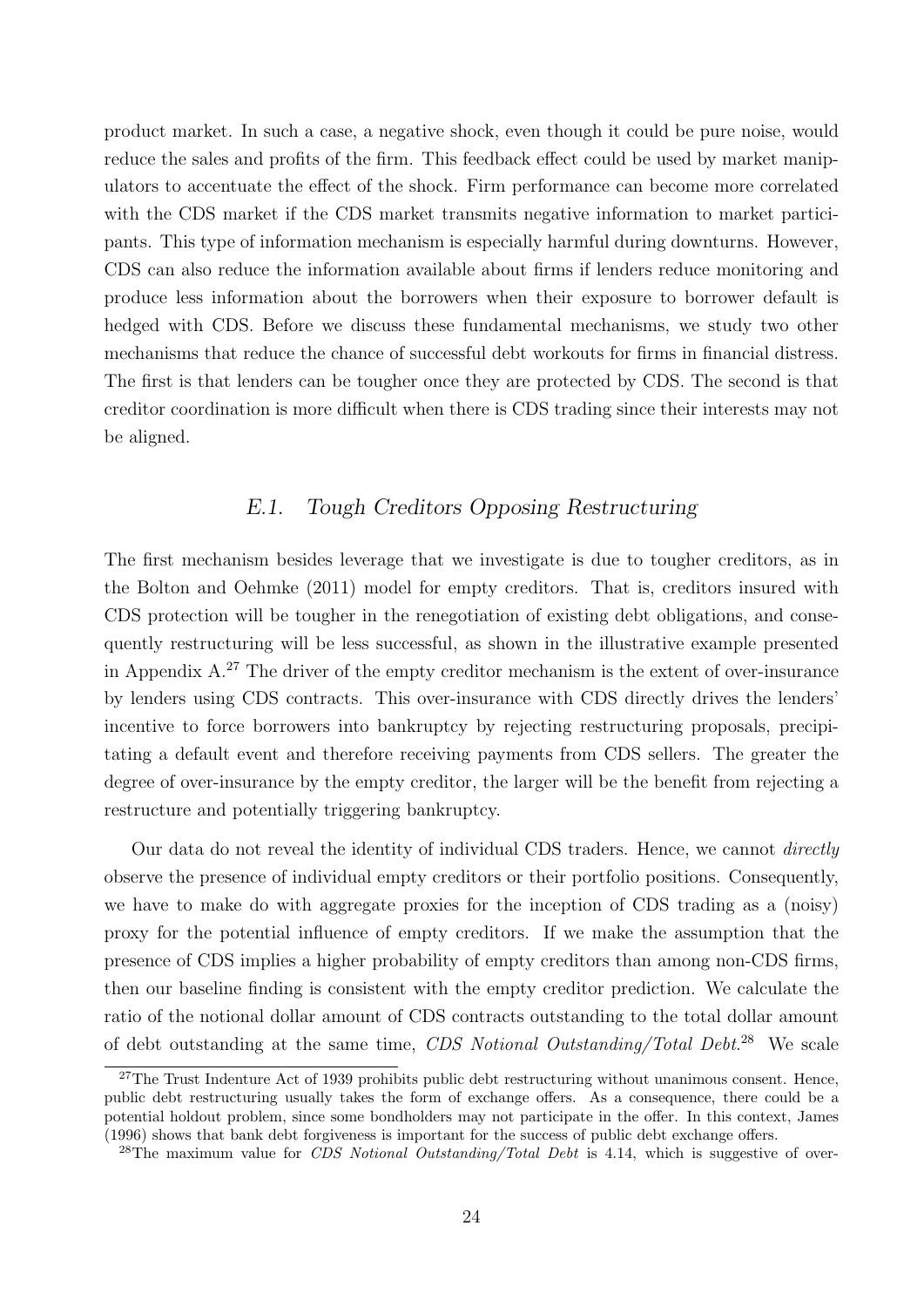product market. In such a case, a negative shock, even though it could be pure noise, would reduce the sales and profits of the firm. This feedback effect could be used by market manipulators to accentuate the effect of the shock. Firm performance can become more correlated with the CDS market if the CDS market transmits negative information to market participants. This type of information mechanism is especially harmful during downturns. However, CDS can also reduce the information available about firms if lenders reduce monitoring and produce less information about the borrowers when their exposure to borrower default is hedged with CDS. Before we discuss these fundamental mechanisms, we study two other mechanisms that reduce the chance of successful debt workouts for firms in financial distress. The first is that lenders can be tougher once they are protected by CDS. The second is that creditor coordination is more difficult when there is CDS trading since their interests may not be aligned.

### *E.1. Tough Creditors Opposing Restructuring*

The first mechanism besides leverage that we investigate is due to tougher creditors, as in the Bolton and Oehmke (2011) model for empty creditors. That is, creditors insured with CDS protection will be tougher in the renegotiation of existing debt obligations, and consequently restructuring will be less successful, as shown in the illustrative example presented in Appendix A.[27] The driver of the empty creditor mechanism is the extent of over-insurance by lenders using CDS contracts. This over-insurance with CDS directly drives the lenders' incentive to force borrowers into bankruptcy by rejecting restructuring proposals, precipitating a default event and therefore receiving payments from CDS sellers. The greater the degree of over-insurance by the empty creditor, the larger will be the benefit from rejecting a restructure and potentially triggering bankruptcy.

Our data do not reveal the identity of individual CDS traders. Hence, we cannot *directly* observe the presence of individual empty creditors or their portfolio positions. Consequently, we have to make do with aggregate proxies for the inception of CDS trading as a (noisy) proxy for the potential influence of empty creditors. If we make the assumption that the presence of CDS implies a higher probability of empty creditors than among non-CDS firms, then our baseline finding is consistent with the empty creditor prediction. We calculate the ratio of the notional dollar amount of CDS contracts outstanding to the total dollar amount of debt outstanding at the same time, *CDS Notional Outstanding/Total Debt*.[28] We scale

[27] The Trust Indenture Act of 1939 prohibits public debt restructuring without unanimous consent. Hence, public debt restructuring usually takes the form of exchange offers. As a consequence, there could be a potential holdout problem, since some bondholders may not participate in the offer. In this context, James (1996) shows that bank debt forgiveness is important for the success of public debt exchange offers.

[28] The maximum value for *CDS Notional Outstanding/Total Debt* is 4.14, which is suggestive of over-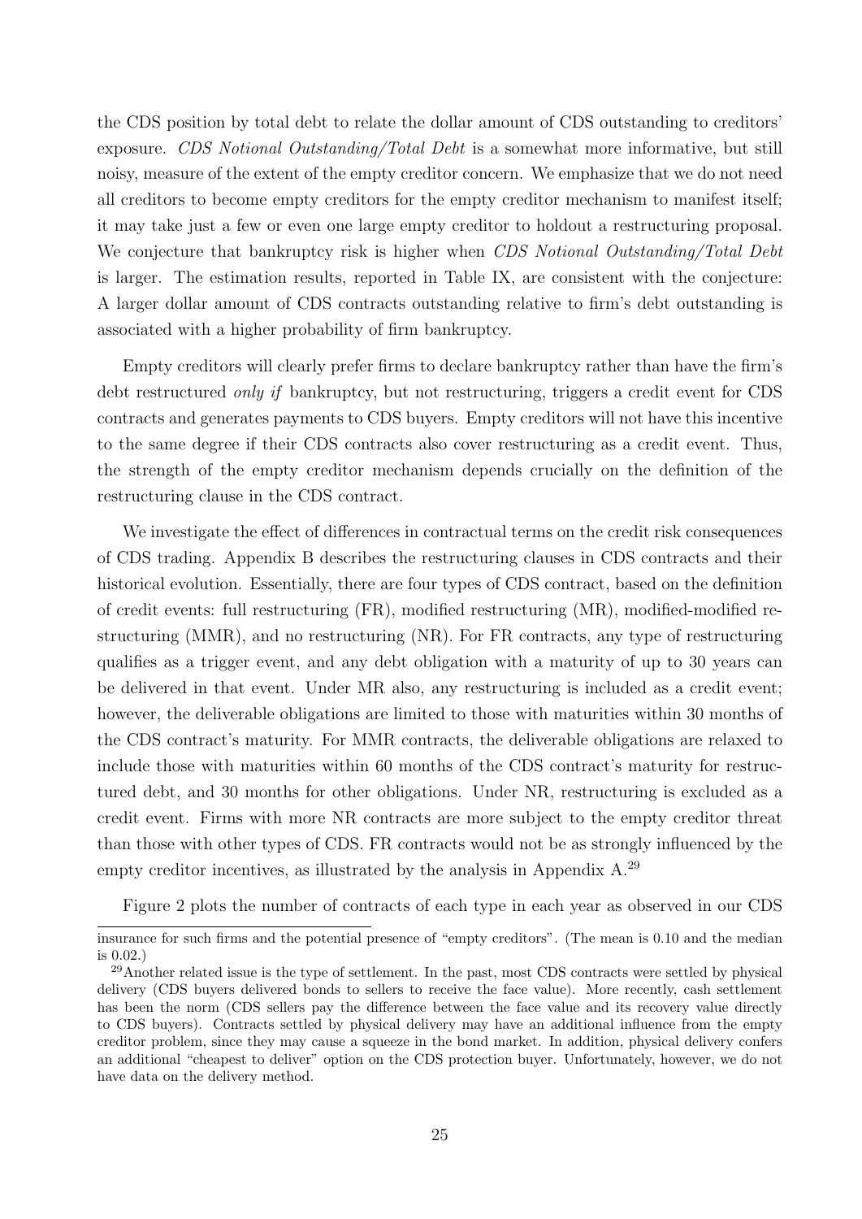the CDS position by total debt to relate the dollar amount of CDS outstanding to creditors' exposure. *CDS Notional Outstanding/Total Debt* is a somewhat more informative, but still noisy, measure of the extent of the empty creditor concern. We emphasize that we do not need all creditors to become empty creditors for the empty creditor mechanism to manifest itself; it may take just a few or even one large empty creditor to holdout a restructuring proposal. We conjecture that bankruptcy risk is higher when *CDS Notional Outstanding/Total Debt* is larger. The estimation results, reported in Table IX, are consistent with the conjecture: A larger dollar amount of CDS contracts outstanding relative to firm's debt outstanding is associated with a higher probability of firm bankruptcy.

Empty creditors will clearly prefer firms to declare bankruptcy rather than have the firm's debt restructured *only if* bankruptcy, but not restructuring, triggers a credit event for CDS contracts and generates payments to CDS buyers. Empty creditors will not have this incentive to the same degree if their CDS contracts also cover restructuring as a credit event. Thus, the strength of the empty creditor mechanism depends crucially on the definition of the restructuring clause in the CDS contract.

We investigate the effect of differences in contractual terms on the credit risk consequences of CDS trading. Appendix B describes the restructuring clauses in CDS contracts and their historical evolution. Essentially, there are four types of CDS contract, based on the definition of credit events: full restructuring (FR), modified restructuring (MR), modified-modified restructuring (MMR), and no restructuring (NR). For FR contracts, any type of restructuring qualifies as a trigger event, and any debt obligation with a maturity of up to 30 years can be delivered in that event. Under MR also, any restructuring is included as a credit event; however, the deliverable obligations are limited to those with maturities within 30 months of the CDS contract's maturity. For MMR contracts, the deliverable obligations are relaxed to include those with maturities within 60 months of the CDS contract's maturity for restructured debt, and 30 months for other obligations. Under NR, restructuring is excluded as a credit event. Firms with more NR contracts are more subject to the empty creditor threat than those with other types of CDS. FR contracts would not be as strongly influenced by the empty creditor incentives, as illustrated by the analysis in Appendix A.[29]

Figure 2 plots the number of contracts of each type in each year as observed in our CDS

insurance for such firms and the potential presence of "empty creditors". (The mean is 0.10 and the median is 0.02.)

[29] Another related issue is the type of settlement. In the past, most CDS contracts were settled by physical delivery (CDS buyers delivered bonds to sellers to receive the face value). More recently, cash settlement has been the norm (CDS sellers pay the difference between the face value and its recovery value directly to CDS buyers). Contracts settled by physical delivery may have an additional influence from the empty creditor problem, since they may cause a squeeze in the bond market. In addition, physical delivery confers an additional "cheapest to deliver" option on the CDS protection buyer. Unfortunately, however, we do not have data on the delivery method.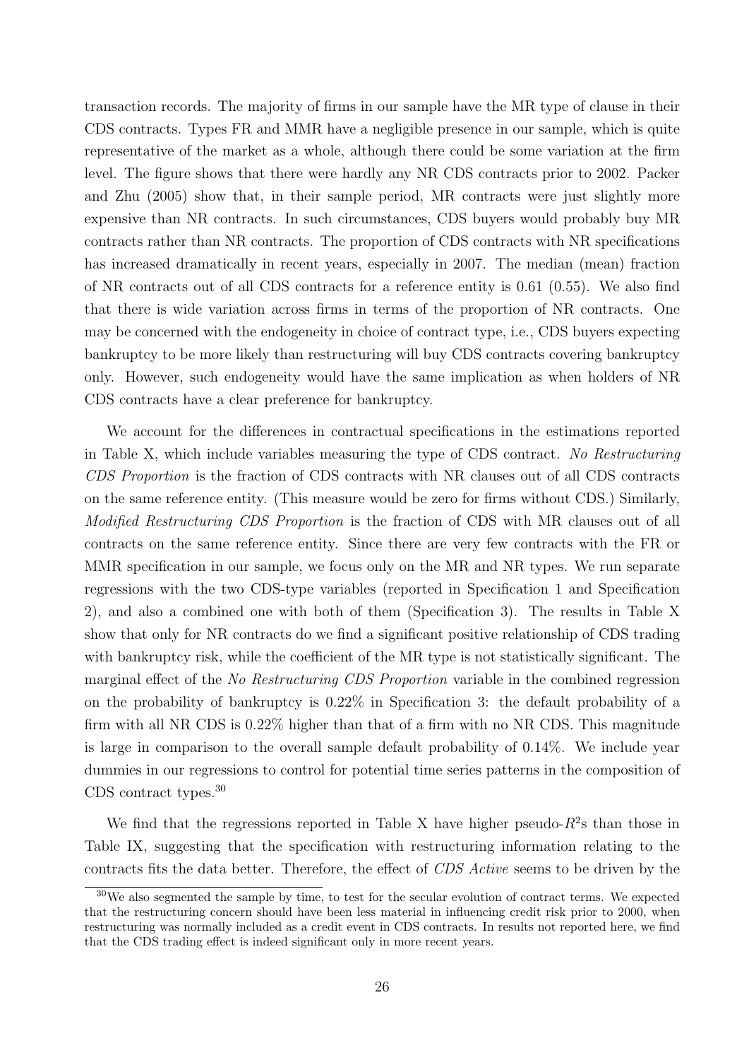transaction records. The majority of firms in our sample have the MR type of clause in their CDS contracts. Types FR and MMR have a negligible presence in our sample, which is quite representative of the market as a whole, although there could be some variation at the firm level. The figure shows that there were hardly any NR CDS contracts prior to 2002. Packer and Zhu (2005) show that, in their sample period, MR contracts were just slightly more expensive than NR contracts. In such circumstances, CDS buyers would probably buy MR contracts rather than NR contracts. The proportion of CDS contracts with NR specifications has increased dramatically in recent years, especially in 2007. The median (mean) fraction of NR contracts out of all CDS contracts for a reference entity is 0.61 (0.55). We also find that there is wide variation across firms in terms of the proportion of NR contracts. One may be concerned with the endogeneity in choice of contract type, i.e., CDS buyers expecting bankruptcy to be more likely than restructuring will buy CDS contracts covering bankruptcy only. However, such endogeneity would have the same implication as when holders of NR CDS contracts have a clear preference for bankruptcy.

We account for the differences in contractual specifications in the estimations reported in Table X, which include variables measuring the type of CDS contract. *No Restructuring CDS Proportion* is the fraction of CDS contracts with NR clauses out of all CDS contracts on the same reference entity. (This measure would be zero for firms without CDS.) Similarly, *Modified Restructuring CDS Proportion* is the fraction of CDS with MR clauses out of all contracts on the same reference entity. Since there are very few contracts with the FR or MMR specification in our sample, we focus only on the MR and NR types. We run separate regressions with the two CDS-type variables (reported in Specification 1 and Specification 2), and also a combined one with both of them (Specification 3). The results in Table X show that only for NR contracts do we find a significant positive relationship of CDS trading with bankruptcy risk, while the coefficient of the MR type is not statistically significant. The marginal effect of the *No Restructuring CDS Proportion* variable in the combined regression on the probability of bankruptcy is 0.22% in Specification 3: the default probability of a firm with all NR CDS is 0.22% higher than that of a firm with no NR CDS. This magnitude is large in comparison to the overall sample default probability of 0.14%. We include year dummies in our regressions to control for potential time series patterns in the composition of CDS contract types.[30]

We find that the regressions reported in Table X have higher pseudo-$R^2$s than those in Table IX, suggesting that the specification with restructuring information relating to the contracts fits the data better. Therefore, the effect of *CDS Active* seems to be driven by the

[30]We also segmented the sample by time, to test for the secular evolution of contract terms. We expected that the restructuring concern should have been less material in influencing credit risk prior to 2000, when restructuring was normally included as a credit event in CDS contracts. In results not reported here, we find that the CDS trading effect is indeed significant only in more recent years.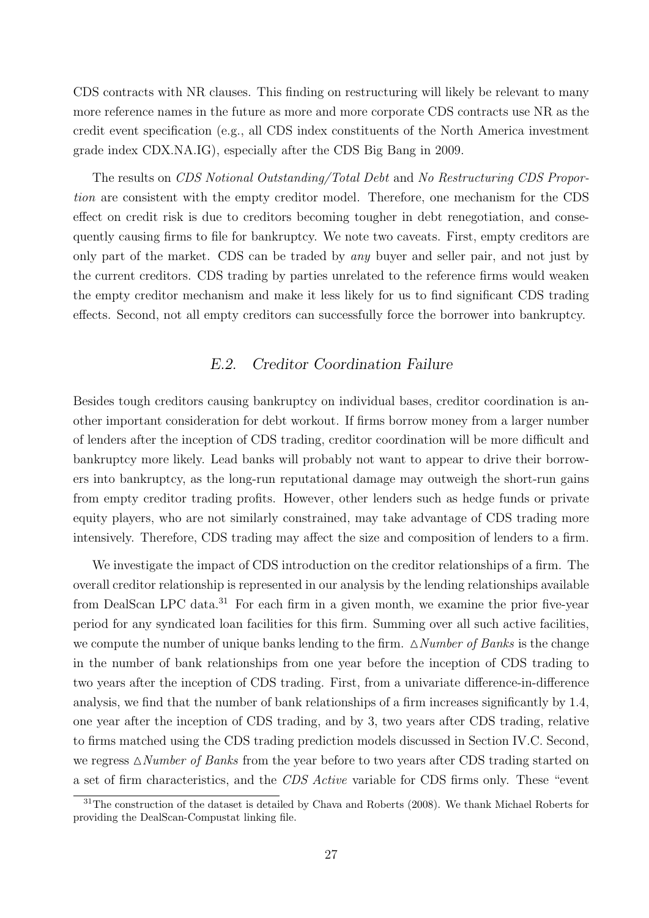CDS contracts with NR clauses. This finding on restructuring will likely be relevant to many more reference names in the future as more and more corporate CDS contracts use NR as the credit event specification (e.g., all CDS index constituents of the North America investment grade index CDX.NA.IG), especially after the CDS Big Bang in 2009.

The results on *CDS Notional Outstanding/Total Debt* and *No Restructuring CDS Proportion* are consistent with the empty creditor model. Therefore, one mechanism for the CDS effect on credit risk is due to creditors becoming tougher in debt renegotiation, and consequently causing firms to file for bankruptcy. We note two caveats. First, empty creditors are only part of the market. CDS can be traded by *any* buyer and seller pair, and not just by the current creditors. CDS trading by parties unrelated to the reference firms would weaken the empty creditor mechanism and make it less likely for us to find significant CDS trading effects. Second, not all empty creditors can successfully force the borrower into bankruptcy.

### *E.2. Creditor Coordination Failure*

Besides tough creditors causing bankruptcy on individual bases, creditor coordination is another important consideration for debt workout. If firms borrow money from a larger number of lenders after the inception of CDS trading, creditor coordination will be more difficult and bankruptcy more likely. Lead banks will probably not want to appear to drive their borrowers into bankruptcy, as the long-run reputational damage may outweigh the short-run gains from empty creditor trading profits. However, other lenders such as hedge funds or private equity players, who are not similarly constrained, may take advantage of CDS trading more intensively. Therefore, CDS trading may affect the size and composition of lenders to a firm.

We investigate the impact of CDS introduction on the creditor relationships of a firm. The overall creditor relationship is represented in our analysis by the lending relationships available from DealScan LPC data.[31] For each firm in a given month, we examine the prior five-year period for any syndicated loan facilities for this firm. Summing over all such active facilities, we compute the number of unique banks lending to the firm. $\triangle$*Number of Banks* is the change in the number of bank relationships from one year before the inception of CDS trading to two years after the inception of CDS trading. First, from a univariate difference-in-difference analysis, we find that the number of bank relationships of a firm increases significantly by 1.4, one year after the inception of CDS trading, and by 3, two years after CDS trading, relative to firms matched using the CDS trading prediction models discussed in Section IV.C. Second, we regress $\triangle$*Number of Banks* from the year before to two years after CDS trading started on a set of firm characteristics, and the *CDS Active* variable for CDS firms only. These "event

[31] The construction of the dataset is detailed by Chava and Roberts (2008). We thank Michael Roberts for providing the DealScan-Compustat linking file.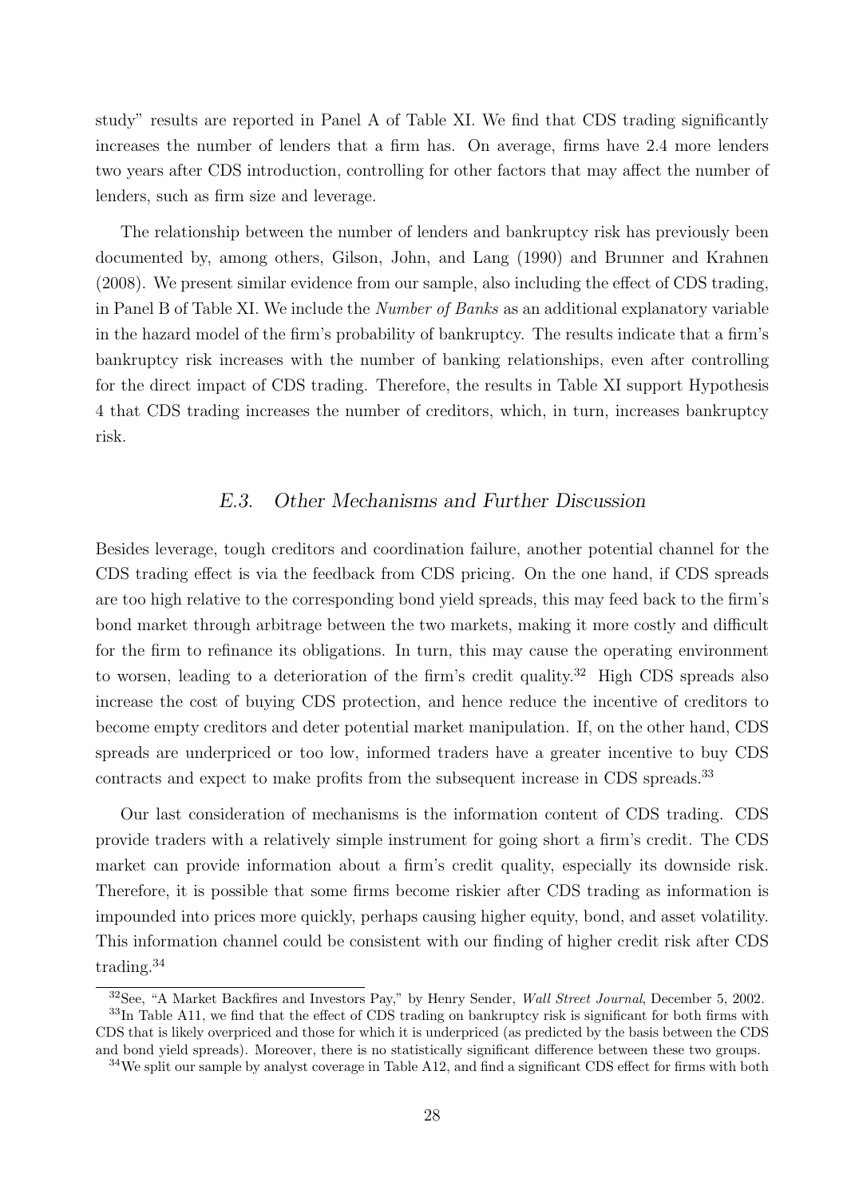study" results are reported in Panel A of Table XI. We find that CDS trading significantly increases the number of lenders that a firm has. On average, firms have 2.4 more lenders two years after CDS introduction, controlling for other factors that may affect the number of lenders, such as firm size and leverage.

The relationship between the number of lenders and bankruptcy risk has previously been documented by, among others, Gilson, John, and Lang (1990) and Brunner and Krahnen (2008). We present similar evidence from our sample, also including the effect of CDS trading, in Panel B of Table XI. We include the *Number of Banks* as an additional explanatory variable in the hazard model of the firm's probability of bankruptcy. The results indicate that a firm's bankruptcy risk increases with the number of banking relationships, even after controlling for the direct impact of CDS trading. Therefore, the results in Table XI support Hypothesis 4 that CDS trading increases the number of creditors, which, in turn, increases bankruptcy risk.

### *E.3. Other Mechanisms and Further Discussion*

Besides leverage, tough creditors and coordination failure, another potential channel for the CDS trading effect is via the feedback from CDS pricing. On the one hand, if CDS spreads are too high relative to the corresponding bond yield spreads, this may feed back to the firm's bond market through arbitrage between the two markets, making it more costly and difficult for the firm to refinance its obligations. In turn, this may cause the operating environment to worsen, leading to a deterioration of the firm's credit quality.[32] High CDS spreads also increase the cost of buying CDS protection, and hence reduce the incentive of creditors to become empty creditors and deter potential market manipulation. If, on the other hand, CDS spreads are underpriced or too low, informed traders have a greater incentive to buy CDS contracts and expect to make profits from the subsequent increase in CDS spreads.[33]

Our last consideration of mechanisms is the information content of CDS trading. CDS provide traders with a relatively simple instrument for going short a firm's credit. The CDS market can provide information about a firm's credit quality, especially its downside risk. Therefore, it is possible that some firms become riskier after CDS trading as information is impounded into prices more quickly, perhaps causing higher equity, bond, and asset volatility. This information channel could be consistent with our finding of higher credit risk after CDS trading.[34]

[32] See, "A Market Backfires and Investors Pay," by Henry Sender, *Wall Street Journal*, December 5, 2002.

[33] In Table A11, we find that the effect of CDS trading on bankruptcy risk is significant for both firms with CDS that is likely overpriced and those for which it is underpriced (as predicted by the basis between the CDS and bond yield spreads). Moreover, there is no statistically significant difference between these two groups.

[34] We split our sample by analyst coverage in Table A12, and find a significant CDS effect for firms with both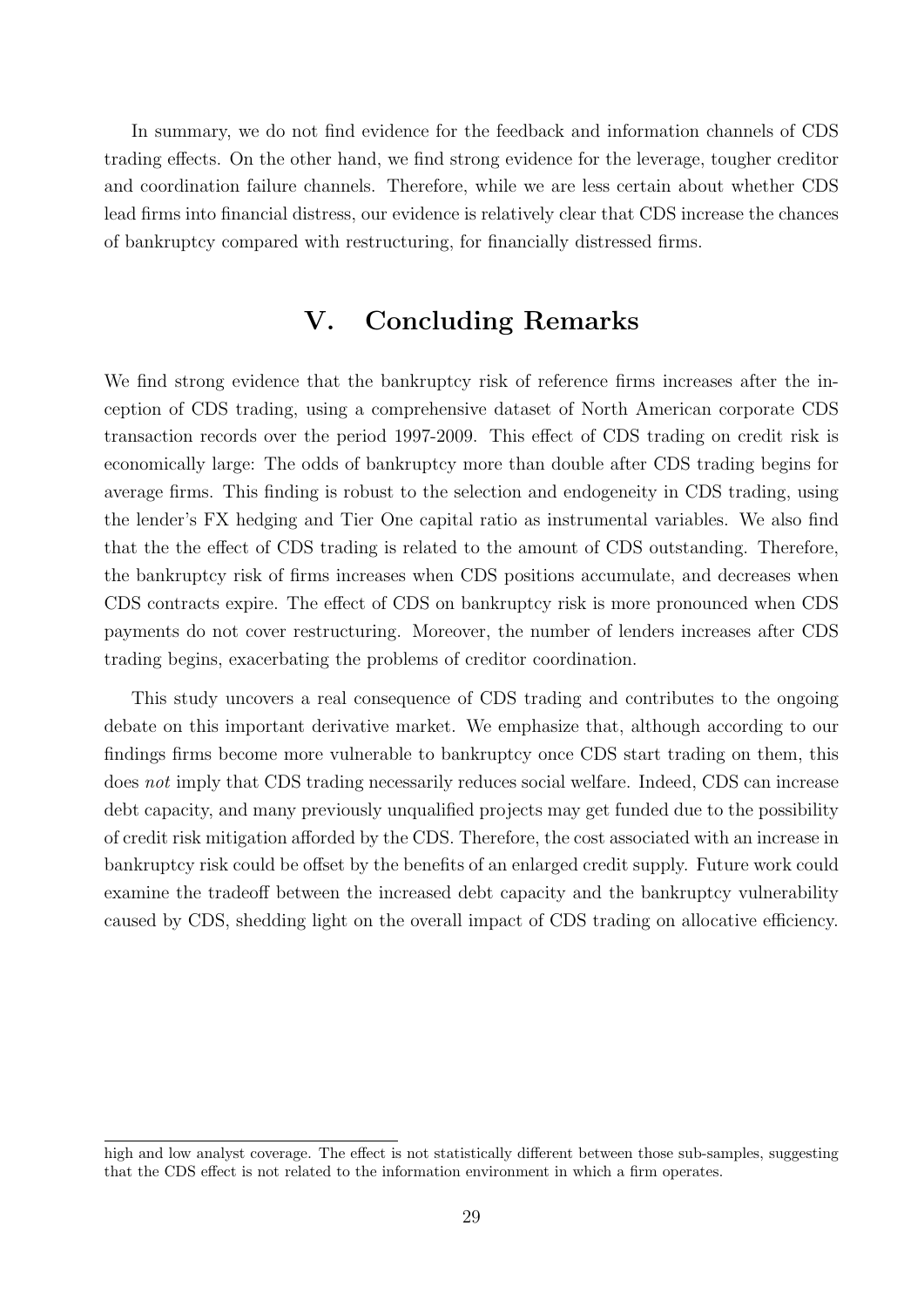In summary, we do not find evidence for the feedback and information channels of CDS trading effects. On the other hand, we find strong evidence for the leverage, tougher creditor and coordination failure channels. Therefore, while we are less certain about whether CDS lead firms into financial distress, our evidence is relatively clear that CDS increase the chances of bankruptcy compared with restructuring, for financially distressed firms.

# V. Concluding Remarks

We find strong evidence that the bankruptcy risk of reference firms increases after the inception of CDS trading, using a comprehensive dataset of North American corporate CDS transaction records over the period 1997-2009. This effect of CDS trading on credit risk is economically large: The odds of bankruptcy more than double after CDS trading begins for average firms. This finding is robust to the selection and endogeneity in CDS trading, using the lender's FX hedging and Tier One capital ratio as instrumental variables. We also find that the the effect of CDS trading is related to the amount of CDS outstanding. Therefore, the bankruptcy risk of firms increases when CDS positions accumulate, and decreases when CDS contracts expire. The effect of CDS on bankruptcy risk is more pronounced when CDS payments do not cover restructuring. Moreover, the number of lenders increases after CDS trading begins, exacerbating the problems of creditor coordination.

This study uncovers a real consequence of CDS trading and contributes to the ongoing debate on this important derivative market. We emphasize that, although according to our findings firms become more vulnerable to bankruptcy once CDS start trading on them, this does *not* imply that CDS trading necessarily reduces social welfare. Indeed, CDS can increase debt capacity, and many previously unqualified projects may get funded due to the possibility of credit risk mitigation afforded by the CDS. Therefore, the cost associated with an increase in bankruptcy risk could be offset by the benefits of an enlarged credit supply. Future work could examine the tradeoff between the increased debt capacity and the bankruptcy vulnerability caused by CDS, shedding light on the overall impact of CDS trading on allocative efficiency.

high and low analyst coverage. The effect is not statistically different between those sub-samples, suggesting that the CDS effect is not related to the information environment in which a firm operates.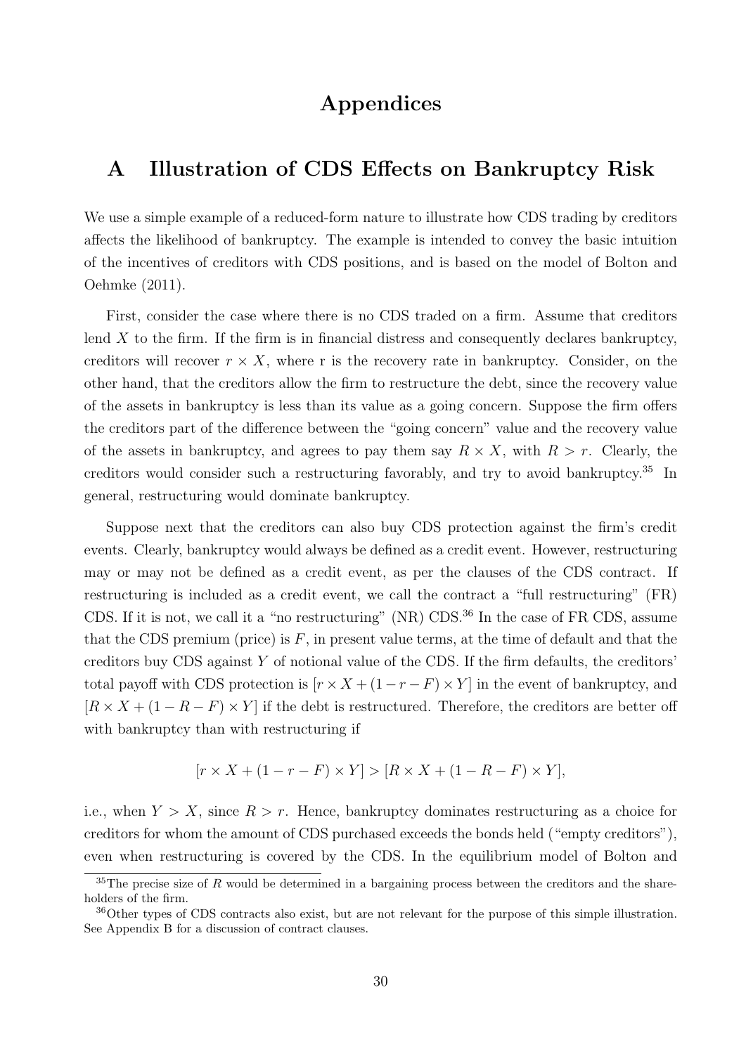# Appendices

## A Illustration of CDS Effects on Bankruptcy Risk

We use a simple example of a reduced-form nature to illustrate how CDS trading by creditors affects the likelihood of bankruptcy. The example is intended to convey the basic intuition of the incentives of creditors with CDS positions, and is based on the model of Bolton and Oehmke (2011).

First, consider the case where there is no CDS traded on a firm. Assume that creditors lend $X$ to the firm. If the firm is in financial distress and consequently declares bankruptcy, creditors will recover $r \times X$, where r is the recovery rate in bankruptcy. Consider, on the other hand, that the creditors allow the firm to restructure the debt, since the recovery value of the assets in bankruptcy is less than its value as a going concern. Suppose the firm offers the creditors part of the difference between the "going concern" value and the recovery value of the assets in bankruptcy, and agrees to pay them say $R \times X$, with $R > r$. Clearly, the creditors would consider such a restructuring favorably, and try to avoid bankruptcy.[35] In general, restructuring would dominate bankruptcy.

Suppose next that the creditors can also buy CDS protection against the firm's credit events. Clearly, bankruptcy would always be defined as a credit event. However, restructuring may or may not be defined as a credit event, as per the clauses of the CDS contract. If restructuring is included as a credit event, we call the contract a "full restructuring" (FR) CDS. If it is not, we call it a "no restructuring" (NR) CDS.[36] In the case of FR CDS, assume that the CDS premium (price) is $F$, in present value terms, at the time of default and that the creditors buy CDS against $Y$ of notional value of the CDS. If the firm defaults, the creditors' total payoff with CDS protection is $[r \times X + (1 - r - F) \times Y]$ in the event of bankruptcy, and $[R \times X + (1 - R - F) \times Y]$ if the debt is restructured. Therefore, the creditors are better off with bankruptcy than with restructuring if

$$[r \times X + (1 - r - F) \times Y] > [R \times X + (1 - R - F) \times Y],$$

i.e., when $Y > X$, since $R > r$. Hence, bankruptcy dominates restructuring as a choice for creditors for whom the amount of CDS purchased exceeds the bonds held ("empty creditors"), even when restructuring is covered by the CDS. In the equilibrium model of Bolton and

[35] The precise size of $R$ would be determined in a bargaining process between the creditors and the shareholders of the firm.

[36] Other types of CDS contracts also exist, but are not relevant for the purpose of this simple illustration. See Appendix B for a discussion of contract clauses.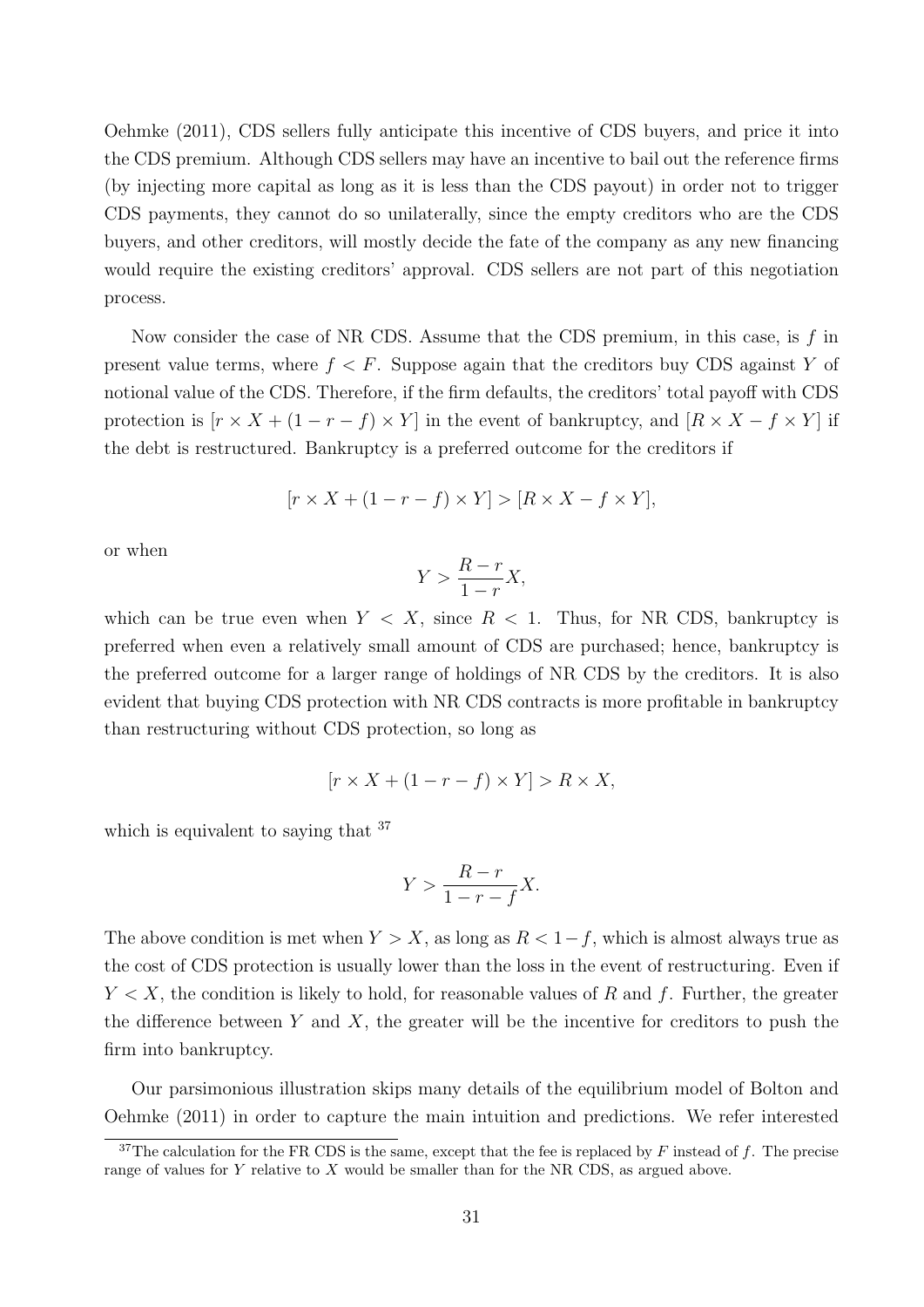Oehmke (2011), CDS sellers fully anticipate this incentive of CDS buyers, and price it into the CDS premium. Although CDS sellers may have an incentive to bail out the reference firms (by injecting more capital as long as it is less than the CDS payout) in order not to trigger CDS payments, they cannot do so unilaterally, since the empty creditors who are the CDS buyers, and other creditors, will mostly decide the fate of the company as any new financing would require the existing creditors' approval. CDS sellers are not part of this negotiation process.

Now consider the case of NR CDS. Assume that the CDS premium, in this case, is $f$ in present value terms, where $f < F$. Suppose again that the creditors buy CDS against $Y$ of notional value of the CDS. Therefore, if the firm defaults, the creditors' total payoff with CDS protection is $[r \times X + (1 - r - f) \times Y]$ in the event of bankruptcy, and $[R \times X - f \times Y]$ if the debt is restructured. Bankruptcy is a preferred outcome for the creditors if

$$[r \times X + (1 - r - f) \times Y] > [R \times X - f \times Y],$$

or when

$$Y > \frac{R - r}{1 - r} X,$$

which can be true even when $Y < X$, since $R < 1$. Thus, for NR CDS, bankruptcy is preferred when even a relatively small amount of CDS are purchased; hence, bankruptcy is the preferred outcome for a larger range of holdings of NR CDS by the creditors. It is also evident that buying CDS protection with NR CDS contracts is more profitable in bankruptcy than restructuring without CDS protection, so long as

$$[r \times X + (1 - r - f) \times Y] > R \times X,$$

which is equivalent to saying that [37]

$$Y > \frac{R - r}{1 - r - f} X.$$

The above condition is met when $Y > X$, as long as $R < 1 - f$, which is almost always true as the cost of CDS protection is usually lower than the loss in the event of restructuring. Even if $Y < X$, the condition is likely to hold, for reasonable values of $R$ and $f$. Further, the greater the difference between $Y$ and $X$, the greater will be the incentive for creditors to push the firm into bankruptcy.

Our parsimonious illustration skips many details of the equilibrium model of Bolton and Oehmke (2011) in order to capture the main intuition and predictions. We refer interested

[37] The calculation for the FR CDS is the same, except that the fee is replaced by $F$ instead of $f$. The precise range of values for $Y$ relative to $X$ would be smaller than for the NR CDS, as argued above.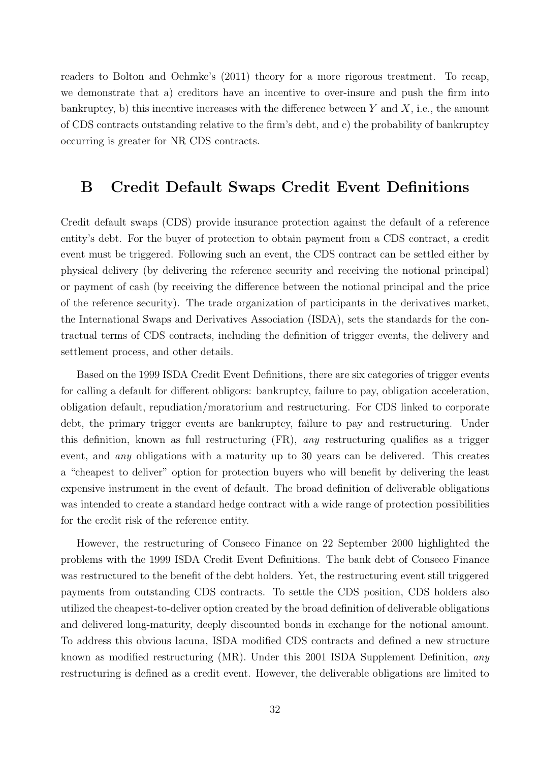readers to Bolton and Oehmke's (2011) theory for a more rigorous treatment. To recap, we demonstrate that a) creditors have an incentive to over-insure and push the firm into bankruptcy, b) this incentive increases with the difference between $Y$ and $X$, i.e., the amount of CDS contracts outstanding relative to the firm's debt, and c) the probability of bankruptcy occurring is greater for NR CDS contracts.

# B Credit Default Swaps Credit Event Definitions

Credit default swaps (CDS) provide insurance protection against the default of a reference entity's debt. For the buyer of protection to obtain payment from a CDS contract, a credit event must be triggered. Following such an event, the CDS contract can be settled either by physical delivery (by delivering the reference security and receiving the notional principal) or payment of cash (by receiving the difference between the notional principal and the price of the reference security). The trade organization of participants in the derivatives market, the International Swaps and Derivatives Association (ISDA), sets the standards for the contractual terms of CDS contracts, including the definition of trigger events, the delivery and settlement process, and other details.

Based on the 1999 ISDA Credit Event Definitions, there are six categories of trigger events for calling a default for different obligors: bankruptcy, failure to pay, obligation acceleration, obligation default, repudiation/moratorium and restructuring. For CDS linked to corporate debt, the primary trigger events are bankruptcy, failure to pay and restructuring. Under this definition, known as full restructuring (FR), *any* restructuring qualifies as a trigger event, and *any* obligations with a maturity up to 30 years can be delivered. This creates a "cheapest to deliver" option for protection buyers who will benefit by delivering the least expensive instrument in the event of default. The broad definition of deliverable obligations was intended to create a standard hedge contract with a wide range of protection possibilities for the credit risk of the reference entity.

However, the restructuring of Conseco Finance on 22 September 2000 highlighted the problems with the 1999 ISDA Credit Event Definitions. The bank debt of Conseco Finance was restructured to the benefit of the debt holders. Yet, the restructuring event still triggered payments from outstanding CDS contracts. To settle the CDS position, CDS holders also utilized the cheapest-to-deliver option created by the broad definition of deliverable obligations and delivered long-maturity, deeply discounted bonds in exchange for the notional amount. To address this obvious lacuna, ISDA modified CDS contracts and defined a new structure known as modified restructuring (MR). Under this 2001 ISDA Supplement Definition, *any* restructuring is defined as a credit event. However, the deliverable obligations are limited to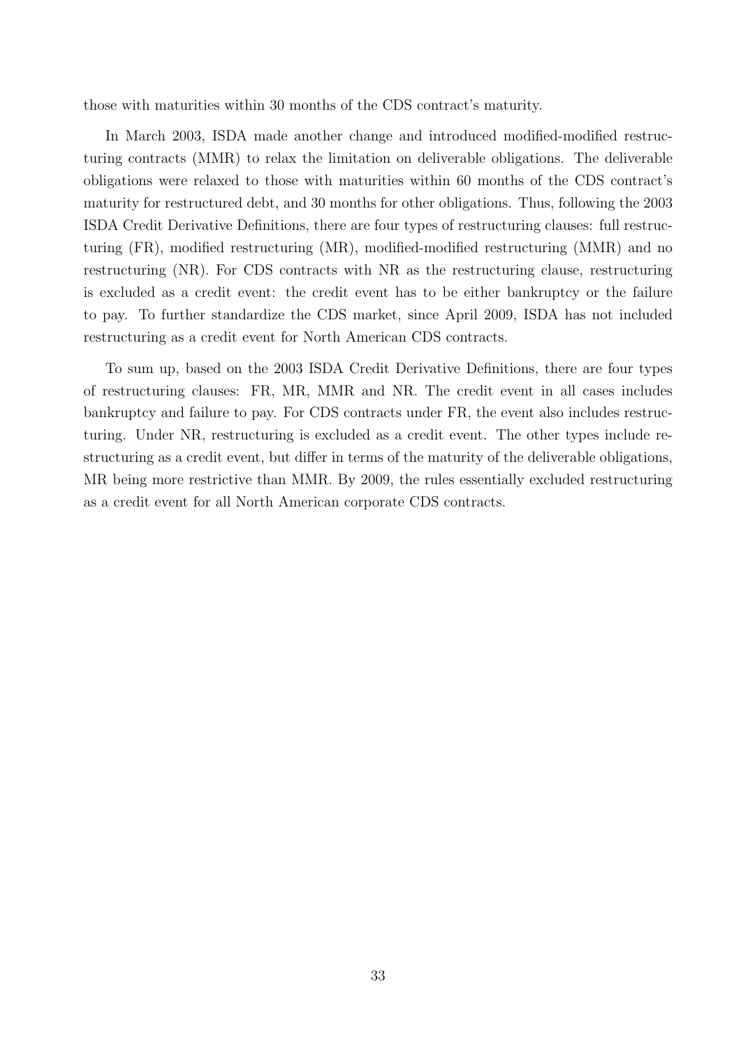those with maturities within 30 months of the CDS contract's maturity.

In March 2003, ISDA made another change and introduced modified-modified restructuring contracts (MMR) to relax the limitation on deliverable obligations. The deliverable obligations were relaxed to those with maturities within 60 months of the CDS contract's maturity for restructured debt, and 30 months for other obligations. Thus, following the 2003 ISDA Credit Derivative Definitions, there are four types of restructuring clauses: full restructuring (FR), modified restructuring (MR), modified-modified restructuring (MMR) and no restructuring (NR). For CDS contracts with NR as the restructuring clause, restructuring is excluded as a credit event: the credit event has to be either bankruptcy or the failure to pay. To further standardize the CDS market, since April 2009, ISDA has not included restructuring as a credit event for North American CDS contracts.

To sum up, based on the 2003 ISDA Credit Derivative Definitions, there are four types of restructuring clauses: FR, MR, MMR and NR. The credit event in all cases includes bankruptcy and failure to pay. For CDS contracts under FR, the event also includes restructuring. Under NR, restructuring is excluded as a credit event. The other types include restructuring as a credit event, but differ in terms of the maturity of the deliverable obligations, MR being more restrictive than MMR. By 2009, the rules essentially excluded restructuring as a credit event for all North American corporate CDS contracts.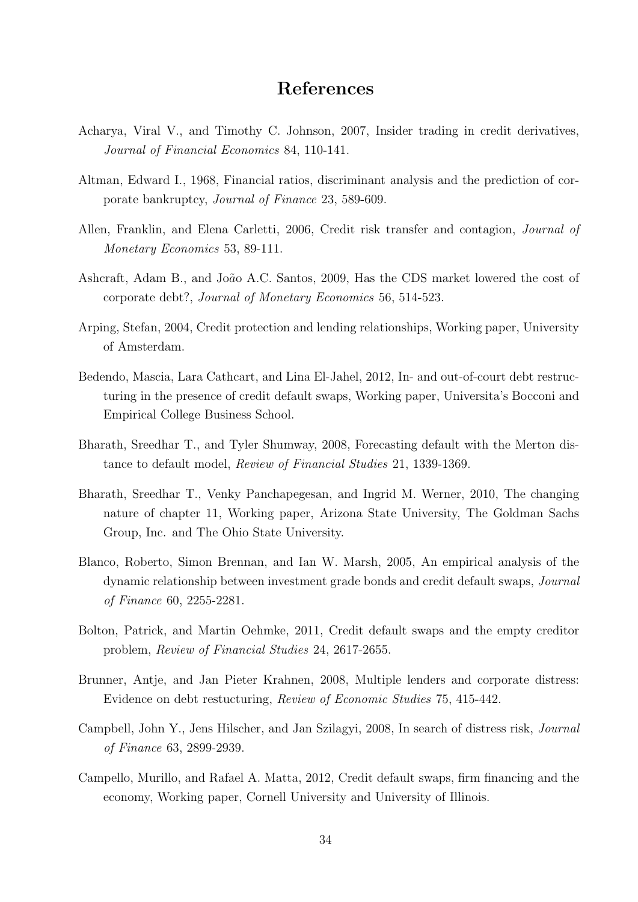# References

Acharya, Viral V., and Timothy C. Johnson, 2007, Insider trading in credit derivatives, *Journal of Financial Economics* 84, 110-141.

Altman, Edward I., 1968, Financial ratios, discriminant analysis and the prediction of corporate bankruptcy, *Journal of Finance* 23, 589-609.

Allen, Franklin, and Elena Carletti, 2006, Credit risk transfer and contagion, *Journal of Monetary Economics* 53, 89-111.

Ashcraft, Adam B., and João A.C. Santos, 2009, Has the CDS market lowered the cost of corporate debt?, *Journal of Monetary Economics* 56, 514-523.

Arping, Stefan, 2004, Credit protection and lending relationships, Working paper, University of Amsterdam.

Bedendo, Mascia, Lara Cathcart, and Lina El-Jahel, 2012, In- and out-of-court debt restructuring in the presence of credit default swaps, Working paper, Universita's Bocconi and Empirical College Business School.

Bharath, Sreedhar T., and Tyler Shumway, 2008, Forecasting default with the Merton distance to default model, *Review of Financial Studies* 21, 1339-1369.

Bharath, Sreedhar T., Venky Panchapegesan, and Ingrid M. Werner, 2010, The changing nature of chapter 11, Working paper, Arizona State University, The Goldman Sachs Group, Inc. and The Ohio State University.

Blanco, Roberto, Simon Brennan, and Ian W. Marsh, 2005, An empirical analysis of the dynamic relationship between investment grade bonds and credit default swaps, *Journal of Finance* 60, 2255-2281.

Bolton, Patrick, and Martin Oehmke, 2011, Credit default swaps and the empty creditor problem, *Review of Financial Studies* 24, 2617-2655.

Brunner, Antje, and Jan Pieter Krahnen, 2008, Multiple lenders and corporate distress: Evidence on debt restucturing, *Review of Economic Studies* 75, 415-442.

Campbell, John Y., Jens Hilscher, and Jan Szilagyi, 2008, In search of distress risk, *Journal of Finance* 63, 2899-2939.

Campello, Murillo, and Rafael A. Matta, 2012, Credit default swaps, firm financing and the economy, Working paper, Cornell University and University of Illinois.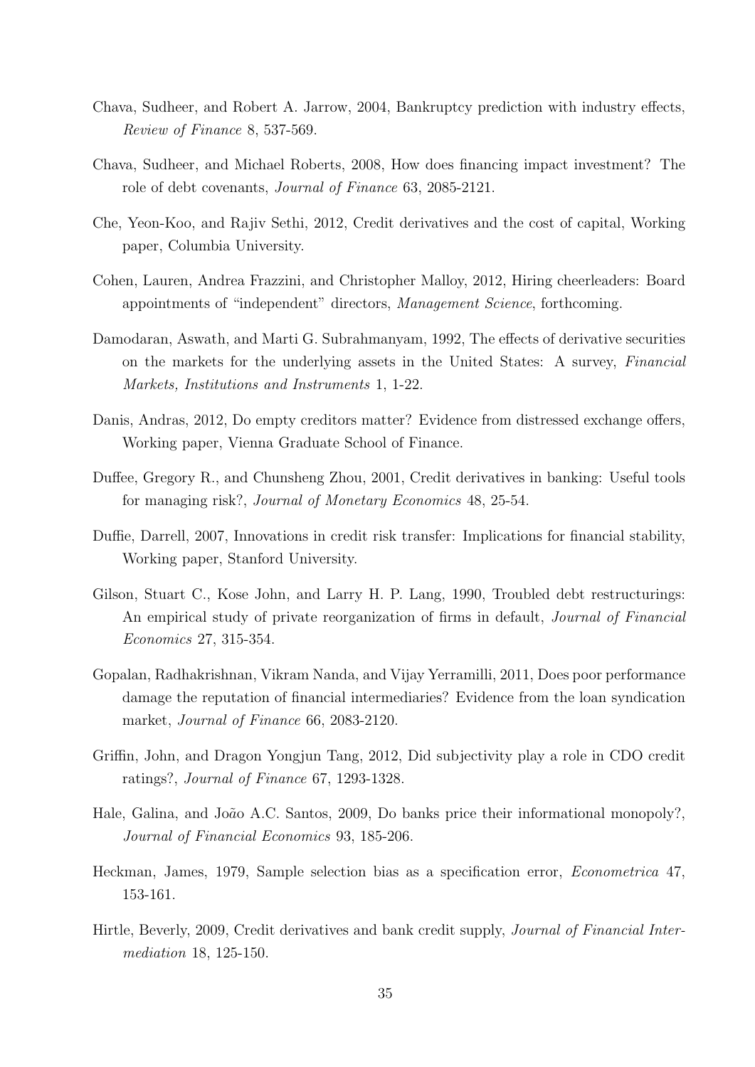Chava, Sudheer, and Robert A. Jarrow, 2004, Bankruptcy prediction with industry effects, *Review of Finance* 8, 537-569.

Chava, Sudheer, and Michael Roberts, 2008, How does financing impact investment? The role of debt covenants, *Journal of Finance* 63, 2085-2121.

Che, Yeon-Koo, and Rajiv Sethi, 2012, Credit derivatives and the cost of capital, Working paper, Columbia University.

Cohen, Lauren, Andrea Frazzini, and Christopher Malloy, 2012, Hiring cheerleaders: Board appointments of "independent" directors, *Management Science*, forthcoming.

Damodaran, Aswath, and Marti G. Subrahmanyam, 1992, The effects of derivative securities on the markets for the underlying assets in the United States: A survey, *Financial Markets, Institutions and Instruments* 1, 1-22.

Danis, Andras, 2012, Do empty creditors matter? Evidence from distressed exchange offers, Working paper, Vienna Graduate School of Finance.

Duffee, Gregory R., and Chunsheng Zhou, 2001, Credit derivatives in banking: Useful tools for managing risk?, *Journal of Monetary Economics* 48, 25-54.

Duffie, Darrell, 2007, Innovations in credit risk transfer: Implications for financial stability, Working paper, Stanford University.

Gilson, Stuart C., Kose John, and Larry H. P. Lang, 1990, Troubled debt restructurings: An empirical study of private reorganization of firms in default, *Journal of Financial Economics* 27, 315-354.

Gopalan, Radhakrishnan, Vikram Nanda, and Vijay Yerramilli, 2011, Does poor performance damage the reputation of financial intermediaries? Evidence from the loan syndication market, *Journal of Finance* 66, 2083-2120.

Griffin, John, and Dragon Yongjun Tang, 2012, Did subjectivity play a role in CDO credit ratings?, *Journal of Finance* 67, 1293-1328.

Hale, Galina, and João A.C. Santos, 2009, Do banks price their informational monopoly?, *Journal of Financial Economics* 93, 185-206.

Heckman, James, 1979, Sample selection bias as a specification error, *Econometrica* 47, 153-161.

Hirtle, Beverly, 2009, Credit derivatives and bank credit supply, *Journal of Financial Intermediation* 18, 125-150.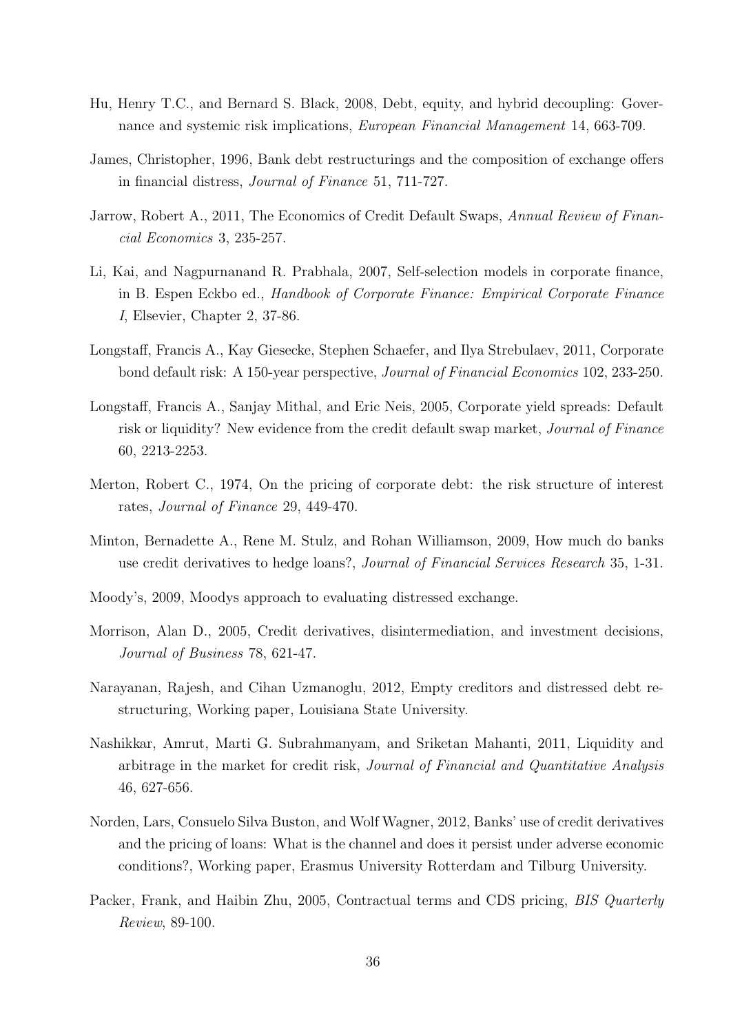Hu, Henry T.C., and Bernard S. Black, 2008, Debt, equity, and hybrid decoupling: Governance and systemic risk implications, *European Financial Management* 14, 663-709.

James, Christopher, 1996, Bank debt restructurings and the composition of exchange offers in financial distress, *Journal of Finance* 51, 711-727.

Jarrow, Robert A., 2011, The Economics of Credit Default Swaps, *Annual Review of Financial Economics* 3, 235-257.

Li, Kai, and Nagpurnanand R. Prabhala, 2007, Self-selection models in corporate finance, in B. Espen Eckbo ed., *Handbook of Corporate Finance: Empirical Corporate Finance I*, Elsevier, Chapter 2, 37-86.

Longstaff, Francis A., Kay Giesecke, Stephen Schaefer, and Ilya Strebulaev, 2011, Corporate bond default risk: A 150-year perspective, *Journal of Financial Economics* 102, 233-250.

Longstaff, Francis A., Sanjay Mithal, and Eric Neis, 2005, Corporate yield spreads: Default risk or liquidity? New evidence from the credit default swap market, *Journal of Finance* 60, 2213-2253.

Merton, Robert C., 1974, On the pricing of corporate debt: the risk structure of interest rates, *Journal of Finance* 29, 449-470.

Minton, Bernadette A., Rene M. Stulz, and Rohan Williamson, 2009, How much do banks use credit derivatives to hedge loans?, *Journal of Financial Services Research* 35, 1-31.

Moody's, 2009, Moodys approach to evaluating distressed exchange.

Morrison, Alan D., 2005, Credit derivatives, disintermediation, and investment decisions, *Journal of Business* 78, 621-47.

Narayanan, Rajesh, and Cihan Uzmanoglu, 2012, Empty creditors and distressed debt restructuring, Working paper, Louisiana State University.

Nashikkar, Amrut, Marti G. Subrahmanyam, and Sriketan Mahanti, 2011, Liquidity and arbitrage in the market for credit risk, *Journal of Financial and Quantitative Analysis* 46, 627-656.

Norden, Lars, Consuelo Silva Buston, and Wolf Wagner, 2012, Banks' use of credit derivatives and the pricing of loans: What is the channel and does it persist under adverse economic conditions?, Working paper, Erasmus University Rotterdam and Tilburg University.

Packer, Frank, and Haibin Zhu, 2005, Contractual terms and CDS pricing, *BIS Quarterly Review*, 89-100.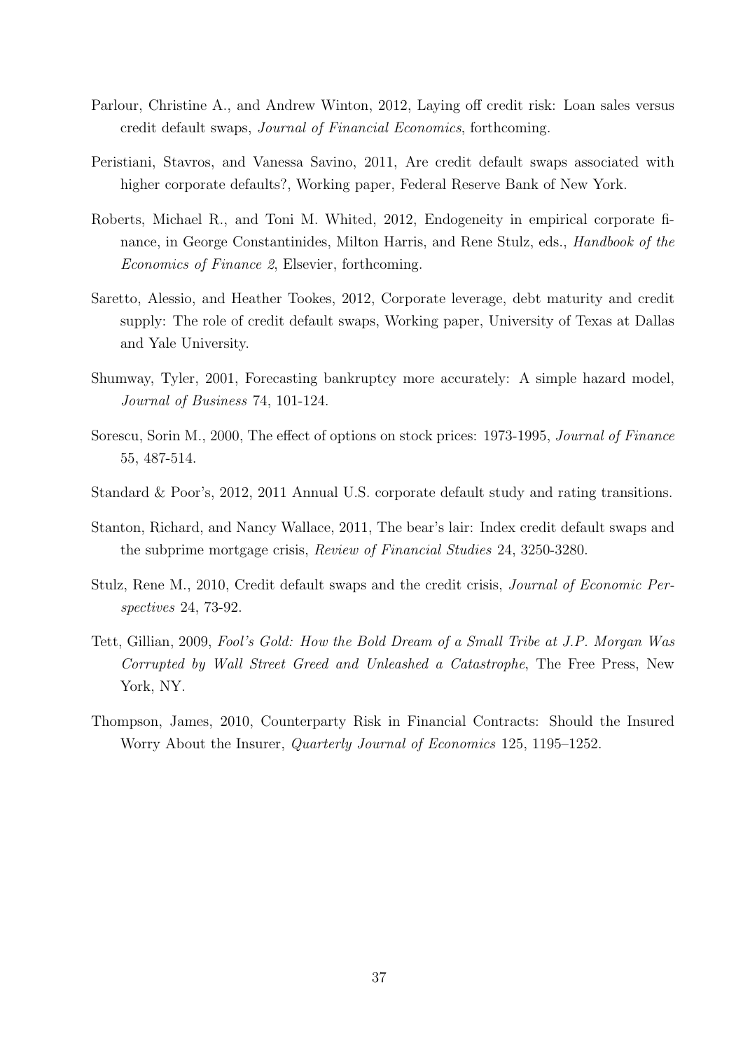Parlour, Christine A., and Andrew Winton, 2012, Laying off credit risk: Loan sales versus credit default swaps, *Journal of Financial Economics*, forthcoming.

Peristiani, Stavros, and Vanessa Savino, 2011, Are credit default swaps associated with higher corporate defaults?, Working paper, Federal Reserve Bank of New York.

Roberts, Michael R., and Toni M. Whited, 2012, Endogeneity in empirical corporate finance, in George Constantinides, Milton Harris, and Rene Stulz, eds., *Handbook of the Economics of Finance 2*, Elsevier, forthcoming.

Saretto, Alessio, and Heather Tookes, 2012, Corporate leverage, debt maturity and credit supply: The role of credit default swaps, Working paper, University of Texas at Dallas and Yale University.

Shumway, Tyler, 2001, Forecasting bankruptcy more accurately: A simple hazard model, *Journal of Business* 74, 101-124.

Sorescu, Sorin M., 2000, The effect of options on stock prices: 1973-1995, *Journal of Finance* 55, 487-514.

Standard & Poor's, 2012, 2011 Annual U.S. corporate default study and rating transitions.

Stanton, Richard, and Nancy Wallace, 2011, The bear's lair: Index credit default swaps and the subprime mortgage crisis, *Review of Financial Studies* 24, 3250-3280.

Stulz, Rene M., 2010, Credit default swaps and the credit crisis, *Journal of Economic Perspectives* 24, 73-92.

Tett, Gillian, 2009, *Fool's Gold: How the Bold Dream of a Small Tribe at J.P. Morgan Was Corrupted by Wall Street Greed and Unleashed a Catastrophe*, The Free Press, New York, NY.

Thompson, James, 2010, Counterparty Risk in Financial Contracts: Should the Insured Worry About the Insurer, *Quarterly Journal of Economics* 125, 1195–1252.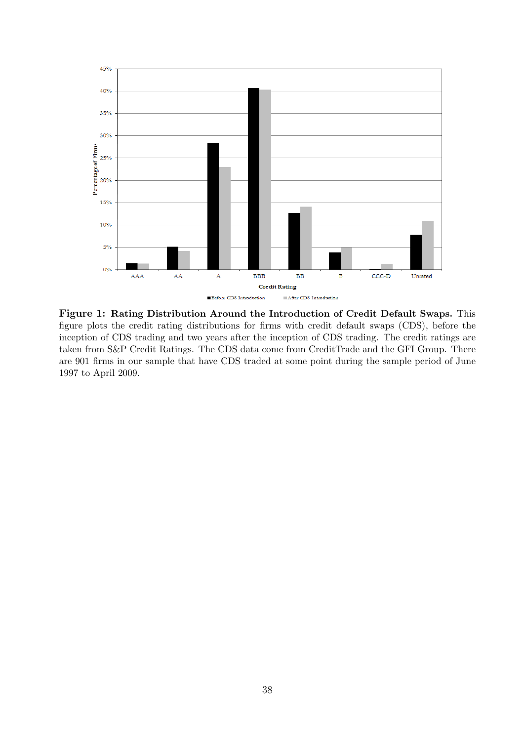**Figure 1: Rating Distribution Around the Introduction of Credit Default Swaps.** This figure plots the credit rating distributions for firms with credit default swaps (CDS), before the inception of CDS trading and two years after the inception of CDS trading. The credit ratings are taken from S&P Credit Ratings. The CDS data come from CreditTrade and the GFI Group. There are 901 firms in our sample that have CDS traded at some point during the sample period of June 1997 to April 2009.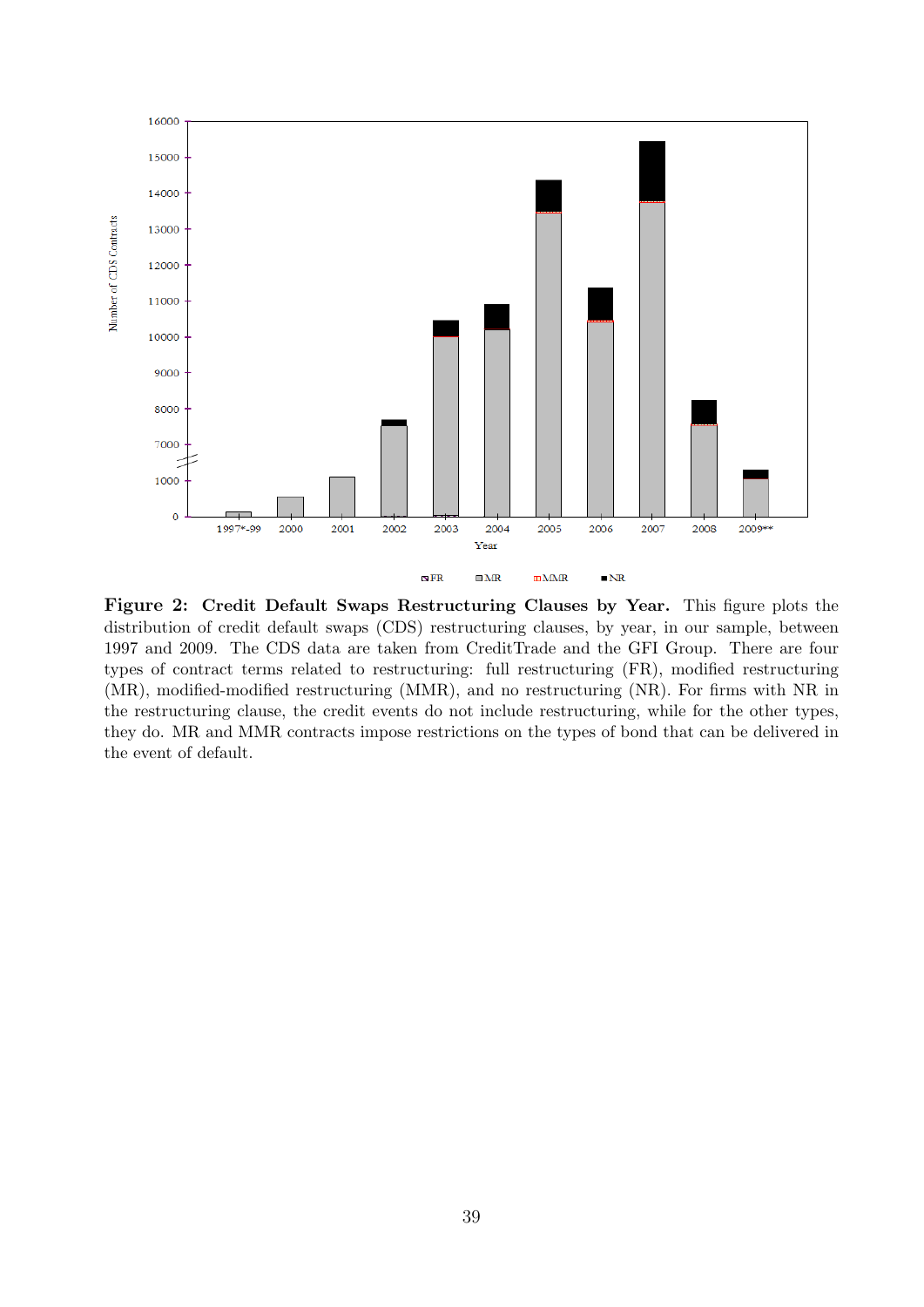**Figure 2: Credit Default Swaps Restructuring Clauses by Year.** This figure plots the distribution of credit default swaps (CDS) restructuring clauses, by year, in our sample, between 1997 and 2009. The CDS data are taken from CreditTrade and the GFI Group. There are four types of contract terms related to restructuring: full restructuring (FR), modified restructuring (MR), modified-modified restructuring (MMR), and no restructuring (NR). For firms with NR in the restructuring clause, the credit events do not include restructuring, while for the other types, they do. MR and MMR contracts impose restrictions on the types of bond that can be delivered in the event of default.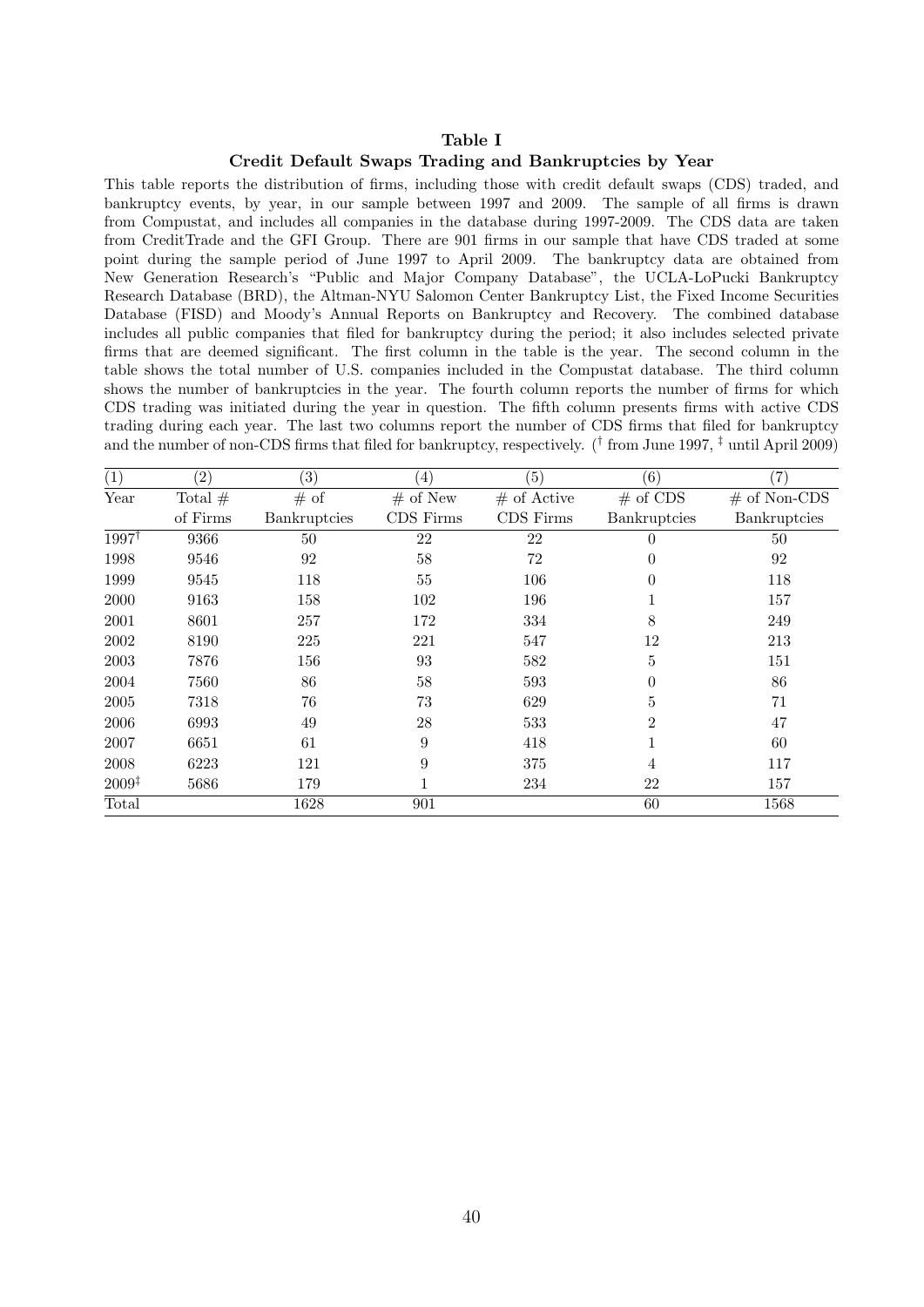**Table I**

**Credit Default Swaps Trading and Bankruptcies by Year**

This table reports the distribution of firms, including those with credit default swaps (CDS) traded, and bankruptcy events, by year, in our sample between 1997 and 2009. The sample of all firms is drawn from Compustat, and includes all companies in the database during 1997-2009. The CDS data are taken from CreditTrade and the GFI Group. There are 901 firms in our sample that have CDS traded at some point during the sample period of June 1997 to April 2009. The bankruptcy data are obtained from New Generation Research's "Public and Major Company Database", the UCLA-LoPucki Bankruptcy Research Database (BRD), the Altman-NYU Salomon Center Bankruptcy List, the Fixed Income Securities Database (FISD) and Moody's Annual Reports on Bankruptcy and Recovery. The combined database includes all public companies that filed for bankruptcy during the period; it also includes selected private firms that are deemed significant. The first column in the table is the year. The second column in the table shows the total number of U.S. companies included in the Compustat database. The third column shows the number of bankruptcies in the year. The fourth column reports the number of firms for which CDS trading was initiated during the year in question. The fifth column presents firms with active CDS trading during each year. The last two columns report the number of CDS firms that filed for bankruptcy and the number of non-CDS firms that filed for bankruptcy, respectively. († from June 1997, ‡ until April 2009)

| (1) | (2) | (3) | (4) | (5) | (6) | (7) |
|---|---|---|---|---|---|---|
| Year | Total # of Firms | # of Bankruptcies | # of New CDS Firms | # of Active CDS Firms | # of CDS Bankruptcies | # of Non-CDS Bankruptcies |
| 1997† | 9366 | 50 | 22 | 22 | 0 | 50 |
| 1998 | 9546 | 92 | 58 | 72 | 0 | 92 |
| 1999 | 9545 | 118 | 55 | 106 | 0 | 118 |
| 2000 | 9163 | 158 | 102 | 196 | 1 | 157 |
| 2001 | 8601 | 257 | 172 | 334 | 8 | 249 |
| 2002 | 8190 | 225 | 221 | 547 | 12 | 213 |
| 2003 | 7876 | 156 | 93 | 582 | 5 | 151 |
| 2004 | 7560 | 86 | 58 | 593 | 0 | 86 |
| 2005 | 7318 | 76 | 73 | 629 | 5 | 71 |
| 2006 | 6993 | 49 | 28 | 533 | 2 | 47 |
| 2007 | 6651 | 61 | 9 | 418 | 1 | 60 |
| 2008 | 6223 | 121 | 9 | 375 | 4 | 117 |
| 2009‡ | 5686 | 179 | 1 | 234 | 22 | 157 |
| Total | | 1628 | 901 | | 60 | 1568 |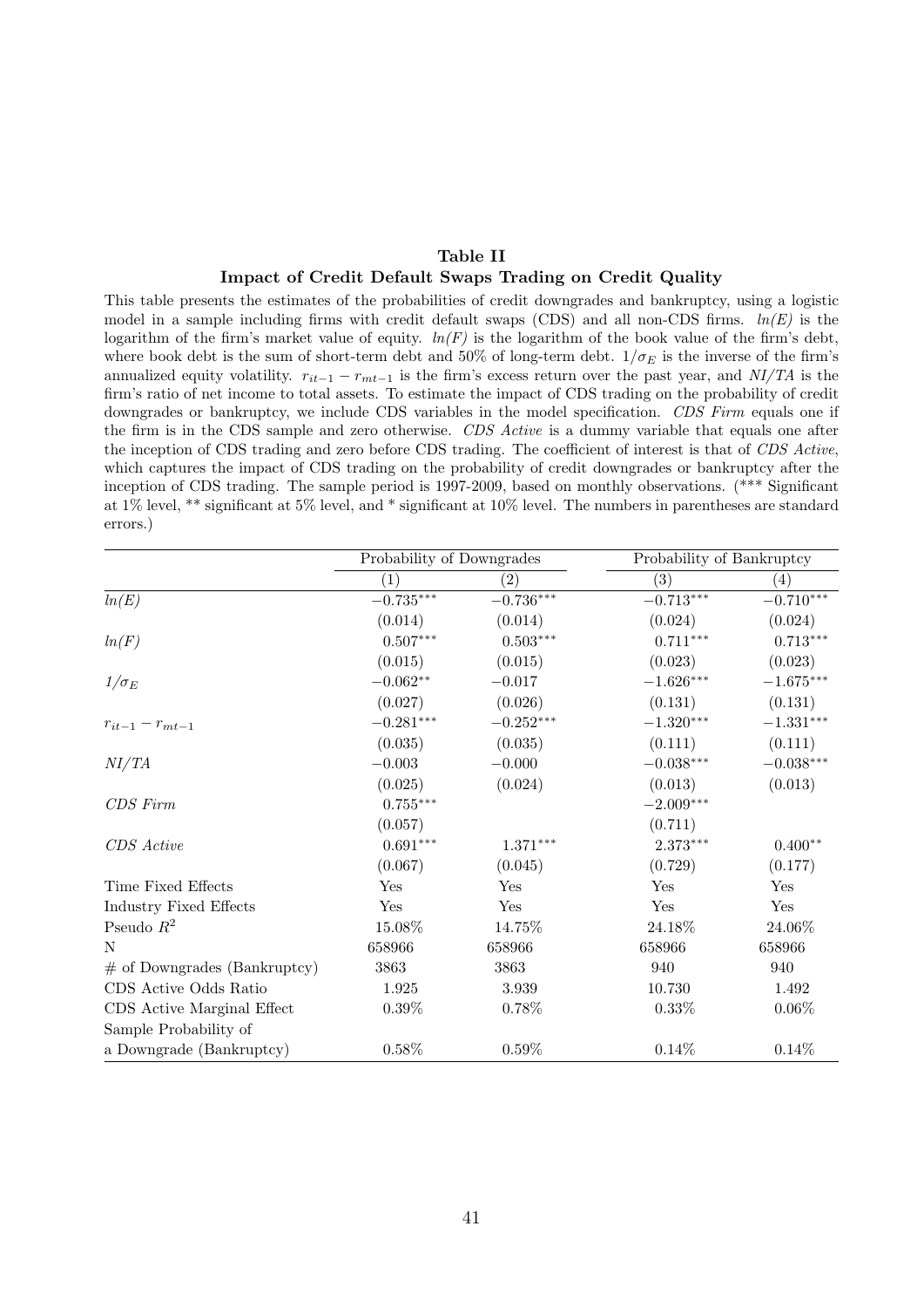**Table II**
**Impact of Credit Default Swaps Trading on Credit Quality**

This table presents the estimates of the probabilities of credit downgrades and bankruptcy, using a logistic model in a sample including firms with credit default swaps (CDS) and all non-CDS firms. *ln(E)* is the logarithm of the firm's market value of equity. *ln(F)* is the logarithm of the book value of the firm's debt, where book debt is the sum of short-term debt and 50% of long-term debt. $1/\sigma_E$ is the inverse of the firm's annualized equity volatility. $r_{it-1} - r_{mt-1}$ is the firm's excess return over the past year, and *NI/TA* is the firm's ratio of net income to total assets. To estimate the impact of CDS trading on the probability of credit downgrades or bankruptcy, we include CDS variables in the model specification. *CDS Firm* equals one if the firm is in the CDS sample and zero otherwise. *CDS Active* is a dummy variable that equals one after the inception of CDS trading and zero before CDS trading. The coefficient of interest is that of *CDS Active*, which captures the impact of CDS trading on the probability of credit downgrades or bankruptcy after the inception of CDS trading. The sample period is 1997-2009, based on monthly observations. (*** Significant at 1% level, ** significant at 5% level, and * significant at 10% level. The numbers in parentheses are standard errors.)

| | Probability of Downgrades | | Probability of Bankruptcy | |
|---|---|---|---|---|
| | (1) | (2) | (3) | (4) |
| *ln(E)* | $-0.735^{***}$ | $-0.736^{***}$ | $-0.713^{***}$ | $-0.710^{***}$ |
| | (0.014) | (0.014) | (0.024) | (0.024) |
| *ln(F)* | $0.507^{***}$ | $0.503^{***}$ | $0.711^{***}$ | $0.713^{***}$ |
| | (0.015) | (0.015) | (0.023) | (0.023) |
| $1/\sigma_E$ | $-0.062^{**}$ | $-0.017$ | $-1.626^{***}$ | $-1.675^{***}$ |
| | (0.027) | (0.026) | (0.131) | (0.131) |
| $r_{it-1} - r_{mt-1}$ | $-0.281^{***}$ | $-0.252^{***}$ | $-1.320^{***}$ | $-1.331^{***}$ |
| | (0.035) | (0.035) | (0.111) | (0.111) |
| *NI/TA* | $-0.003$ | $-0.000$ | $-0.038^{***}$ | $-0.038^{***}$ |
| | (0.025) | (0.024) | (0.013) | (0.013) |
| *CDS Firm* | $0.755^{***}$ | | $-2.009^{***}$ | |
| | (0.057) | | (0.711) | |
| *CDS Active* | $0.691^{***}$ | $1.371^{***}$ | $2.373^{***}$ | $0.400^{**}$ |
| | (0.067) | (0.045) | (0.729) | (0.177) |
| Time Fixed Effects | Yes | Yes | Yes | Yes |
| Industry Fixed Effects | Yes | Yes | Yes | Yes |
| Pseudo $R^2$ | 15.08% | 14.75% | 24.18% | 24.06% |
| N | 658966 | 658966 | 658966 | 658966 |
| # of Downgrades (Bankruptcy) | 3863 | 3863 | 940 | 940 |
| CDS Active Odds Ratio | 1.925 | 3.939 | 10.730 | 1.492 |
| CDS Active Marginal Effect | 0.39% | 0.78% | 0.33% | 0.06% |
| Sample Probability of a Downgrade (Bankruptcy) | 0.58% | 0.59% | 0.14% | 0.14% |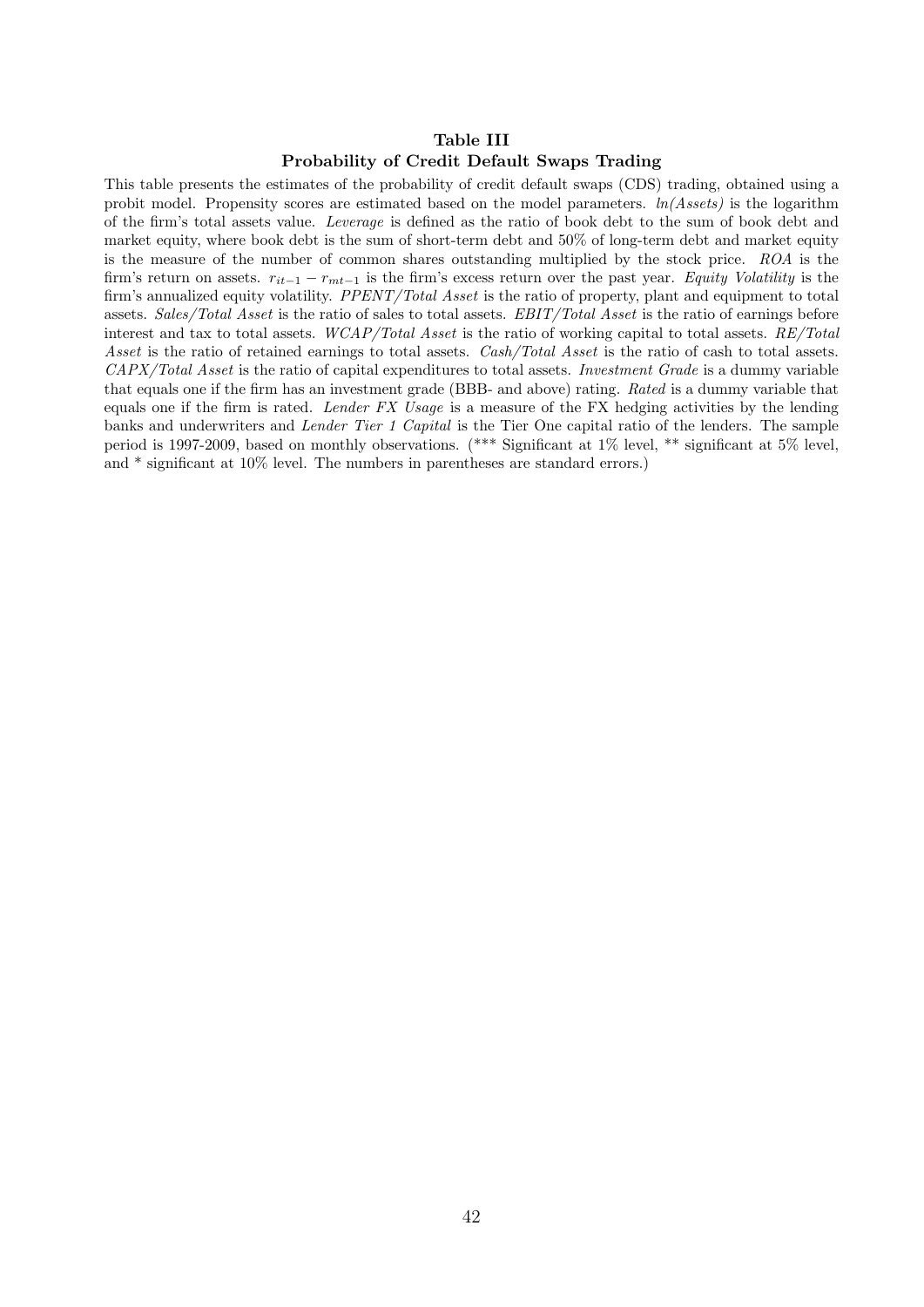## Table III

### Probability of Credit Default Swaps Trading

This table presents the estimates of the probability of credit default swaps (CDS) trading, obtained using a probit model. Propensity scores are estimated based on the model parameters. *ln(Assets)* is the logarithm of the firm's total assets value. *Leverage* is defined as the ratio of book debt to the sum of book debt and market equity, where book debt is the sum of short-term debt and 50% of long-term debt and market equity is the measure of the number of common shares outstanding multiplied by the stock price. *ROA* is the firm's return on assets. $r_{it-1} - r_{mt-1}$ is the firm's excess return over the past year. *Equity Volatility* is the firm's annualized equity volatility. *PPENT/Total Asset* is the ratio of property, plant and equipment to total assets. *Sales/Total Asset* is the ratio of sales to total assets. *EBIT/Total Asset* is the ratio of earnings before interest and tax to total assets. *WCAP/Total Asset* is the ratio of working capital to total assets. *RE/Total Asset* is the ratio of retained earnings to total assets. *Cash/Total Asset* is the ratio of cash to total assets. *CAPX/Total Asset* is the ratio of capital expenditures to total assets. *Investment Grade* is a dummy variable that equals one if the firm has an investment grade (BBB- and above) rating. *Rated* is a dummy variable that equals one if the firm is rated. *Lender FX Usage* is a measure of the FX hedging activities by the lending banks and underwriters and *Lender Tier 1 Capital* is the Tier One capital ratio of the lenders. The sample period is 1997-2009, based on monthly observations. (*** Significant at 1% level, ** significant at 5% level, and * significant at 10% level. The numbers in parentheses are standard errors.)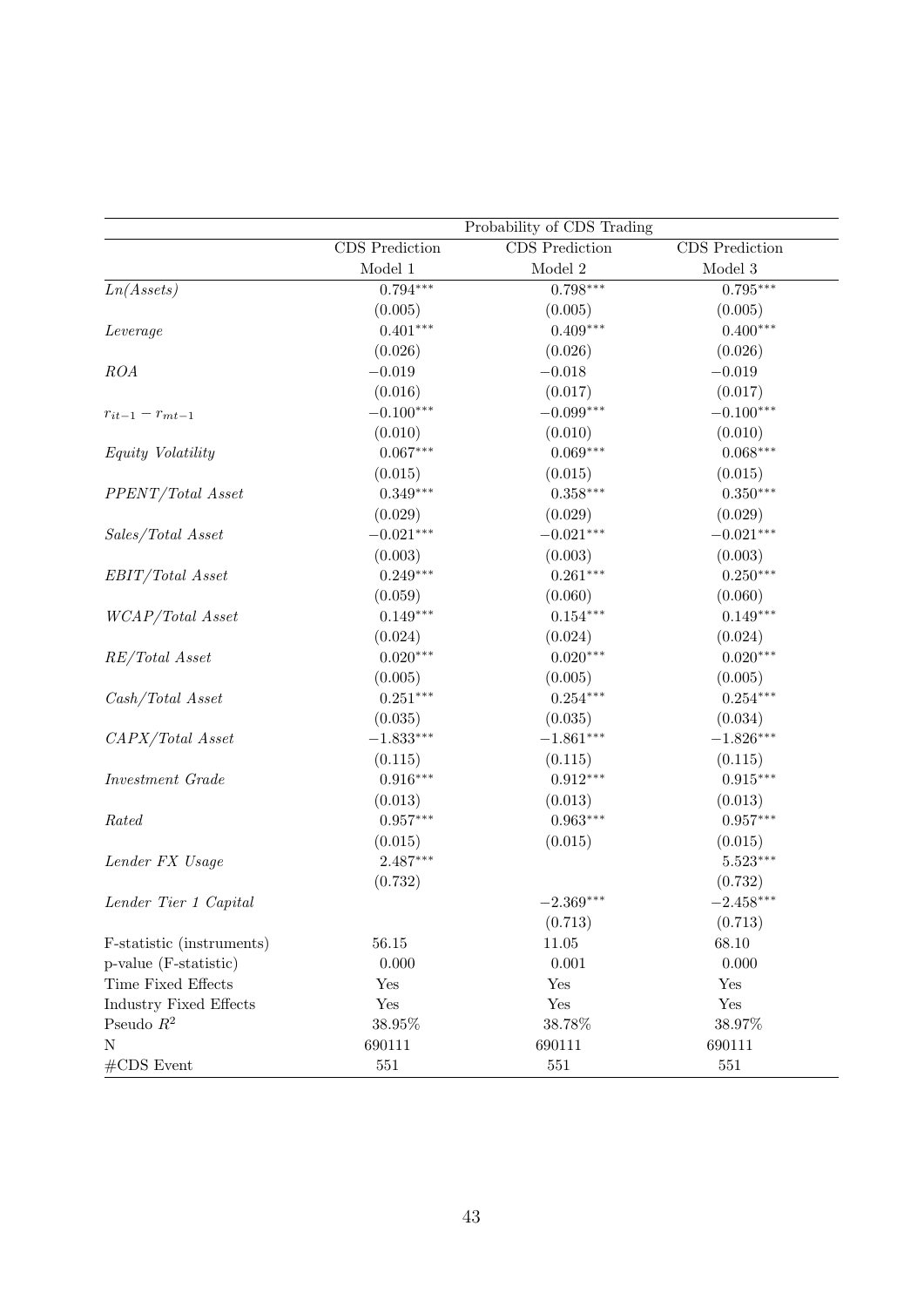| | Probability of CDS Trading | | |
|---|---|---|---|
| | CDS Prediction | CDS Prediction | CDS Prediction |
| | Model 1 | Model 2 | Model 3 |
| *Ln(Assets)* | $0.794^{***}$ | $0.798^{***}$ | $0.795^{***}$ |
| | (0.005) | (0.005) | (0.005) |
| *Leverage* | $0.401^{***}$ | $0.409^{***}$ | $0.400^{***}$ |
| | (0.026) | (0.026) | (0.026) |
| *ROA* | $-0.019$ | $-0.018$ | $-0.019$ |
| | (0.016) | (0.017) | (0.017) |
| $r_{it-1} - r_{mt-1}$ | $-0.100^{***}$ | $-0.099^{***}$ | $-0.100^{***}$ |
| | (0.010) | (0.010) | (0.010) |
| *Equity Volatility* | $0.067^{***}$ | $0.069^{***}$ | $0.068^{***}$ |
| | (0.015) | (0.015) | (0.015) |
| *PPENT/Total Asset* | $0.349^{***}$ | $0.358^{***}$ | $0.350^{***}$ |
| | (0.029) | (0.029) | (0.029) |
| *Sales/Total Asset* | $-0.021^{***}$ | $-0.021^{***}$ | $-0.021^{***}$ |
| | (0.003) | (0.003) | (0.003) |
| *EBIT/Total Asset* | $0.249^{***}$ | $0.261^{***}$ | $0.250^{***}$ |
| | (0.059) | (0.060) | (0.060) |
| *WCAP/Total Asset* | $0.149^{***}$ | $0.154^{***}$ | $0.149^{***}$ |
| | (0.024) | (0.024) | (0.024) |
| *RE/Total Asset* | $0.020^{***}$ | $0.020^{***}$ | $0.020^{***}$ |
| | (0.005) | (0.005) | (0.005) |
| *Cash/Total Asset* | $0.251^{***}$ | $0.254^{***}$ | $0.254^{***}$ |
| | (0.035) | (0.035) | (0.034) |
| *CAPX/Total Asset* | $-1.833^{***}$ | $-1.861^{***}$ | $-1.826^{***}$ |
| | (0.115) | (0.115) | (0.115) |
| *Investment Grade* | $0.916^{***}$ | $0.912^{***}$ | $0.915^{***}$ |
| | (0.013) | (0.013) | (0.013) |
| *Rated* | $0.957^{***}$ | $0.963^{***}$ | $0.957^{***}$ |
| | (0.015) | (0.015) | (0.015) |
| *Lender FX Usage* | $2.487^{***}$ | | $5.523^{***}$ |
| | (0.732) | | (0.732) |
| *Lender Tier 1 Capital* | | $-2.369^{***}$ | $-2.458^{***}$ |
| | | (0.713) | (0.713) |
| F-statistic (instruments) | 56.15 | 11.05 | 68.10 |
| p-value (F-statistic) | 0.000 | 0.001 | 0.000 |
| Time Fixed Effects | Yes | Yes | Yes |
| Industry Fixed Effects | Yes | Yes | Yes |
| Pseudo $R^2$ | 38.95% | 38.78% | 38.97% |
| N | 690111 | 690111 | 690111 |
| #CDS Event | 551 | 551 | 551 |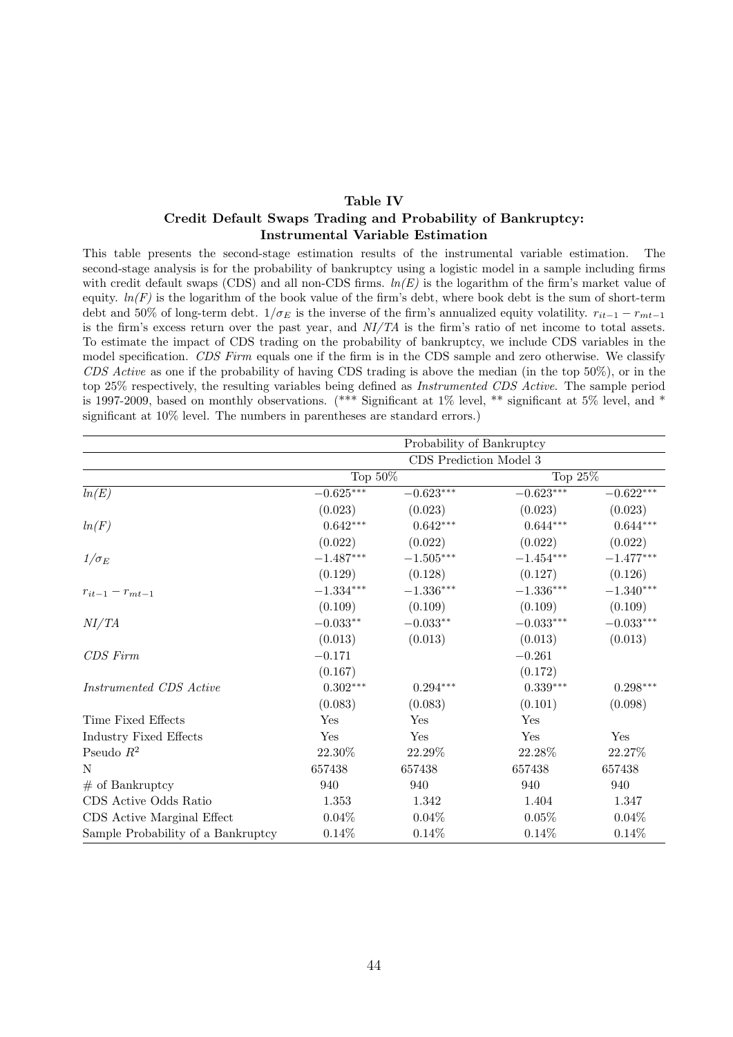**Table IV**
**Credit Default Swaps Trading and Probability of Bankruptcy: Instrumental Variable Estimation**

This table presents the second-stage estimation results of the instrumental variable estimation. The second-stage analysis is for the probability of bankruptcy using a logistic model in a sample including firms with credit default swaps (CDS) and all non-CDS firms. *ln(E)* is the logarithm of the firm's market value of equity. *ln(F)* is the logarithm of the book value of the firm's debt, where book debt is the sum of short-term debt and 50% of long-term debt. $1/\sigma_E$ is the inverse of the firm's annualized equity volatility. $r_{it-1} - r_{mt-1}$ is the firm's excess return over the past year, and *NI/TA* is the firm's ratio of net income to total assets. To estimate the impact of CDS trading on the probability of bankruptcy, we include CDS variables in the model specification. *CDS Firm* equals one if the firm is in the CDS sample and zero otherwise. We classify *CDS Active* as one if the probability of having CDS trading is above the median (in the top 50%), or in the top 25% respectively, the resulting variables being defined as *Instrumented CDS Active*. The sample period is 1997-2009, based on monthly observations. (*** Significant at 1% level, ** significant at 5% level, and * significant at 10% level. The numbers in parentheses are standard errors.)

| | Probability of Bankruptcy | | | |
|---|---|---|---|---|
| | CDS Prediction Model 3 | | | |
| | Top 50% | | Top 25% | |
| *ln(E)* | $-0.625^{***}$ | $-0.623^{***}$ | $-0.623^{***}$ | $-0.622^{***}$ |
| | (0.023) | (0.023) | (0.023) | (0.023) |
| *ln(F)* | $0.642^{***}$ | $0.642^{***}$ | $0.644^{***}$ | $0.644^{***}$ |
| | (0.022) | (0.022) | (0.022) | (0.022) |
| $1/\sigma_E$ | $-1.487^{***}$ | $-1.505^{***}$ | $-1.454^{***}$ | $-1.477^{***}$ |
| | (0.129) | (0.128) | (0.127) | (0.126) |
| $r_{it-1} - r_{mt-1}$ | $-1.334^{***}$ | $-1.336^{***}$ | $-1.336^{***}$ | $-1.340^{***}$ |
| | (0.109) | (0.109) | (0.109) | (0.109) |
| *NI/TA* | $-0.033^{**}$ | $-0.033^{**}$ | $-0.033^{***}$ | $-0.033^{***}$ |
| | (0.013) | (0.013) | (0.013) | (0.013) |
| *CDS Firm* | $-0.171$ | | $-0.261$ | |
| | (0.167) | | (0.172) | |
| *Instrumented CDS Active* | $0.302^{***}$ | $0.294^{***}$ | $0.339^{***}$ | $0.298^{***}$ |
| | (0.083) | (0.083) | (0.101) | (0.098) |
| Time Fixed Effects | Yes | Yes | Yes | |
| Industry Fixed Effects | Yes | Yes | Yes | Yes |
| Pseudo $R^2$ | 22.30% | 22.29% | 22.28% | 22.27% |
| N | 657438 | 657438 | 657438 | 657438 |
| # of Bankruptcy | 940 | 940 | 940 | 940 |
| CDS Active Odds Ratio | 1.353 | 1.342 | 1.404 | 1.347 |
| CDS Active Marginal Effect | 0.04% | 0.04% | 0.05% | 0.04% |
| Sample Probability of a Bankruptcy | 0.14% | 0.14% | 0.14% | 0.14% |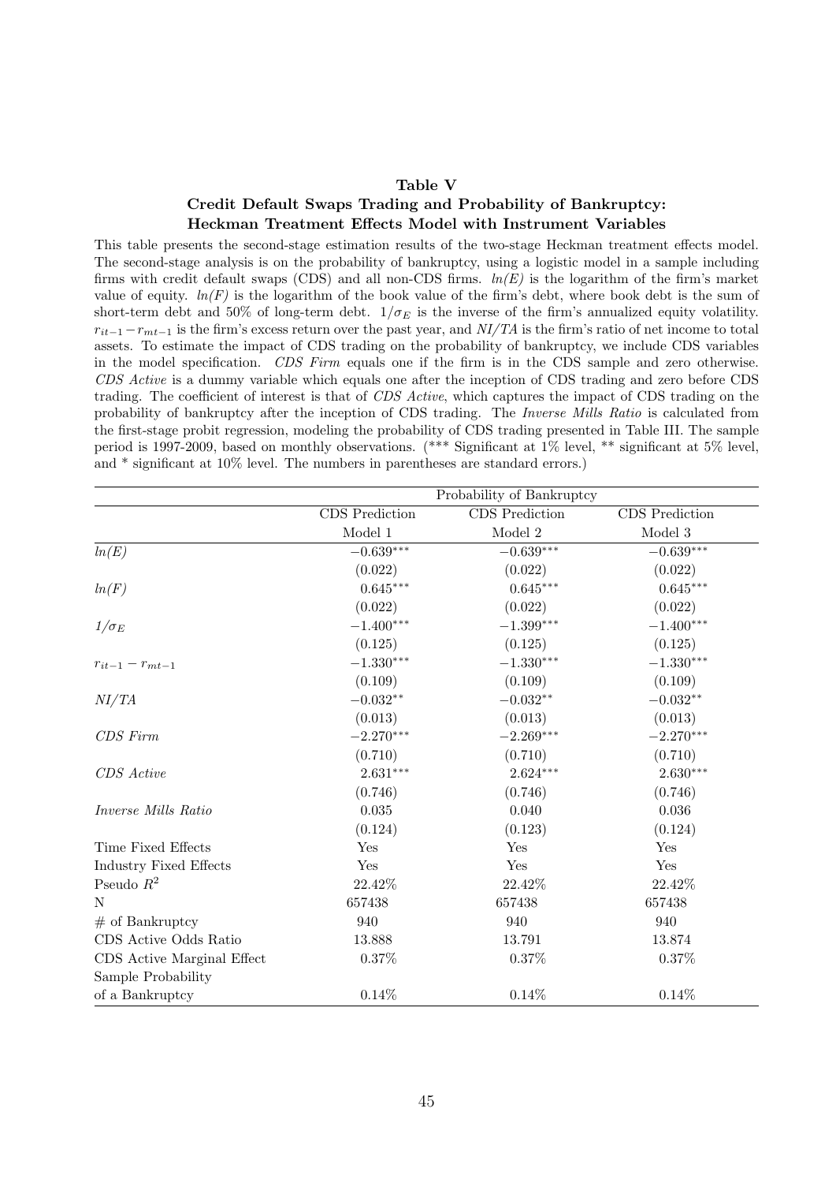**Table V**

**Credit Default Swaps Trading and Probability of Bankruptcy: Heckman Treatment Effects Model with Instrument Variables**

This table presents the second-stage estimation results of the two-stage Heckman treatment effects model. The second-stage analysis is on the probability of bankruptcy, using a logistic model in a sample including firms with credit default swaps (CDS) and all non-CDS firms. *ln(E)* is the logarithm of the firm's market value of equity. *ln(F)* is the logarithm of the book value of the firm's debt, where book debt is the sum of short-term debt and 50% of long-term debt. $1/\sigma_E$ is the inverse of the firm's annualized equity volatility. $r_{it-1} - r_{mt-1}$ is the firm's excess return over the past year, and *NI/TA* is the firm's ratio of net income to total assets. To estimate the impact of CDS trading on the probability of bankruptcy, we include CDS variables in the model specification. *CDS Firm* equals one if the firm is in the CDS sample and zero otherwise. *CDS Active* is a dummy variable which equals one after the inception of CDS trading and zero before CDS trading. The coefficient of interest is that of *CDS Active*, which captures the impact of CDS trading on the probability of bankruptcy after the inception of CDS trading. The *Inverse Mills Ratio* is calculated from the first-stage probit regression, modeling the probability of CDS trading presented in Table III. The sample period is 1997-2009, based on monthly observations. (*** Significant at 1% level, ** significant at 5% level, and * significant at 10% level. The numbers in parentheses are standard errors.)

| | Probability of Bankruptcy | | |
|---|---|---|---|
| | CDS Prediction | CDS Prediction | CDS Prediction |
| | Model 1 | Model 2 | Model 3 |
| *ln(E)* | $-0.639^{***}$ | $-0.639^{***}$ | $-0.639^{***}$ |
| | (0.022) | (0.022) | (0.022) |
| *ln(F)* | $0.645^{***}$ | $0.645^{***}$ | $0.645^{***}$ |
| | (0.022) | (0.022) | (0.022) |
| $1/\sigma_E$ | $-1.400^{***}$ | $-1.399^{***}$ | $-1.400^{***}$ |
| | (0.125) | (0.125) | (0.125) |
| $r_{it-1} - r_{mt-1}$ | $-1.330^{***}$ | $-1.330^{***}$ | $-1.330^{***}$ |
| | (0.109) | (0.109) | (0.109) |
| *NI/TA* | $-0.032^{**}$ | $-0.032^{**}$ | $-0.032^{**}$ |
| | (0.013) | (0.013) | (0.013) |
| *CDS Firm* | $-2.270^{***}$ | $-2.269^{***}$ | $-2.270^{***}$ |
| | (0.710) | (0.710) | (0.710) |
| *CDS Active* | $2.631^{***}$ | $2.624^{***}$ | $2.630^{***}$ |
| | (0.746) | (0.746) | (0.746) |
| *Inverse Mills Ratio* | 0.035 | 0.040 | 0.036 |
| | (0.124) | (0.123) | (0.124) |
| Time Fixed Effects | Yes | Yes | Yes |
| Industry Fixed Effects | Yes | Yes | Yes |
| Pseudo $R^2$ | 22.42% | 22.42% | 22.42% |
| N | 657438 | 657438 | 657438 |
| # of Bankruptcy | 940 | 940 | 940 |
| CDS Active Odds Ratio | 13.888 | 13.791 | 13.874 |
| CDS Active Marginal Effect | 0.37% | 0.37% | 0.37% |
| Sample Probability of a Bankruptcy | 0.14% | 0.14% | 0.14% |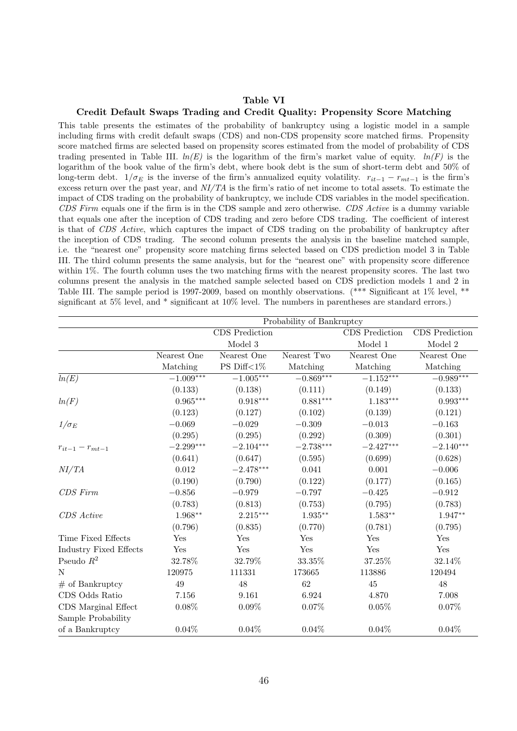## Table VI

### Credit Default Swaps Trading and Credit Quality: Propensity Score Matching

This table presents the estimates of the probability of bankruptcy using a logistic model in a sample including firms with credit default swaps (CDS) and non-CDS propensity score matched firms. Propensity score matched firms are selected based on propensity scores estimated from the model of probability of CDS trading presented in Table III. *ln(E)* is the logarithm of the firm's market value of equity. *ln(F)* is the logarithm of the book value of the firm's debt, where book debt is the sum of short-term debt and 50% of long-term debt. $1/\sigma_E$ is the inverse of the firm's annualized equity volatility. $r_{it-1} - r_{mt-1}$ is the firm's excess return over the past year, and *NI/TA* is the firm's ratio of net income to total assets. To estimate the impact of CDS trading on the probability of bankruptcy, we include CDS variables in the model specification. *CDS Firm* equals one if the firm is in the CDS sample and zero otherwise. *CDS Active* is a dummy variable that equals one after the inception of CDS trading and zero before CDS trading. The coefficient of interest is that of *CDS Active*, which captures the impact of CDS trading on the probability of bankruptcy after the inception of CDS trading. The second column presents the analysis in the baseline matched sample, i.e. the "nearest one" propensity score matching firms selected based on CDS prediction model 3 in Table III. The third column presents the same analysis, but for the "nearest one" with propensity score difference within 1%. The fourth column uses the two matching firms with the nearest propensity scores. The last two columns present the analysis in the matched sample selected based on CDS prediction models 1 and 2 in Table III. The sample period is 1997-2009, based on monthly observations. (*** Significant at 1% level, ** significant at 5% level, and * significant at 10% level. The numbers in parentheses are standard errors.)

| | Probability of Bankruptcy | | | | |
|---|---|---|---|---|---|
| | CDS Prediction Model 3 | | | CDS Prediction Model 1 | CDS Prediction Model 2 |
| | Nearest One Matching | Nearest One PS Diff<1% | Nearest Two Matching | Nearest One Matching | Nearest One Matching |
| *ln(E)* | $-1.009^{***}$ | $-1.005^{***}$ | $-0.869^{***}$ | $-1.152^{***}$ | $-0.989^{***}$ |
| | (0.133) | (0.138) | (0.111) | (0.149) | (0.133) |
| *ln(F)* | $0.965^{***}$ | $0.918^{***}$ | $0.881^{***}$ | $1.183^{***}$ | $0.993^{***}$ |
| | (0.123) | (0.127) | (0.102) | (0.139) | (0.121) |
| $1/\sigma_E$ | $-0.069$ | $-0.029$ | $-0.309$ | $-0.013$ | $-0.163$ |
| | (0.295) | (0.295) | (0.292) | (0.309) | (0.301) |
| $r_{it-1} - r_{mt-1}$ | $-2.299^{***}$ | $-2.104^{***}$ | $-2.738^{***}$ | $-2.427^{***}$ | $-2.140^{***}$ |
| | (0.641) | (0.647) | (0.595) | (0.699) | (0.628) |
| *NI/TA* | 0.012 | $-2.478^{***}$ | 0.041 | 0.001 | $-0.006$ |
| | (0.190) | (0.790) | (0.122) | (0.177) | (0.165) |
| *CDS Firm* | $-0.856$ | $-0.979$ | $-0.797$ | $-0.425$ | $-0.912$ |
| | (0.783) | (0.813) | (0.753) | (0.795) | (0.783) |
| *CDS Active* | $1.968^{**}$ | $2.215^{***}$ | $1.935^{**}$ | $1.583^{**}$ | $1.947^{**}$ |
| | (0.796) | (0.835) | (0.770) | (0.781) | (0.795) |
| Time Fixed Effects | Yes | Yes | Yes | Yes | Yes |
| Industry Fixed Effects | Yes | Yes | Yes | Yes | Yes |
| Pseudo $R^2$ | 32.78% | 32.79% | 33.35% | 37.25% | 32.14% |
| N | 120975 | 111331 | 173665 | 113886 | 120494 |
| # of Bankruptcy | 49 | 48 | 62 | 45 | 48 |
| CDS Odds Ratio | 7.156 | 9.161 | 6.924 | 4.870 | 7.008 |
| CDS Marginal Effect | 0.08% | 0.09% | 0.07% | 0.05% | 0.07% |
| Sample Probability of a Bankruptcy | 0.04% | 0.04% | 0.04% | 0.04% | 0.04% |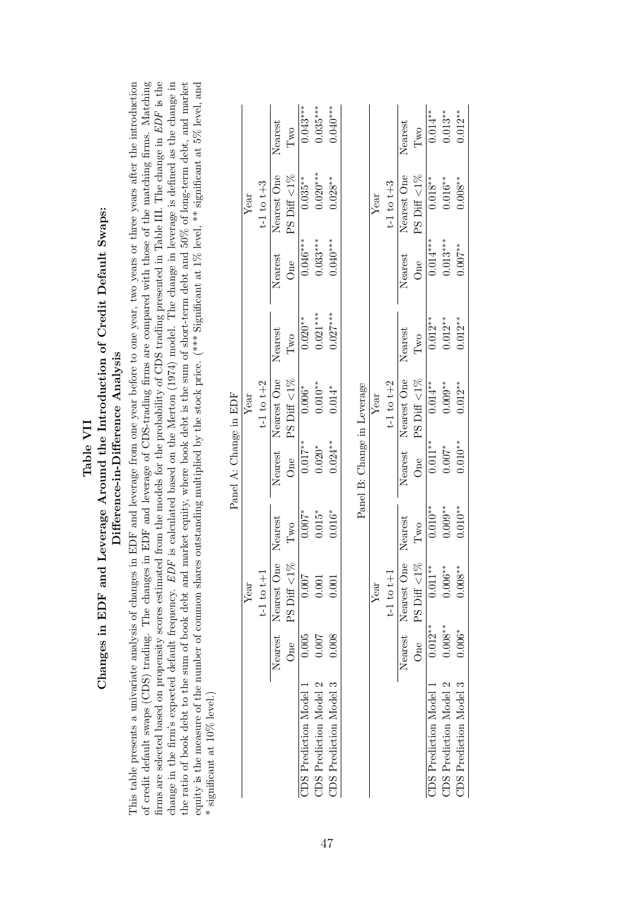# Table VII

## Changes in EDF and Leverage Around the Introduction of Credit Default Swaps: Difference-in-Difference Analysis

This table presents a univariate analysis of changes in EDF and leverage from one year before to one year, two years or three years after the introduction of credit default swaps (CDS) trading. The changes in EDF and leverage of CDS-trading firms are compared with those of the matching firms. Matching firms are selected based on propensity scores estimated from the models for the probability of CDS trading presented in Table III. The change in *EDF* is the change in the firm's expected default frequency. *EDF* is calculated based on the Merton (1974) model. The change in leverage is defined as the change in the ratio of book debt to the sum of book debt and market equity, where book debt is the sum of short-term debt and 50% of long-term debt, and market equity is the measure of the number of common shares outstanding multiplied by the stock price. (*** Significant at 1% level, ** significant at 5% level, and * significant at 10% level.)

Panel A: Change in EDF

| | Year t-1 to t+1 | | | Year t-1 to t+2 | | | Year t-1 to t+3 | | |
|---|---|---|---|---|---|---|---|---|---|
| | Nearest One | Nearest One PS Diff <1% | Nearest Two | Nearest One | Nearest One PS Diff <1% | Nearest Two | Nearest One | Nearest One PS Diff <1% | Nearest Two |
| CDS Prediction Model 1 | 0.005 | 0.007 | 0.007* | 0.017** | 0.006* | 0.020** | 0.046*** | 0.035** | 0.043*** |
| CDS Prediction Model 2 | 0.007 | 0.001 | 0.015* | 0.020* | 0.010** | 0.021*** | 0.033*** | 0.020*** | 0.035*** |
| CDS Prediction Model 3 | 0.008 | 0.001 | 0.016* | 0.024** | 0.014* | 0.027*** | 0.040*** | 0.028** | 0.040*** |

Panel B: Change in Leverage

| | Year t-1 to t+1 | | | Year t-1 to t+2 | | | Year t-1 to t+3 | | |
|---|---|---|---|---|---|---|---|---|---|
| | Nearest One | Nearest One PS Diff <1% | Nearest Two | Nearest One | Nearest One PS Diff <1% | Nearest Two | Nearest One | Nearest One PS Diff <1% | Nearest Two |
| CDS Prediction Model 1 | 0.012** | 0.011** | 0.010** | 0.011** | 0.014** | 0.012** | 0.014*** | 0.018** | 0.014** |
| CDS Prediction Model 2 | 0.008** | 0.006** | 0.009** | 0.007* | 0.009** | 0.012** | 0.013*** | 0.016** | 0.013** |
| CDS Prediction Model 3 | 0.006* | 0.008** | 0.010** | 0.010** | 0.012** | 0.012** | 0.007** | 0.008** | 0.012** |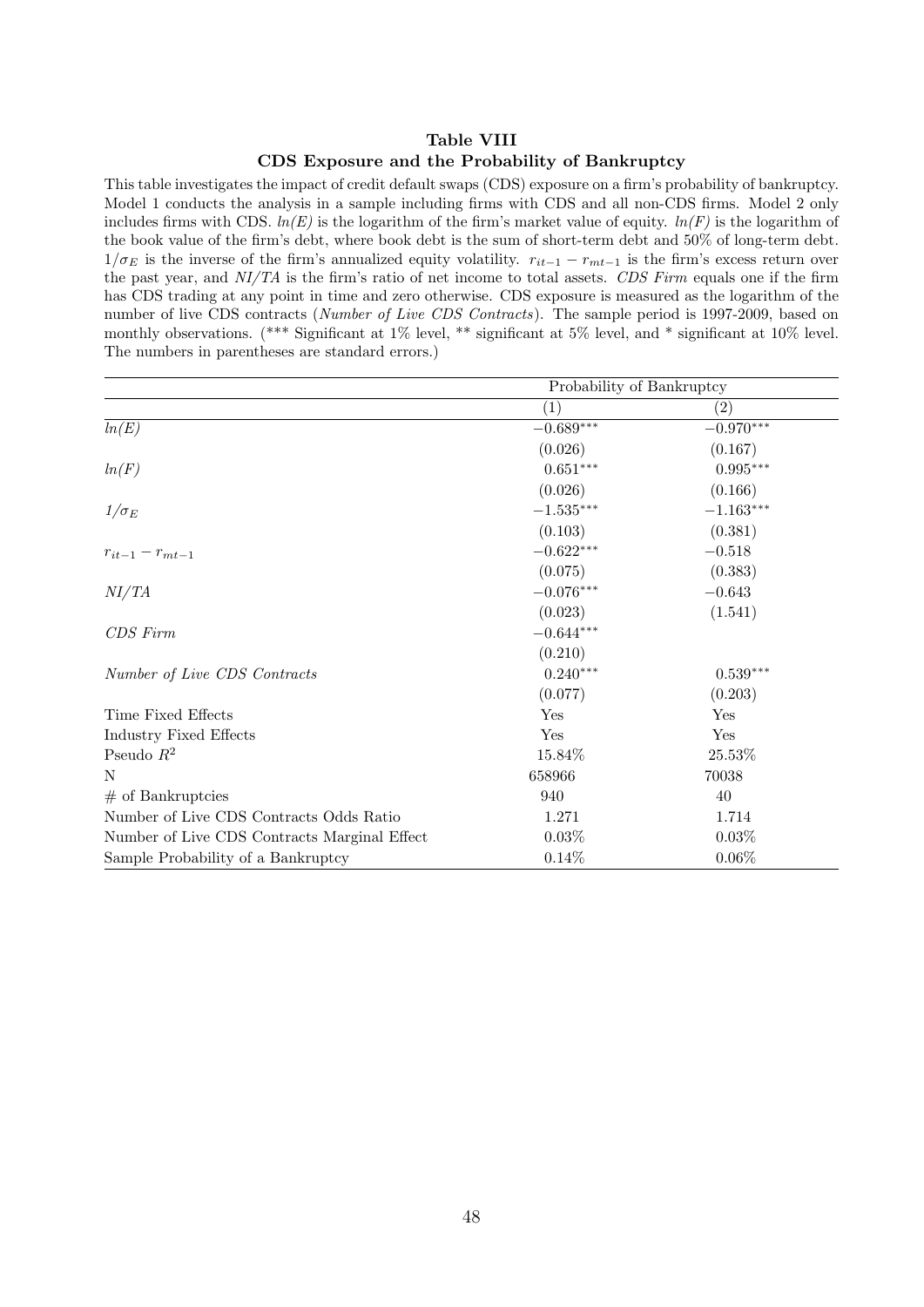**Table VIII**
**CDS Exposure and the Probability of Bankruptcy**

This table investigates the impact of credit default swaps (CDS) exposure on a firm's probability of bankruptcy. Model 1 conducts the analysis in a sample including firms with CDS and all non-CDS firms. Model 2 only includes firms with CDS. *ln(E)* is the logarithm of the firm's market value of equity. *ln(F)* is the logarithm of the book value of the firm's debt, where book debt is the sum of short-term debt and 50% of long-term debt. $1/\sigma_E$ is the inverse of the firm's annualized equity volatility. $r_{it-1} - r_{mt-1}$ is the firm's excess return over the past year, and *NI/TA* is the firm's ratio of net income to total assets. *CDS Firm* equals one if the firm has CDS trading at any point in time and zero otherwise. CDS exposure is measured as the logarithm of the number of live CDS contracts (*Number of Live CDS Contracts*). The sample period is 1997-2009, based on monthly observations. (*** Significant at 1% level, ** significant at 5% level, and * significant at 10% level. The numbers in parentheses are standard errors.)

| | Probability of Bankruptcy | |
|---|---|---|
| | (1) | (2) |
| *ln(E)* | $-0.689^{***}$ | $-0.970^{***}$ |
| | (0.026) | (0.167) |
| *ln(F)* | $0.651^{***}$ | $0.995^{***}$ |
| | (0.026) | (0.166) |
| $1/\sigma_E$ | $-1.535^{***}$ | $-1.163^{***}$ |
| | (0.103) | (0.381) |
| $r_{it-1} - r_{mt-1}$ | $-0.622^{***}$ | $-0.518$ |
| | (0.075) | (0.383) |
| *NI/TA* | $-0.076^{***}$ | $-0.643$ |
| | (0.023) | (1.541) |
| *CDS Firm* | $-0.644^{***}$ | |
| | (0.210) | |
| *Number of Live CDS Contracts* | $0.240^{***}$ | $0.539^{***}$ |
| | (0.077) | (0.203) |
| Time Fixed Effects | Yes | Yes |
| Industry Fixed Effects | Yes | Yes |
| Pseudo $R^2$ | 15.84% | 25.53% |
| N | 658966 | 70038 |
| # of Bankruptcies | 940 | 40 |
| Number of Live CDS Contracts Odds Ratio | 1.271 | 1.714 |
| Number of Live CDS Contracts Marginal Effect | 0.03% | 0.03% |
| Sample Probability of a Bankruptcy | 0.14% | 0.06% |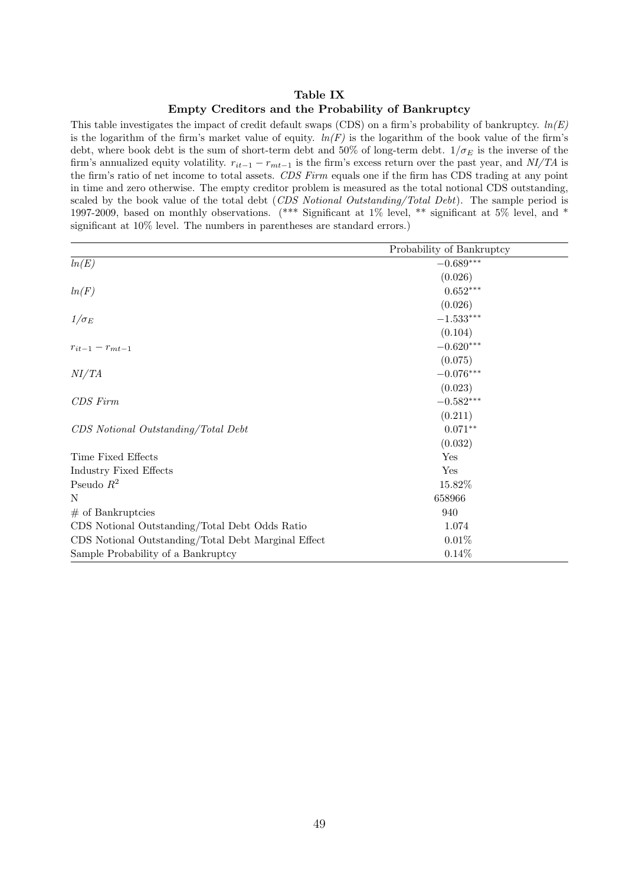**Table IX**

**Empty Creditors and the Probability of Bankruptcy**

This table investigates the impact of credit default swaps (CDS) on a firm's probability of bankruptcy. *ln(E)* is the logarithm of the firm's market value of equity. *ln(F)* is the logarithm of the book value of the firm's debt, where book debt is the sum of short-term debt and 50% of long-term debt. $1/\sigma_E$ is the inverse of the firm's annualized equity volatility. $r_{it-1} - r_{mt-1}$ is the firm's excess return over the past year, and *NI/TA* is the firm's ratio of net income to total assets. *CDS Firm* equals one if the firm has CDS trading at any point in time and zero otherwise. The empty creditor problem is measured as the total notional CDS outstanding, scaled by the book value of the total debt (*CDS Notional Outstanding/Total Debt*). The sample period is 1997-2009, based on monthly observations. (*** Significant at 1% level, ** significant at 5% level, and * significant at 10% level. The numbers in parentheses are standard errors.)

| | Probability of Bankruptcy |
|---|---|
| *ln(E)* | $-0.689^{***}$ |
| | (0.026) |
| *ln(F)* | $0.652^{***}$ |
| | (0.026) |
| $1/\sigma_E$ | $-1.533^{***}$ |
| | (0.104) |
| $r_{it-1} - r_{mt-1}$ | $-0.620^{***}$ |
| | (0.075) |
| *NI/TA* | $-0.076^{***}$ |
| | (0.023) |
| *CDS Firm* | $-0.582^{***}$ |
| | (0.211) |
| *CDS Notional Outstanding/Total Debt* | $0.071^{**}$ |
| | (0.032) |
| Time Fixed Effects | Yes |
| Industry Fixed Effects | Yes |
| Pseudo $R^2$ | 15.82% |
| N | 658966 |
| # of Bankruptcies | 940 |
| CDS Notional Outstanding/Total Debt Odds Ratio | 1.074 |
| CDS Notional Outstanding/Total Debt Marginal Effect | 0.01% |
| Sample Probability of a Bankruptcy | 0.14% |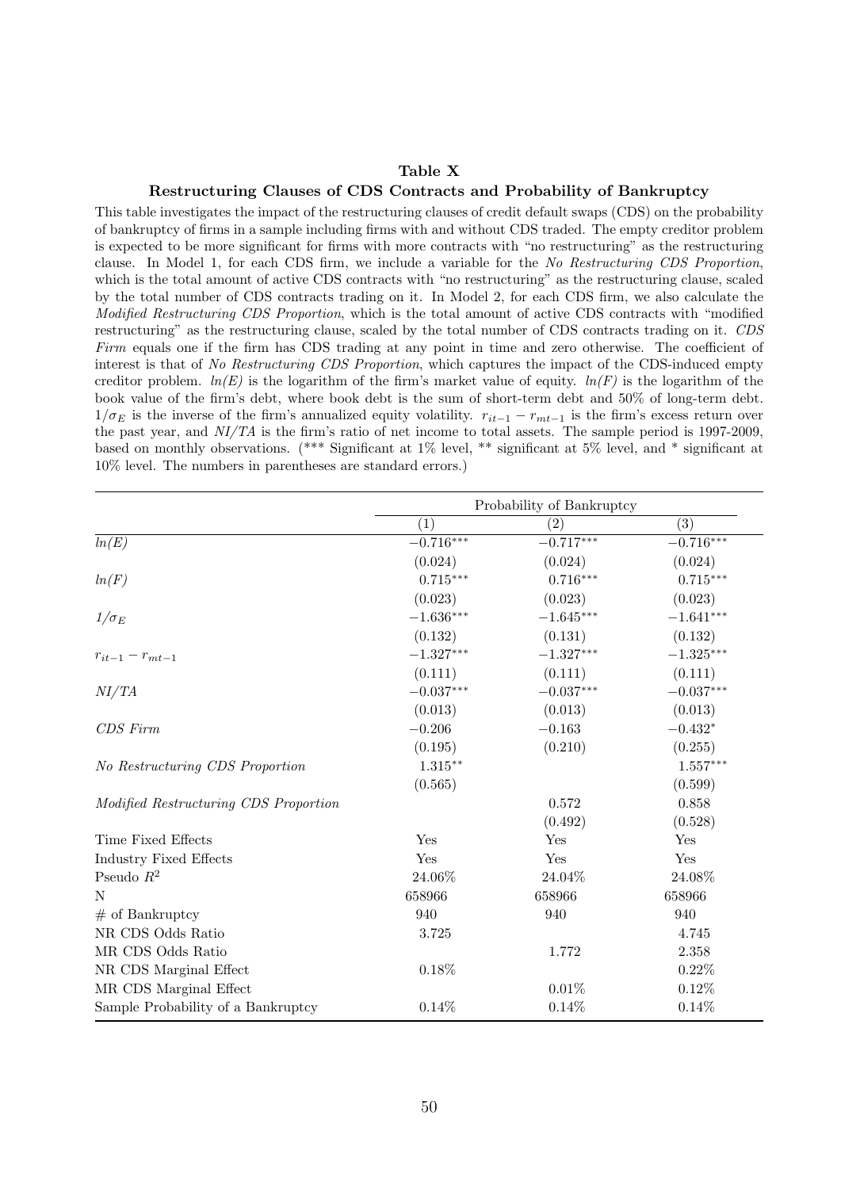**Table X**

**Restructuring Clauses of CDS Contracts and Probability of Bankruptcy**

This table investigates the impact of the restructuring clauses of credit default swaps (CDS) on the probability of bankruptcy of firms in a sample including firms with and without CDS traded. The empty creditor problem is expected to be more significant for firms with more contracts with "no restructuring" as the restructuring clause. In Model 1, for each CDS firm, we include a variable for the *No Restructuring CDS Proportion*, which is the total amount of active CDS contracts with "no restructuring" as the restructuring clause, scaled by the total number of CDS contracts trading on it. In Model 2, for each CDS firm, we also calculate the *Modified Restructuring CDS Proportion*, which is the total amount of active CDS contracts with "modified restructuring" as the restructuring clause, scaled by the total number of CDS contracts trading on it. *CDS Firm* equals one if the firm has CDS trading at any point in time and zero otherwise. The coefficient of interest is that of *No Restructuring CDS Proportion*, which captures the impact of the CDS-induced empty creditor problem. *ln(E)* is the logarithm of the firm's market value of equity. *ln(F)* is the logarithm of the book value of the firm's debt, where book debt is the sum of short-term debt and 50% of long-term debt. $1/\sigma_E$ is the inverse of the firm's annualized equity volatility. $r_{it-1} - r_{mt-1}$ is the firm's excess return over the past year, and *NI/TA* is the firm's ratio of net income to total assets. The sample period is 1997-2009, based on monthly observations. (*** Significant at 1% level, ** significant at 5% level, and * significant at 10% level. The numbers in parentheses are standard errors.)

| | Probability of Bankruptcy | | |
|---|---|---|---|
| | (1) | (2) | (3) |
| *ln(E)* | $-0.716^{***}$ | $-0.717^{***}$ | $-0.716^{***}$ |
| | (0.024) | (0.024) | (0.024) |
| *ln(F)* | $0.715^{***}$ | $0.716^{***}$ | $0.715^{***}$ |
| | (0.023) | (0.023) | (0.023) |
| $1/\sigma_E$ | $-1.636^{***}$ | $-1.645^{***}$ | $-1.641^{***}$ |
| | (0.132) | (0.131) | (0.132) |
| $r_{it-1} - r_{mt-1}$ | $-1.327^{***}$ | $-1.327^{***}$ | $-1.325^{***}$ |
| | (0.111) | (0.111) | (0.111) |
| *NI/TA* | $-0.037^{***}$ | $-0.037^{***}$ | $-0.037^{***}$ |
| | (0.013) | (0.013) | (0.013) |
| *CDS Firm* | $-0.206$ | $-0.163$ | $-0.432^{*}$ |
| | (0.195) | (0.210) | (0.255) |
| *No Restructuring CDS Proportion* | $1.315^{**}$ | | $1.557^{***}$ |
| | (0.565) | | (0.599) |
| *Modified Restructuring CDS Proportion* | | 0.572 | 0.858 |
| | | (0.492) | (0.528) |
| Time Fixed Effects | Yes | Yes | Yes |
| Industry Fixed Effects | Yes | Yes | Yes |
| Pseudo $R^2$ | 24.06% | 24.04% | 24.08% |
| N | 658966 | 658966 | 658966 |
| # of Bankruptcy | 940 | 940 | 940 |
| NR CDS Odds Ratio | 3.725 | | 4.745 |
| MR CDS Odds Ratio | | 1.772 | 2.358 |
| NR CDS Marginal Effect | 0.18% | | 0.22% |
| MR CDS Marginal Effect | | 0.01% | 0.12% |
| Sample Probability of a Bankruptcy | 0.14% | 0.14% | 0.14% |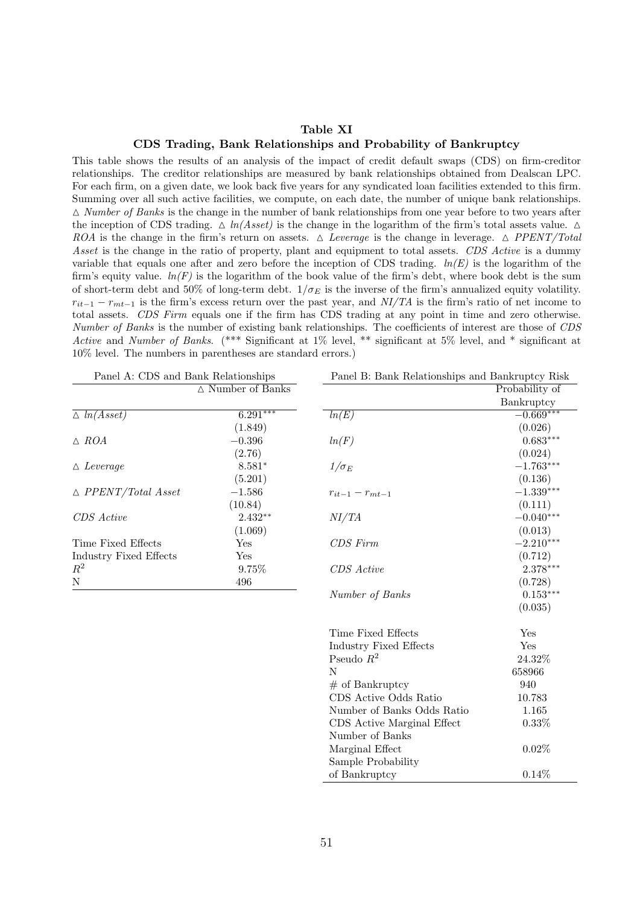## Table XI

### CDS Trading, Bank Relationships and Probability of Bankruptcy

This table shows the results of an analysis of the impact of credit default swaps (CDS) on firm-creditor relationships. The creditor relationships are measured by bank relationships obtained from Dealscan LPC. For each firm, on a given date, we look back five years for any syndicated loan facilities extended to this firm. Summing over all such active facilities, we compute, on each date, the number of unique bank relationships. $\triangle$ *Number of Banks* is the change in the number of bank relationships from one year before to two years after the inception of CDS trading. $\triangle$ *ln(Asset)* is the change in the logarithm of the firm's total assets value. $\triangle$ *ROA* is the change in the firm's return on assets. $\triangle$ *Leverage* is the change in leverage. $\triangle$ *PPENT/Total Asset* is the change in the ratio of property, plant and equipment to total assets. *CDS Active* is a dummy variable that equals one after and zero before the inception of CDS trading. *ln(E)* is the logarithm of the firm's equity value. *ln(F)* is the logarithm of the book value of the firm's debt, where book debt is the sum of short-term debt and 50% of long-term debt. $1/\sigma_E$ is the inverse of the firm's annualized equity volatility. $r_{it-1} - r_{mt-1}$ is the firm's excess return over the past year, and *NI/TA* is the firm's ratio of net income to total assets. *CDS Firm* equals one if the firm has CDS trading at any point in time and zero otherwise. *Number of Banks* is the number of existing bank relationships. The coefficients of interest are those of *CDS Active* and *Number of Banks*. (*** Significant at 1% level, ** significant at 5% level, and * significant at 10% level. The numbers in parentheses are standard errors.)

**Panel A: CDS and Bank Relationships**

| | $\triangle$ Number of Banks |
|---|---|
| $\triangle$ *ln(Asset)* | 6.291*** |
| | (1.849) |
| $\triangle$ *ROA* | −0.396 |
| | (2.76) |
| $\triangle$ *Leverage* | 8.581* |
| | (5.201) |
| $\triangle$ *PPENT/Total Asset* | −1.586 |
| | (10.84) |
| *CDS Active* | 2.432** |
| | (1.069) |
| Time Fixed Effects | Yes |
| Industry Fixed Effects | Yes |
| $R^2$ | 9.75% |
| N | 496 |

**Panel B: Bank Relationships and Bankruptcy Risk**

| | Probability of Bankruptcy |
|---|---|
| *ln(E)* | −0.669*** |
| | (0.026) |
| *ln(F)* | 0.683*** |
| | (0.024) |
| $1/\sigma_E$ | −1.763*** |
| | (0.136) |
| $r_{it-1} - r_{mt-1}$ | −1.339*** |
| | (0.111) |
| *NI/TA* | −0.040*** |
| | (0.013) |
| *CDS Firm* | −2.210*** |
| | (0.712) |
| *CDS Active* | 2.378*** |
| | (0.728) |
| *Number of Banks* | 0.153*** |
| | (0.035) |
| Time Fixed Effects | Yes |
| Industry Fixed Effects | Yes |
| Pseudo $R^2$ | 24.32% |
| N | 658966 |
| # of Bankruptcy | 940 |
| CDS Active Odds Ratio | 10.783 |
| Number of Banks Odds Ratio | 1.165 |
| CDS Active Marginal Effect | 0.33% |
| Number of Banks Marginal Effect | 0.02% |
| Sample Probability of Bankruptcy | 0.14% |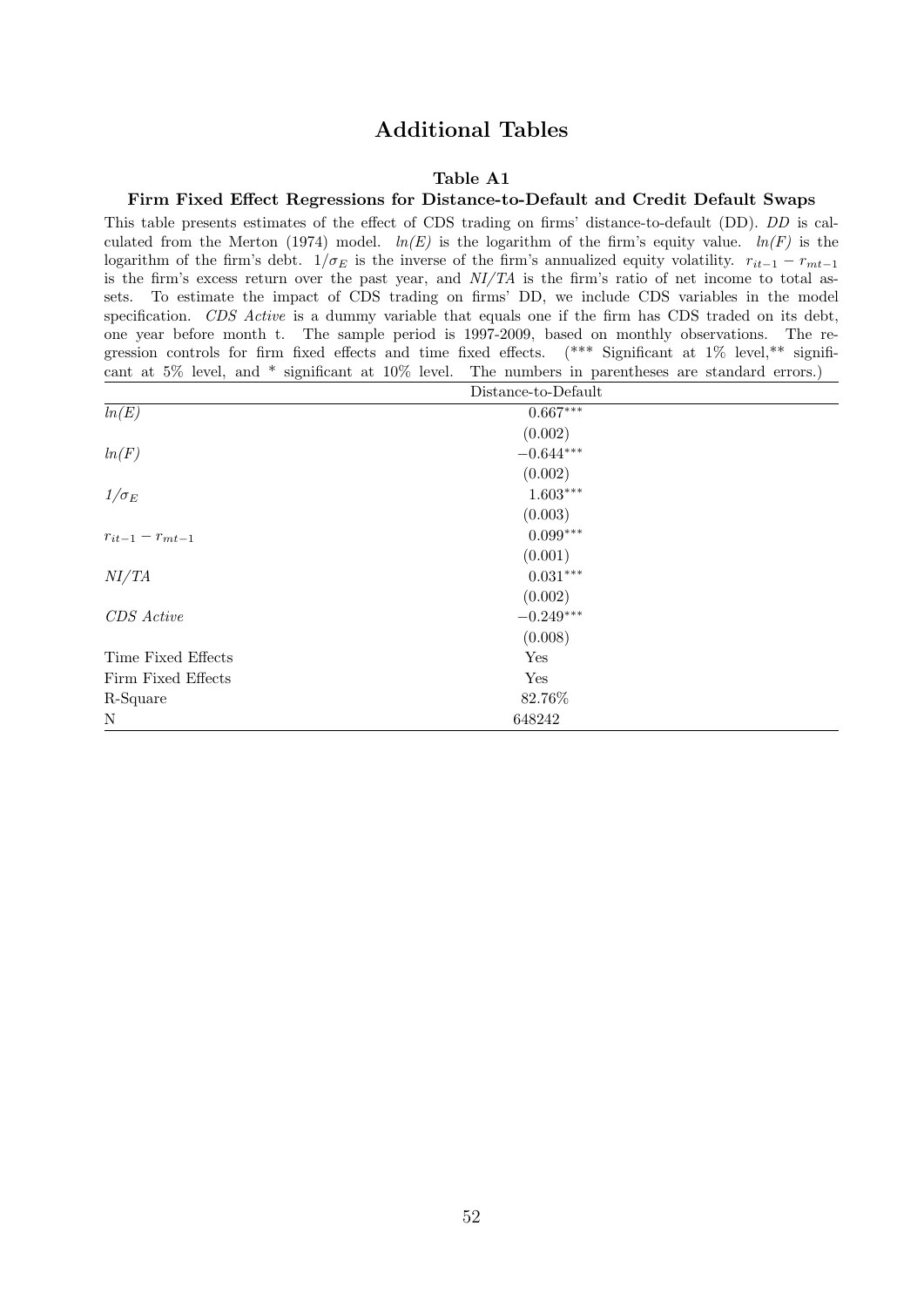# Additional Tables

### Table A1

### Firm Fixed Effect Regressions for Distance-to-Default and Credit Default Swaps

This table presents estimates of the effect of CDS trading on firms' distance-to-default (DD). *DD* is calculated from the Merton (1974) model. *ln(E)* is the logarithm of the firm's equity value. *ln(F)* is the logarithm of the firm's debt. $1/\sigma_E$ is the inverse of the firm's annualized equity volatility. $r_{it-1} - r_{mt-1}$ is the firm's excess return over the past year, and *NI/TA* is the firm's ratio of net income to total assets. To estimate the impact of CDS trading on firms' DD, we include CDS variables in the model specification. *CDS Active* is a dummy variable that equals one if the firm has CDS traded on its debt, one year before month t. The sample period is 1997-2009, based on monthly observations. The regression controls for firm fixed effects and time fixed effects. (*** Significant at 1% level,** significant at 5% level, and * significant at 10% level. The numbers in parentheses are standard errors.)

| | Distance-to-Default |
|---|---|
| *ln(E)* | 0.667*** |
| | (0.002) |
| *ln(F)* | −0.644*** |
| | (0.002) |
| $1/\sigma_E$ | 1.603*** |
| | (0.003) |
| $r_{it-1} - r_{mt-1}$ | 0.099*** |
| | (0.001) |
| *NI/TA* | 0.031*** |
| | (0.002) |
| *CDS Active* | −0.249*** |
| | (0.008) |
| Time Fixed Effects | Yes |
| Firm Fixed Effects | Yes |
| R-Square | 82.76% |
| N | 648242 |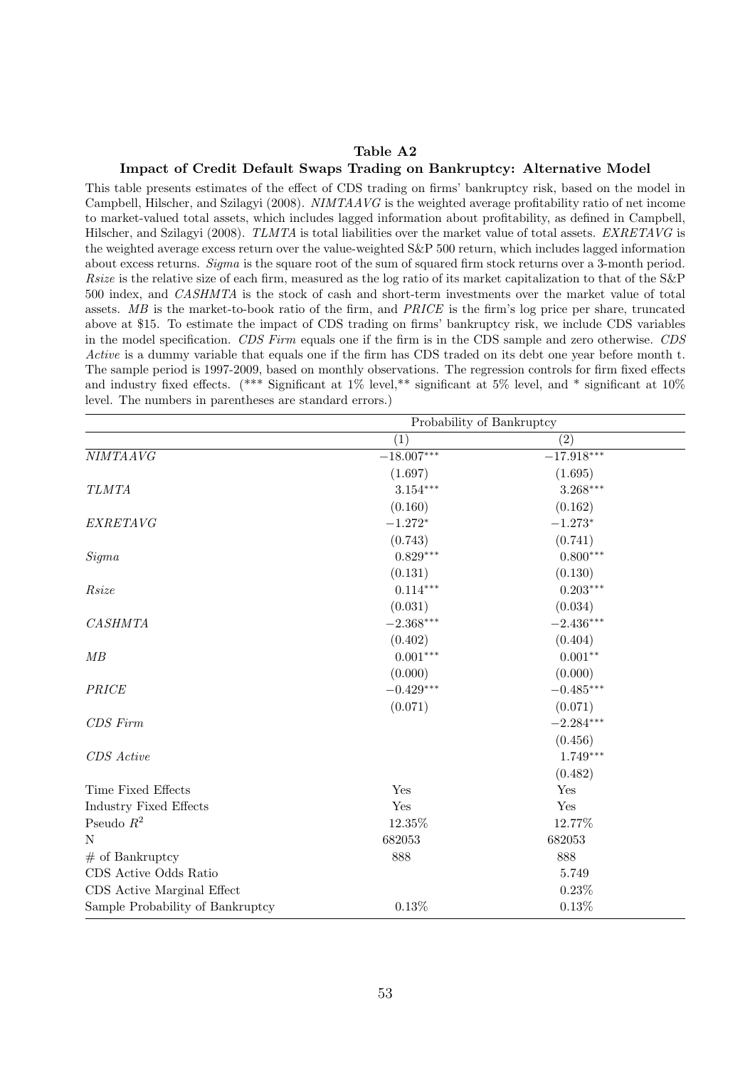**Table A2**

**Impact of Credit Default Swaps Trading on Bankruptcy: Alternative Model**

This table presents estimates of the effect of CDS trading on firms' bankruptcy risk, based on the model in Campbell, Hilscher, and Szilagyi (2008). *NIMTAAVG* is the weighted average profitability ratio of net income to market-valued total assets, which includes lagged information about profitability, as defined in Campbell, Hilscher, and Szilagyi (2008). *TLMTA* is total liabilities over the market value of total assets. *EXRETAVG* is the weighted average excess return over the value-weighted S&P 500 return, which includes lagged information about excess returns. *Sigma* is the square root of the sum of squared firm stock returns over a 3-month period. *Rsize* is the relative size of each firm, measured as the log ratio of its market capitalization to that of the S&P 500 index, and *CASHMTA* is the stock of cash and short-term investments over the market value of total assets. *MB* is the market-to-book ratio of the firm, and *PRICE* is the firm's log price per share, truncated above at $15. To estimate the impact of CDS trading on firms' bankruptcy risk, we include CDS variables in the model specification. *CDS Firm* equals one if the firm is in the CDS sample and zero otherwise. *CDS Active* is a dummy variable that equals one if the firm has CDS traded on its debt one year before month t. The sample period is 1997-2009, based on monthly observations. The regression controls for firm fixed effects and industry fixed effects. (*** Significant at 1% level,** significant at 5% level, and * significant at 10% level. The numbers in parentheses are standard errors.)

| | Probability of Bankruptcy | |
|---|---|---|
| | (1) | (2) |
| *NIMTAAVG* | $-18.007^{***}$ | $-17.918^{***}$ |
| | (1.697) | (1.695) |
| *TLMTA* | $3.154^{***}$ | $3.268^{***}$ |
| | (0.160) | (0.162) |
| *EXRETAVG* | $-1.272^{*}$ | $-1.273^{*}$ |
| | (0.743) | (0.741) |
| *Sigma* | $0.829^{***}$ | $0.800^{***}$ |
| | (0.131) | (0.130) |
| *Rsize* | $0.114^{***}$ | $0.203^{***}$ |
| | (0.031) | (0.034) |
| *CASHMTA* | $-2.368^{***}$ | $-2.436^{***}$ |
| | (0.402) | (0.404) |
| *MB* | $0.001^{***}$ | $0.001^{**}$ |
| | (0.000) | (0.000) |
| *PRICE* | $-0.429^{***}$ | $-0.485^{***}$ |
| | (0.071) | (0.071) |
| *CDS Firm* | | $-2.284^{***}$ |
| | | (0.456) |
| *CDS Active* | | $1.749^{***}$ |
| | | (0.482) |
| Time Fixed Effects | Yes | Yes |
| Industry Fixed Effects | Yes | Yes |
| Pseudo $R^2$ | 12.35% | 12.77% |
| N | 682053 | 682053 |
| # of Bankruptcy | 888 | 888 |
| CDS Active Odds Ratio | | 5.749 |
| CDS Active Marginal Effect | | 0.23% |
| Sample Probability of Bankruptcy | 0.13% | 0.13% |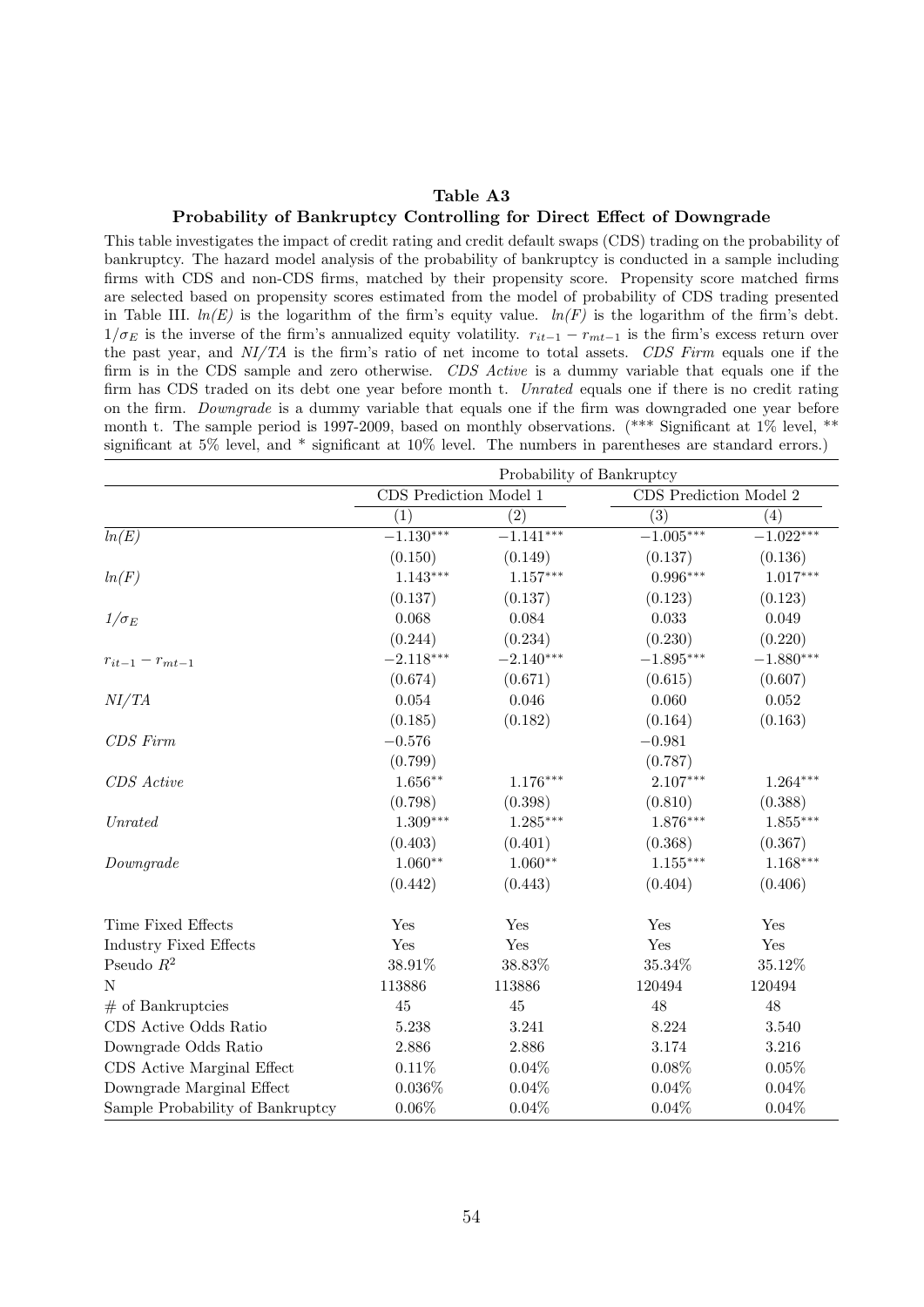**Table A3**

**Probability of Bankruptcy Controlling for Direct Effect of Downgrade**

This table investigates the impact of credit rating and credit default swaps (CDS) trading on the probability of bankruptcy. The hazard model analysis of the probability of bankruptcy is conducted in a sample including firms with CDS and non-CDS firms, matched by their propensity score. Propensity score matched firms are selected based on propensity scores estimated from the model of probability of CDS trading presented in Table III. *ln(E)* is the logarithm of the firm's equity value. *ln(F)* is the logarithm of the firm's debt. $1/\sigma_E$ is the inverse of the firm's annualized equity volatility. $r_{it-1} - r_{mt-1}$ is the firm's excess return over the past year, and *NI/TA* is the firm's ratio of net income to total assets. *CDS Firm* equals one if the firm is in the CDS sample and zero otherwise. *CDS Active* is a dummy variable that equals one if the firm has CDS traded on its debt one year before month t. *Unrated* equals one if there is no credit rating on the firm. *Downgrade* is a dummy variable that equals one if the firm was downgraded one year before month t. The sample period is 1997-2009, based on monthly observations. (*** Significant at 1% level, ** significant at 5% level, and * significant at 10% level. The numbers in parentheses are standard errors.)

| | Probability of Bankruptcy | | | |
|---|---|---|---|---|
| | CDS Prediction Model 1 | | CDS Prediction Model 2 | |
| | (1) | (2) | (3) | (4) |
| *ln(E)* | $-1.130^{***}$ | $-1.141^{***}$ | $-1.005^{***}$ | $-1.022^{***}$ |
| | (0.150) | (0.149) | (0.137) | (0.136) |
| *ln(F)* | $1.143^{***}$ | $1.157^{***}$ | $0.996^{***}$ | $1.017^{***}$ |
| | (0.137) | (0.137) | (0.123) | (0.123) |
| $1/\sigma_E$ | 0.068 | 0.084 | 0.033 | 0.049 |
| | (0.244) | (0.234) | (0.230) | (0.220) |
| $r_{it-1} - r_{mt-1}$ | $-2.118^{***}$ | $-2.140^{***}$ | $-1.895^{***}$ | $-1.880^{***}$ |
| | (0.674) | (0.671) | (0.615) | (0.607) |
| *NI/TA* | 0.054 | 0.046 | 0.060 | 0.052 |
| | (0.185) | (0.182) | (0.164) | (0.163) |
| *CDS Firm* | $-0.576$ | | $-0.981$ | |
| | (0.799) | | (0.787) | |
| *CDS Active* | $1.656^{**}$ | $1.176^{***}$ | $2.107^{***}$ | $1.264^{***}$ |
| | (0.798) | (0.398) | (0.810) | (0.388) |
| *Unrated* | $1.309^{***}$ | $1.285^{***}$ | $1.876^{***}$ | $1.855^{***}$ |
| | (0.403) | (0.401) | (0.368) | (0.367) |
| *Downgrade* | $1.060^{**}$ | $1.060^{**}$ | $1.155^{***}$ | $1.168^{***}$ |
| | (0.442) | (0.443) | (0.404) | (0.406) |
| Time Fixed Effects | Yes | Yes | Yes | Yes |
| Industry Fixed Effects | Yes | Yes | Yes | Yes |
| Pseudo $R^2$ | 38.91% | 38.83% | 35.34% | 35.12% |
| N | 113886 | 113886 | 120494 | 120494 |
| # of Bankruptcies | 45 | 45 | 48 | 48 |
| CDS Active Odds Ratio | 5.238 | 3.241 | 8.224 | 3.540 |
| Downgrade Odds Ratio | 2.886 | 2.886 | 3.174 | 3.216 |
| CDS Active Marginal Effect | 0.11% | 0.04% | 0.08% | 0.05% |
| Downgrade Marginal Effect | 0.036% | 0.04% | 0.04% | 0.04% |
| Sample Probability of Bankruptcy | 0.06% | 0.04% | 0.04% | 0.04% |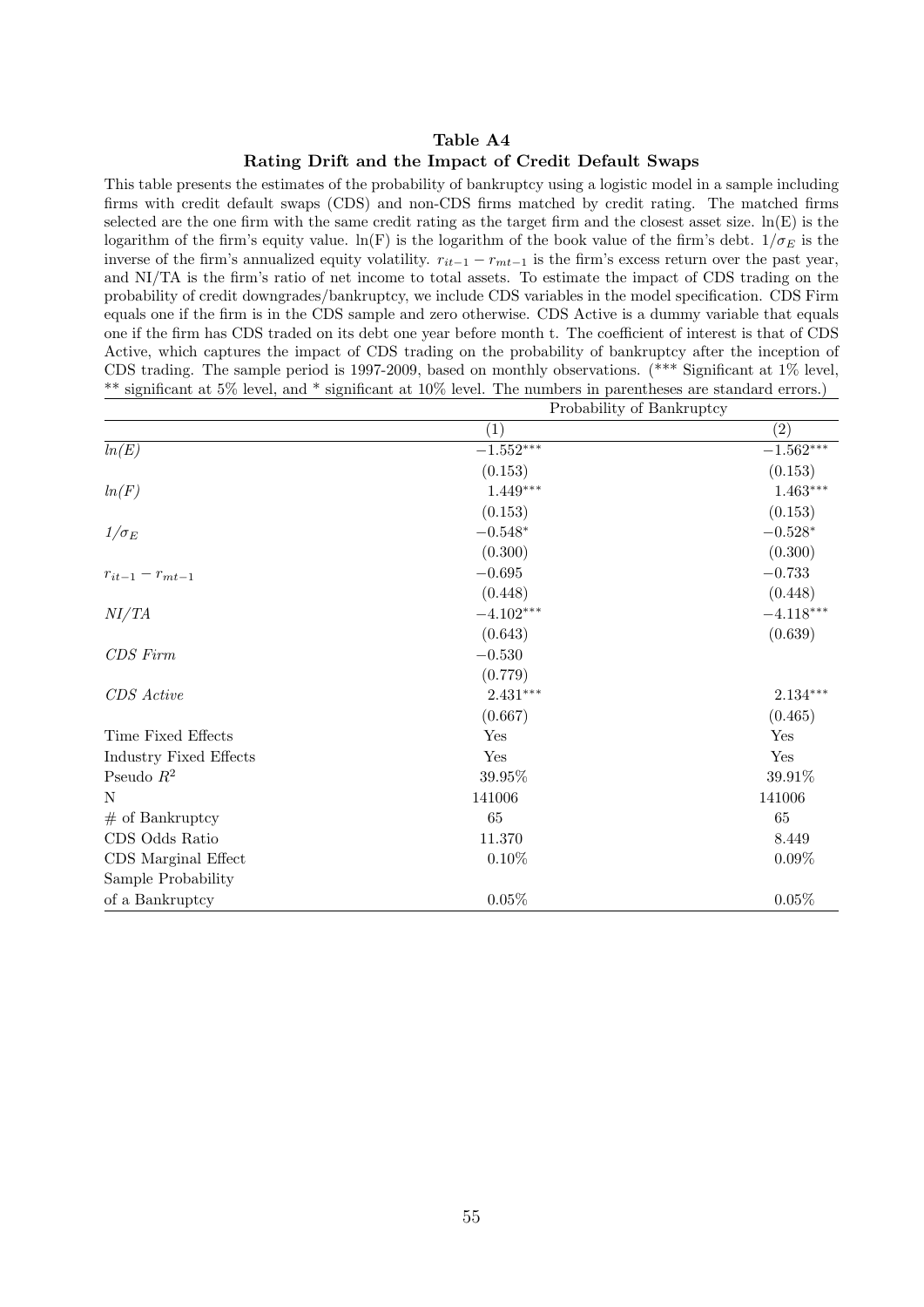**Table A4**

**Rating Drift and the Impact of Credit Default Swaps**

This table presents the estimates of the probability of bankruptcy using a logistic model in a sample including firms with credit default swaps (CDS) and non-CDS firms matched by credit rating. The matched firms selected are the one firm with the same credit rating as the target firm and the closest asset size. ln(E) is the logarithm of the firm's equity value. ln(F) is the logarithm of the book value of the firm's debt. $1/\sigma_E$ is the inverse of the firm's annualized equity volatility. $r_{it-1} - r_{mt-1}$ is the firm's excess return over the past year, and NI/TA is the firm's ratio of net income to total assets. To estimate the impact of CDS trading on the probability of credit downgrades/bankruptcy, we include CDS variables in the model specification. CDS Firm equals one if the firm is in the CDS sample and zero otherwise. CDS Active is a dummy variable that equals one if the firm has CDS traded on its debt one year before month t. The coefficient of interest is that of CDS Active, which captures the impact of CDS trading on the probability of bankruptcy after the inception of CDS trading. The sample period is 1997-2009, based on monthly observations. (*** Significant at 1% level, ** significant at 5% level, and * significant at 10% level. The numbers in parentheses are standard errors.)

| | Probability of Bankruptcy | |
|---|---|---|
| | (1) | (2) |
| *ln(E)* | $-1.552^{***}$ | $-1.562^{***}$ |
| | (0.153) | (0.153) |
| *ln(F)* | $1.449^{***}$ | $1.463^{***}$ |
| | (0.153) | (0.153) |
| $1/\sigma_E$ | $-0.548^{*}$ | $-0.528^{*}$ |
| | (0.300) | (0.300) |
| $r_{it-1} - r_{mt-1}$ | $-0.695$ | $-0.733$ |
| | (0.448) | (0.448) |
| *NI/TA* | $-4.102^{***}$ | $-4.118^{***}$ |
| | (0.643) | (0.639) |
| *CDS Firm* | $-0.530$ | |
| | (0.779) | |
| *CDS Active* | $2.431^{***}$ | $2.134^{***}$ |
| | (0.667) | (0.465) |
| Time Fixed Effects | Yes | Yes |
| Industry Fixed Effects | Yes | Yes |
| Pseudo $R^2$ | 39.95% | 39.91% |
| N | 141006 | 141006 |
| # of Bankruptcy | 65 | 65 |
| CDS Odds Ratio | 11.370 | 8.449 |
| CDS Marginal Effect | 0.10% | 0.09% |
| Sample Probability of a Bankruptcy | 0.05% | 0.05% |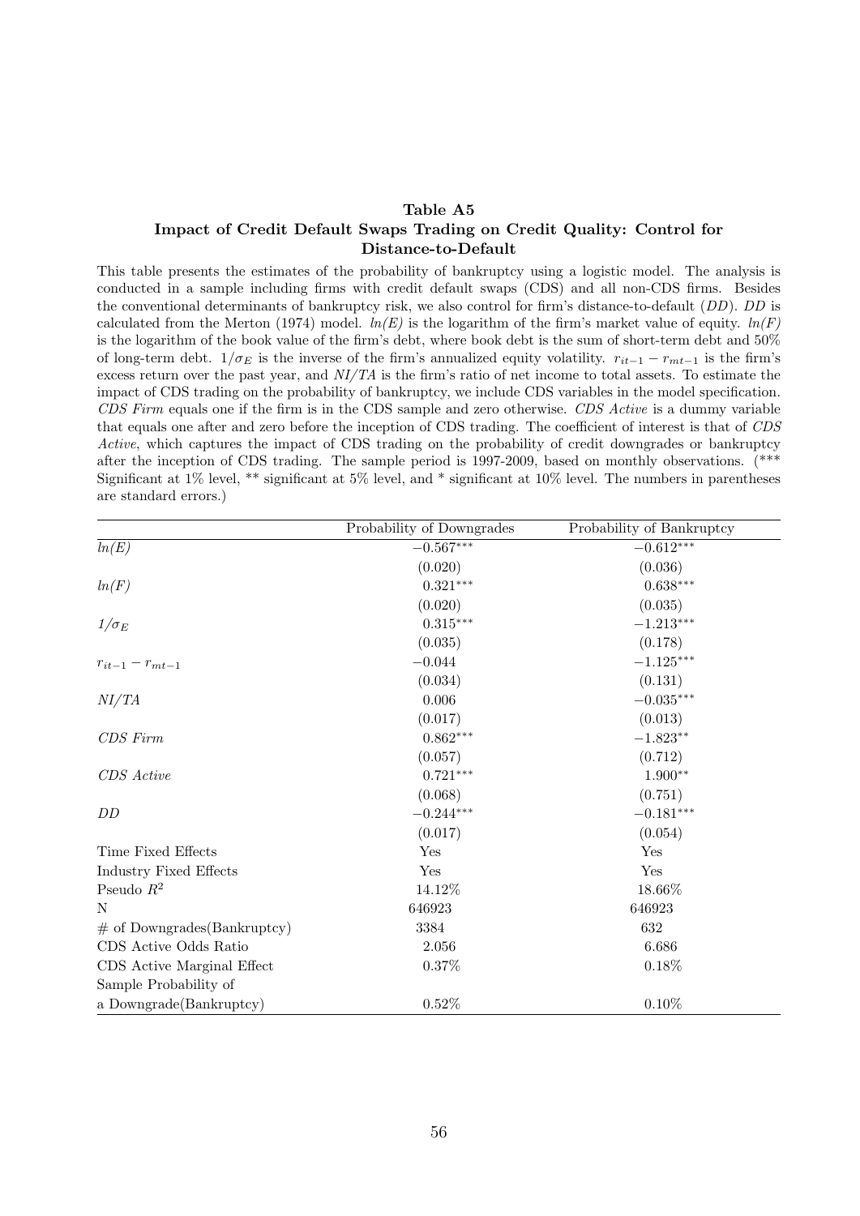**Table A5**
**Impact of Credit Default Swaps Trading on Credit Quality: Control for Distance-to-Default**

This table presents the estimates of the probability of bankruptcy using a logistic model. The analysis is conducted in a sample including firms with credit default swaps (CDS) and all non-CDS firms. Besides the conventional determinants of bankruptcy risk, we also control for firm's distance-to-default (*DD*). *DD* is calculated from the Merton (1974) model. *ln(E)* is the logarithm of the firm's market value of equity. *ln(F)* is the logarithm of the book value of the firm's debt, where book debt is the sum of short-term debt and 50% of long-term debt. $1/\sigma_E$ is the inverse of the firm's annualized equity volatility. $r_{it-1} - r_{mt-1}$ is the firm's excess return over the past year, and *NI/TA* is the firm's ratio of net income to total assets. To estimate the impact of CDS trading on the probability of bankruptcy, we include CDS variables in the model specification. *CDS Firm* equals one if the firm is in the CDS sample and zero otherwise. *CDS Active* is a dummy variable that equals one after and zero before the inception of CDS trading. The coefficient of interest is that of *CDS Active*, which captures the impact of CDS trading on the probability of credit downgrades or bankruptcy after the inception of CDS trading. The sample period is 1997-2009, based on monthly observations. (*** Significant at 1% level, ** significant at 5% level, and * significant at 10% level. The numbers in parentheses are standard errors.)

| | Probability of Downgrades | Probability of Bankruptcy |
|---|---|---|
| *ln(E)* | $-0.567^{***}$ | $-0.612^{***}$ |
| | (0.020) | (0.036) |
| *ln(F)* | $0.321^{***}$ | $0.638^{***}$ |
| | (0.020) | (0.035) |
| $1/\sigma_E$ | $0.315^{***}$ | $-1.213^{***}$ |
| | (0.035) | (0.178) |
| $r_{it-1} - r_{mt-1}$ | $-0.044$ | $-1.125^{***}$ |
| | (0.034) | (0.131) |
| *NI/TA* | 0.006 | $-0.035^{***}$ |
| | (0.017) | (0.013) |
| *CDS Firm* | $0.862^{***}$ | $-1.823^{**}$ |
| | (0.057) | (0.712) |
| *CDS Active* | $0.721^{***}$ | $1.900^{**}$ |
| | (0.068) | (0.751) |
| *DD* | $-0.244^{***}$ | $-0.181^{***}$ |
| | (0.017) | (0.054) |
| Time Fixed Effects | Yes | Yes |
| Industry Fixed Effects | Yes | Yes |
| Pseudo $R^2$ | 14.12% | 18.66% |
| N | 646923 | 646923 |
| # of Downgrades(Bankruptcy) | 3384 | 632 |
| CDS Active Odds Ratio | 2.056 | 6.686 |
| CDS Active Marginal Effect | 0.37% | 0.18% |
| Sample Probability of a Downgrade(Bankruptcy) | 0.52% | 0.10% |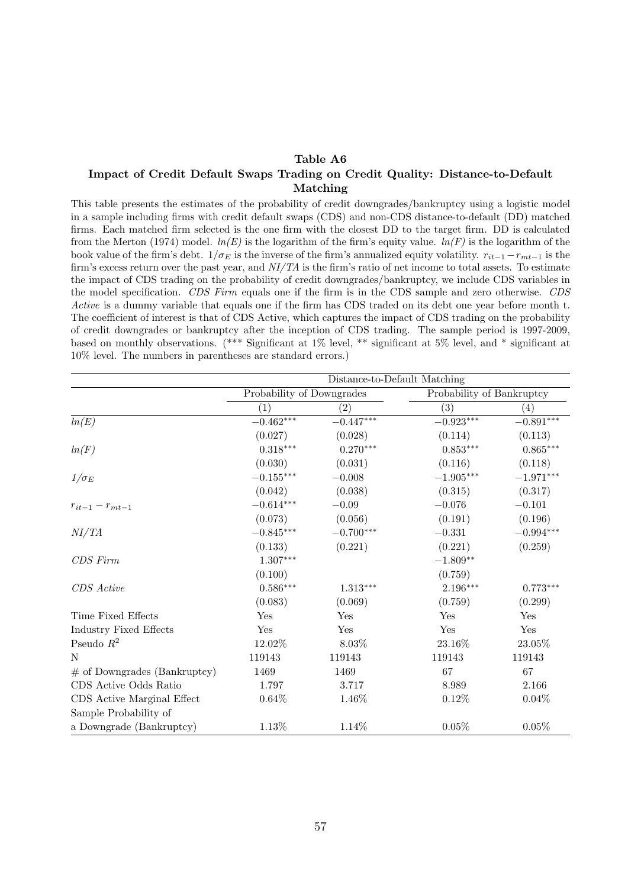**Table A6**

**Impact of Credit Default Swaps Trading on Credit Quality: Distance-to-Default Matching**

This table presents the estimates of the probability of credit downgrades/bankruptcy using a logistic model in a sample including firms with credit default swaps (CDS) and non-CDS distance-to-default (DD) matched firms. Each matched firm selected is the one firm with the closest DD to the target firm. DD is calculated from the Merton (1974) model. *ln(E)* is the logarithm of the firm's equity value. *ln(F)* is the logarithm of the book value of the firm's debt. $1/\sigma_E$ is the inverse of the firm's annualized equity volatility. $r_{it-1} - r_{mt-1}$ is the firm's excess return over the past year, and *NI/TA* is the firm's ratio of net income to total assets. To estimate the impact of CDS trading on the probability of credit downgrades/bankruptcy, we include CDS variables in the model specification. *CDS Firm* equals one if the firm is in the CDS sample and zero otherwise. *CDS Active* is a dummy variable that equals one if the firm has CDS traded on its debt one year before month t. The coefficient of interest is that of CDS Active, which captures the impact of CDS trading on the probability of credit downgrades or bankruptcy after the inception of CDS trading. The sample period is 1997-2009, based on monthly observations. (*** Significant at 1% level, ** significant at 5% level, and * significant at 10% level. The numbers in parentheses are standard errors.)

| | Distance-to-Default Matching | | | |
|---|---|---|---|---|
| | Probability of Downgrades | | Probability of Bankruptcy | |
| | (1) | (2) | (3) | (4) |
| *ln(E)* | $-0.462^{***}$ | $-0.447^{***}$ | $-0.923^{***}$ | $-0.891^{***}$ |
| | (0.027) | (0.028) | (0.114) | (0.113) |
| *ln(F)* | $0.318^{***}$ | $0.270^{***}$ | $0.853^{***}$ | $0.865^{***}$ |
| | (0.030) | (0.031) | (0.116) | (0.118) |
| $1/\sigma_E$ | $-0.155^{***}$ | $-0.008$ | $-1.905^{***}$ | $-1.971^{***}$ |
| | (0.042) | (0.038) | (0.315) | (0.317) |
| $r_{it-1} - r_{mt-1}$ | $-0.614^{***}$ | $-0.09$ | $-0.076$ | $-0.101$ |
| | (0.073) | (0.056) | (0.191) | (0.196) |
| *NI/TA* | $-0.845^{***}$ | $-0.700^{***}$ | $-0.331$ | $-0.994^{***}$ |
| | (0.133) | (0.221) | (0.221) | (0.259) |
| *CDS Firm* | $1.307^{***}$ | | $-1.809^{**}$ | |
| | (0.100) | | (0.759) | |
| *CDS Active* | $0.586^{***}$ | $1.313^{***}$ | $2.196^{***}$ | $0.773^{***}$ |
| | (0.083) | (0.069) | (0.759) | (0.299) |
| Time Fixed Effects | Yes | Yes | Yes | Yes |
| Industry Fixed Effects | Yes | Yes | Yes | Yes |
| Pseudo $R^2$ | 12.02% | 8.03% | 23.16% | 23.05% |
| N | 119143 | 119143 | 119143 | 119143 |
| # of Downgrades (Bankruptcy) | 1469 | 1469 | 67 | 67 |
| CDS Active Odds Ratio | 1.797 | 3.717 | 8.989 | 2.166 |
| CDS Active Marginal Effect | 0.64% | 1.46% | 0.12% | 0.04% |
| Sample Probability of a Downgrade (Bankruptcy) | 1.13% | 1.14% | 0.05% | 0.05% |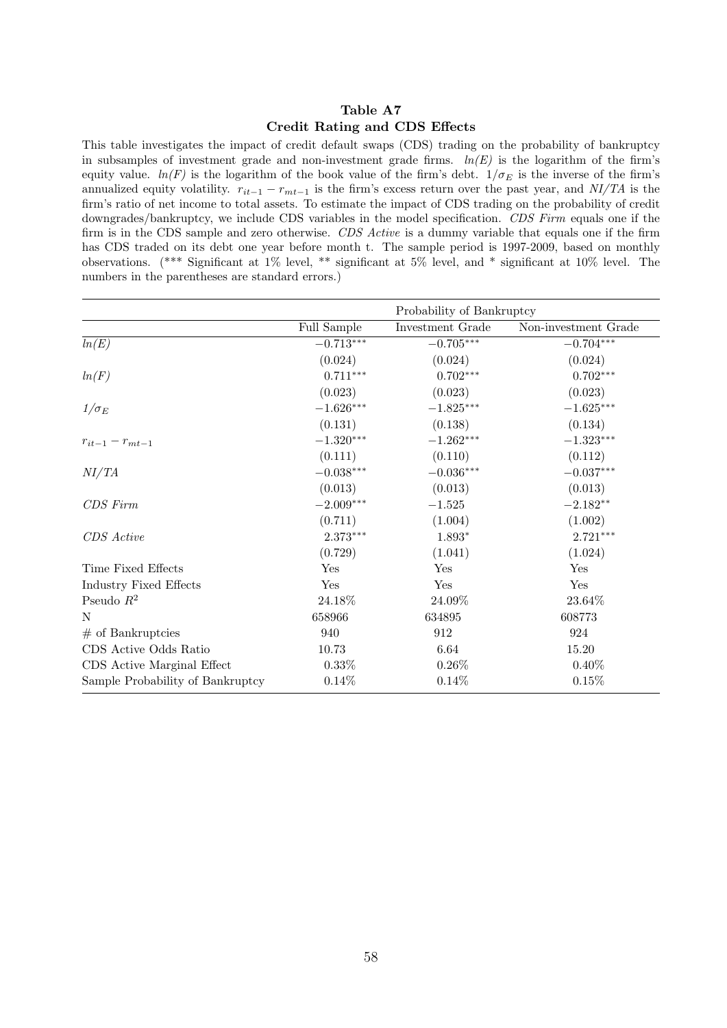**Table A7**
**Credit Rating and CDS Effects**

This table investigates the impact of credit default swaps (CDS) trading on the probability of bankruptcy in subsamples of investment grade and non-investment grade firms. *ln(E)* is the logarithm of the firm's equity value. *ln(F)* is the logarithm of the book value of the firm's debt. $1/\sigma_E$ is the inverse of the firm's annualized equity volatility. $r_{it-1} - r_{mt-1}$ is the firm's excess return over the past year, and *NI/TA* is the firm's ratio of net income to total assets. To estimate the impact of CDS trading on the probability of credit downgrades/bankruptcy, we include CDS variables in the model specification. *CDS Firm* equals one if the firm is in the CDS sample and zero otherwise. *CDS Active* is a dummy variable that equals one if the firm has CDS traded on its debt one year before month t. The sample period is 1997-2009, based on monthly observations. (*** Significant at 1% level, ** significant at 5% level, and * significant at 10% level. The numbers in the parentheses are standard errors.)

| | Probability of Bankruptcy | | |
|---|---|---|---|
| | Full Sample | Investment Grade | Non-investment Grade |
| *ln(E)* | $-0.713^{***}$ | $-0.705^{***}$ | $-0.704^{***}$ |
| | (0.024) | (0.024) | (0.024) |
| *ln(F)* | $0.711^{***}$ | $0.702^{***}$ | $0.702^{***}$ |
| | (0.023) | (0.023) | (0.023) |
| $1/\sigma_E$ | $-1.626^{***}$ | $-1.825^{***}$ | $-1.625^{***}$ |
| | (0.131) | (0.138) | (0.134) |
| $r_{it-1} - r_{mt-1}$ | $-1.320^{***}$ | $-1.262^{***}$ | $-1.323^{***}$ |
| | (0.111) | (0.110) | (0.112) |
| *NI/TA* | $-0.038^{***}$ | $-0.036^{***}$ | $-0.037^{***}$ |
| | (0.013) | (0.013) | (0.013) |
| *CDS Firm* | $-2.009^{***}$ | $-1.525$ | $-2.182^{**}$ |
| | (0.711) | (1.004) | (1.002) |
| *CDS Active* | $2.373^{***}$ | $1.893^{*}$ | $2.721^{***}$ |
| | (0.729) | (1.041) | (1.024) |
| Time Fixed Effects | Yes | Yes | Yes |
| Industry Fixed Effects | Yes | Yes | Yes |
| Pseudo $R^2$ | 24.18% | 24.09% | 23.64% |
| N | 658966 | 634895 | 608773 |
| # of Bankruptcies | 940 | 912 | 924 |
| CDS Active Odds Ratio | 10.73 | 6.64 | 15.20 |
| CDS Active Marginal Effect | 0.33% | 0.26% | 0.40% |
| Sample Probability of Bankruptcy | 0.14% | 0.14% | 0.15% |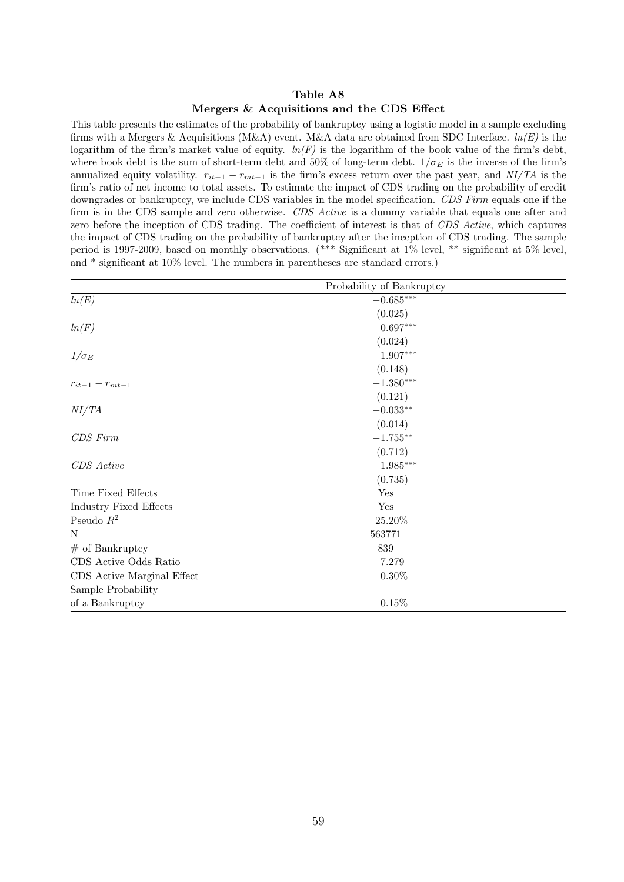**Table A8**

**Mergers & Acquisitions and the CDS Effect**

This table presents the estimates of the probability of bankruptcy using a logistic model in a sample excluding firms with a Mergers & Acquisitions (M&A) event. M&A data are obtained from SDC Interface. *ln(E)* is the logarithm of the firm's market value of equity. *ln(F)* is the logarithm of the book value of the firm's debt, where book debt is the sum of short-term debt and 50% of long-term debt. $1/\sigma_E$ is the inverse of the firm's annualized equity volatility. $r_{it-1} - r_{mt-1}$ is the firm's excess return over the past year, and *NI/TA* is the firm's ratio of net income to total assets. To estimate the impact of CDS trading on the probability of credit downgrades or bankruptcy, we include CDS variables in the model specification. *CDS Firm* equals one if the firm is in the CDS sample and zero otherwise. *CDS Active* is a dummy variable that equals one after and zero before the inception of CDS trading. The coefficient of interest is that of *CDS Active*, which captures the impact of CDS trading on the probability of bankruptcy after the inception of CDS trading. The sample period is 1997-2009, based on monthly observations. (*** Significant at 1% level, ** significant at 5% level, and * significant at 10% level. The numbers in parentheses are standard errors.)

| | Probability of Bankruptcy |
|---|---|
| *ln(E)* | $-0.685^{***}$ |
| | (0.025) |
| *ln(F)* | $0.697^{***}$ |
| | (0.024) |
| $1/\sigma_E$ | $-1.907^{***}$ |
| | (0.148) |
| $r_{it-1} - r_{mt-1}$ | $-1.380^{***}$ |
| | (0.121) |
| *NI/TA* | $-0.033^{**}$ |
| | (0.014) |
| *CDS Firm* | $-1.755^{**}$ |
| | (0.712) |
| *CDS Active* | $1.985^{***}$ |
| | (0.735) |
| Time Fixed Effects | Yes |
| Industry Fixed Effects | Yes |
| Pseudo $R^2$ | 25.20% |
| N | 563771 |
| # of Bankruptcy | 839 |
| CDS Active Odds Ratio | 7.279 |
| CDS Active Marginal Effect | 0.30% |
| Sample Probability of a Bankruptcy | 0.15% |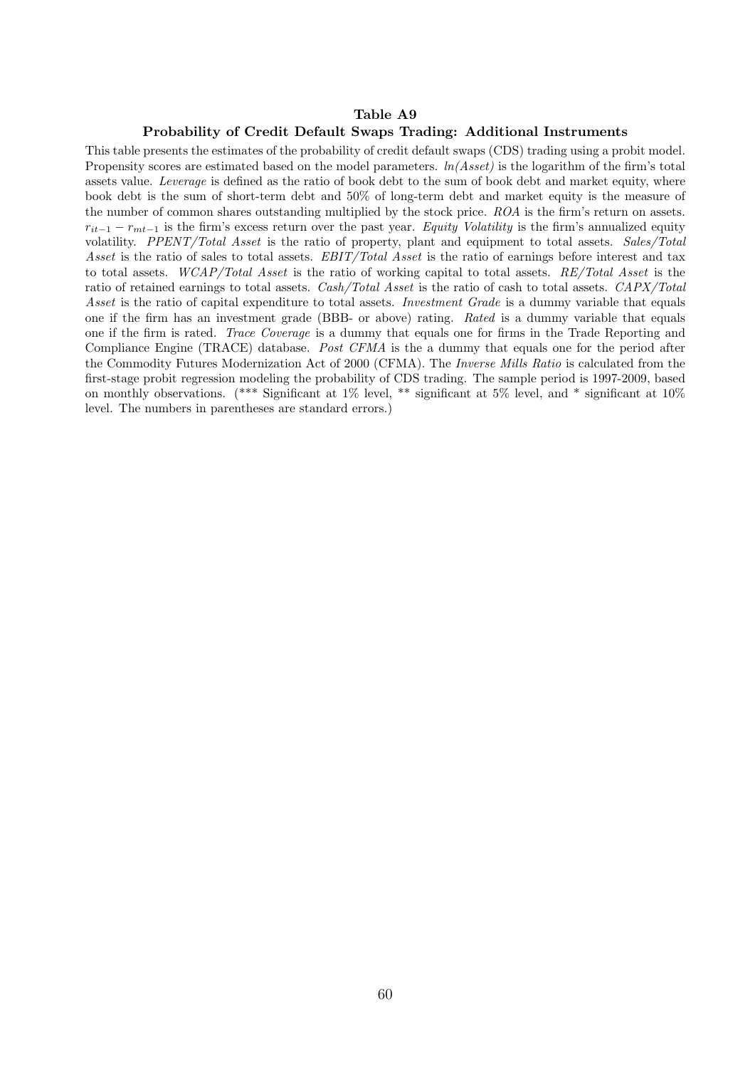**Table A9**

**Probability of Credit Default Swaps Trading: Additional Instruments**

This table presents the estimates of the probability of credit default swaps (CDS) trading using a probit model. Propensity scores are estimated based on the model parameters. *ln(Asset)* is the logarithm of the firm's total assets value. *Leverage* is defined as the ratio of book debt to the sum of book debt and market equity, where book debt is the sum of short-term debt and 50% of long-term debt and market equity is the measure of the number of common shares outstanding multiplied by the stock price. *ROA* is the firm's return on assets. $r_{it-1} - r_{mt-1}$ is the firm's excess return over the past year. *Equity Volatility* is the firm's annualized equity volatility. *PPENT/Total Asset* is the ratio of property, plant and equipment to total assets. *Sales/Total Asset* is the ratio of sales to total assets. *EBIT/Total Asset* is the ratio of earnings before interest and tax to total assets. *WCAP/Total Asset* is the ratio of working capital to total assets. *RE/Total Asset* is the ratio of retained earnings to total assets. *Cash/Total Asset* is the ratio of cash to total assets. *CAPX/Total Asset* is the ratio of capital expenditure to total assets. *Investment Grade* is a dummy variable that equals one if the firm has an investment grade (BBB- or above) rating. *Rated* is a dummy variable that equals one if the firm is rated. *Trace Coverage* is a dummy that equals one for firms in the Trade Reporting and Compliance Engine (TRACE) database. *Post CFMA* is the a dummy that equals one for the period after the Commodity Futures Modernization Act of 2000 (CFMA). The *Inverse Mills Ratio* is calculated from the first-stage probit regression modeling the probability of CDS trading. The sample period is 1997-2009, based on monthly observations. (*** Significant at 1% level, ** significant at 5% level, and * significant at 10% level. The numbers in parentheses are standard errors.)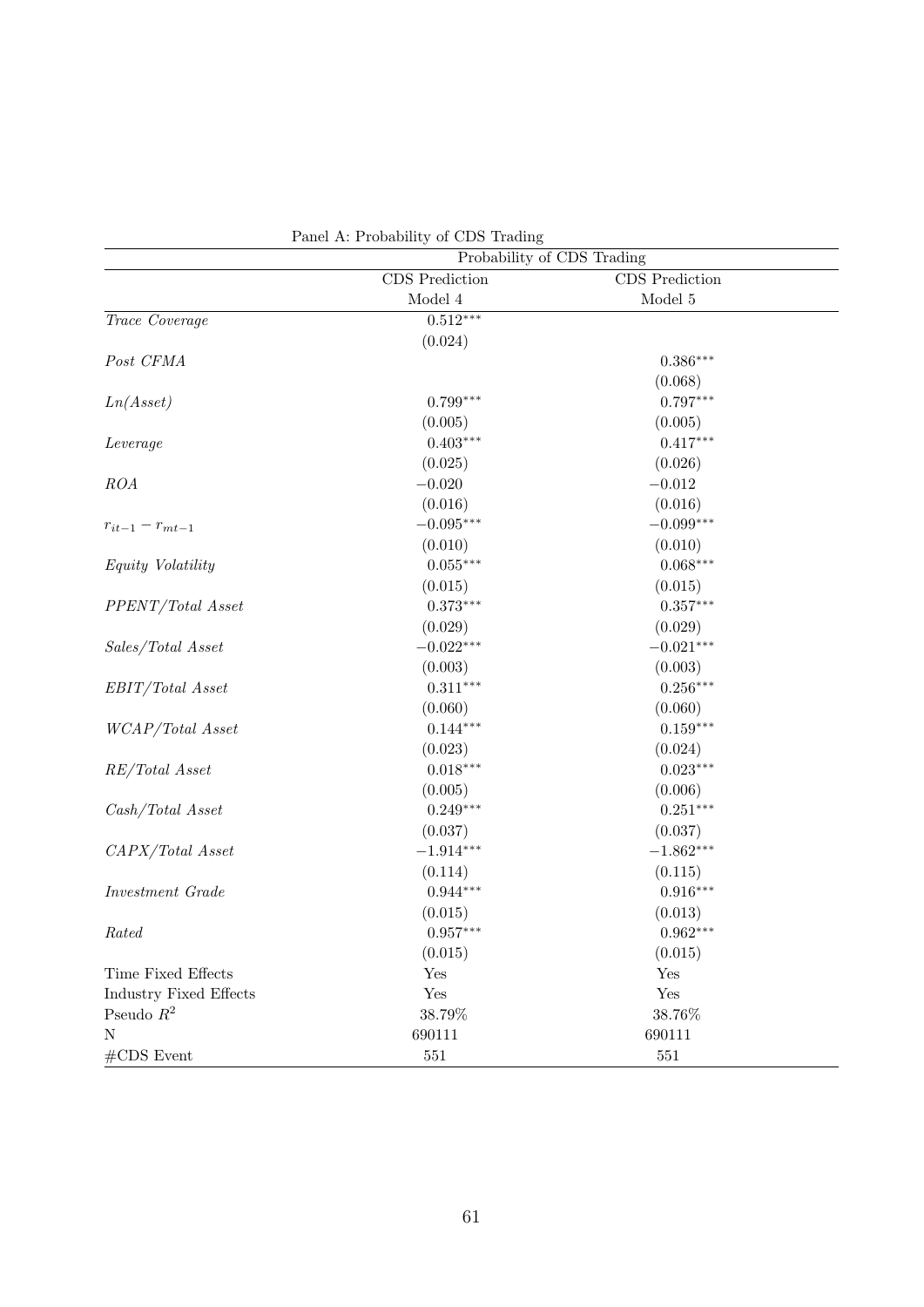Panel A: Probability of CDS Trading

| | Probability of CDS Trading | |
|---|---|---|
| | CDS Prediction | CDS Prediction |
| | Model 4 | Model 5 |
| *Trace Coverage* | $0.512^{***}$ | |
| | (0.024) | |
| *Post CFMA* | | $0.386^{***}$ |
| | | (0.068) |
| *Ln(Asset)* | $0.799^{***}$ | $0.797^{***}$ |
| | (0.005) | (0.005) |
| *Leverage* | $0.403^{***}$ | $0.417^{***}$ |
| | (0.025) | (0.026) |
| *ROA* | $-0.020$ | $-0.012$ |
| | (0.016) | (0.016) |
| $r_{it-1} - r_{mt-1}$ | $-0.095^{***}$ | $-0.099^{***}$ |
| | (0.010) | (0.010) |
| *Equity Volatility* | $0.055^{***}$ | $0.068^{***}$ |
| | (0.015) | (0.015) |
| *PPENT/Total Asset* | $0.373^{***}$ | $0.357^{***}$ |
| | (0.029) | (0.029) |
| *Sales/Total Asset* | $-0.022^{***}$ | $-0.021^{***}$ |
| | (0.003) | (0.003) |
| *EBIT/Total Asset* | $0.311^{***}$ | $0.256^{***}$ |
| | (0.060) | (0.060) |
| *WCAP/Total Asset* | $0.144^{***}$ | $0.159^{***}$ |
| | (0.023) | (0.024) |
| *RE/Total Asset* | $0.018^{***}$ | $0.023^{***}$ |
| | (0.005) | (0.006) |
| *Cash/Total Asset* | $0.249^{***}$ | $0.251^{***}$ |
| | (0.037) | (0.037) |
| *CAPX/Total Asset* | $-1.914^{***}$ | $-1.862^{***}$ |
| | (0.114) | (0.115) |
| *Investment Grade* | $0.944^{***}$ | $0.916^{***}$ |
| | (0.015) | (0.013) |
| *Rated* | $0.957^{***}$ | $0.962^{***}$ |
| | (0.015) | (0.015) |
| Time Fixed Effects | Yes | Yes |
| Industry Fixed Effects | Yes | Yes |
| Pseudo $R^2$ | 38.79% | 38.76% |
| N | 690111 | 690111 |
| #CDS Event | 551 | 551 |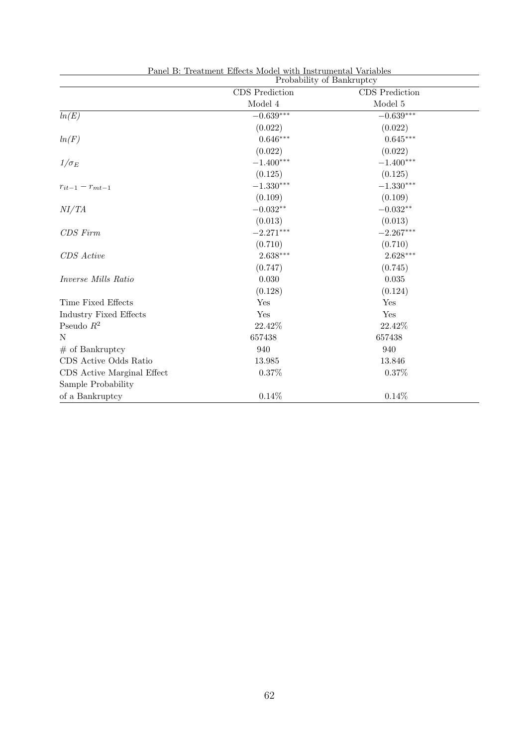Panel B: Treatment Effects Model with Instrumental Variables

| | Probability of Bankruptcy | |
|---|---|---|
| | CDS Prediction | CDS Prediction |
| | Model 4 | Model 5 |
| *ln(E)* | $-0.639^{***}$ | $-0.639^{***}$ |
| | (0.022) | (0.022) |
| *ln(F)* | $0.646^{***}$ | $0.645^{***}$ |
| | (0.022) | (0.022) |
| $1/\sigma_E$ | $-1.400^{***}$ | $-1.400^{***}$ |
| | (0.125) | (0.125) |
| $r_{it-1} - r_{mt-1}$ | $-1.330^{***}$ | $-1.330^{***}$ |
| | (0.109) | (0.109) |
| *NI/TA* | $-0.032^{**}$ | $-0.032^{**}$ |
| | (0.013) | (0.013) |
| *CDS Firm* | $-2.271^{***}$ | $-2.267^{***}$ |
| | (0.710) | (0.710) |
| *CDS Active* | $2.638^{***}$ | $2.628^{***}$ |
| | (0.747) | (0.745) |
| *Inverse Mills Ratio* | 0.030 | 0.035 |
| | (0.128) | (0.124) |
| Time Fixed Effects | Yes | Yes |
| Industry Fixed Effects | Yes | Yes |
| Pseudo $R^2$ | 22.42% | 22.42% |
| N | 657438 | 657438 |
| # of Bankruptcy | 940 | 940 |
| CDS Active Odds Ratio | 13.985 | 13.846 |
| CDS Active Marginal Effect | 0.37% | 0.37% |
| Sample Probability of a Bankruptcy | 0.14% | 0.14% |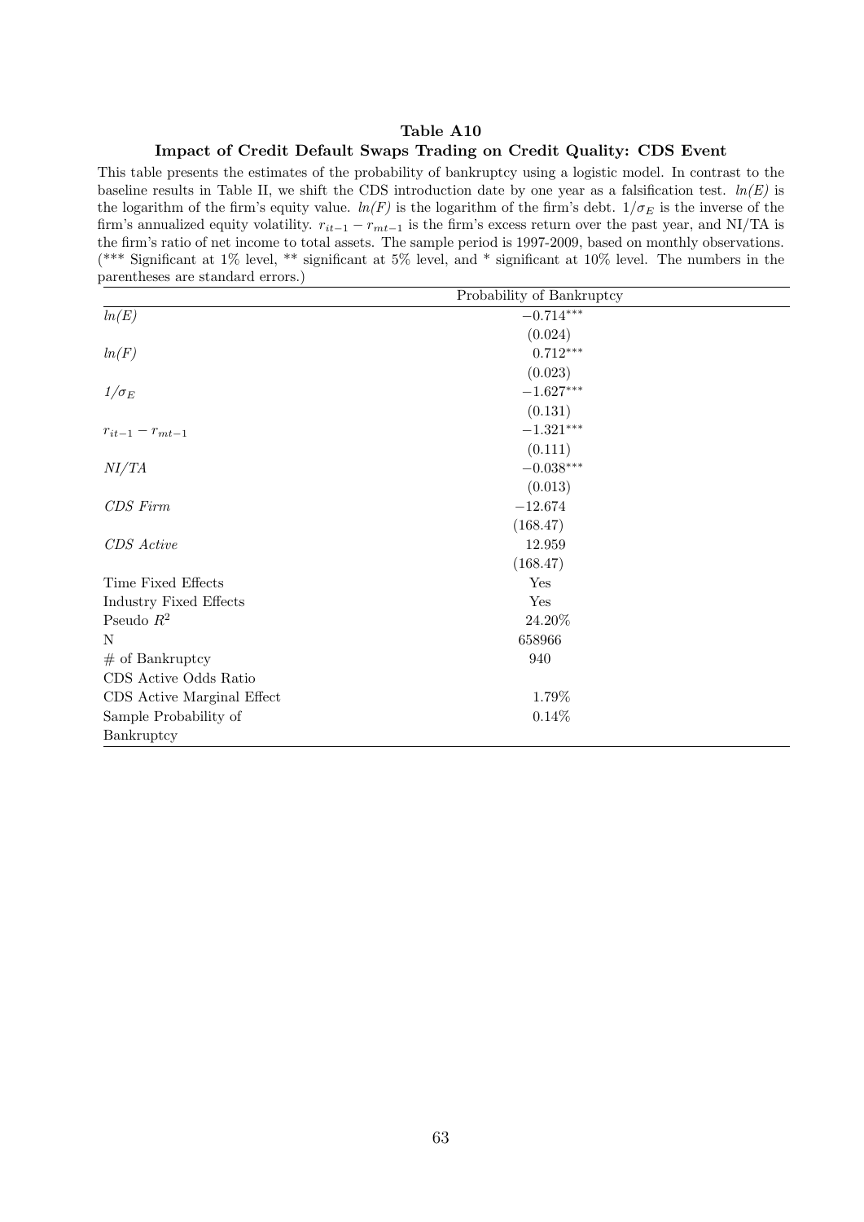**Table A10**

**Impact of Credit Default Swaps Trading on Credit Quality: CDS Event**

This table presents the estimates of the probability of bankruptcy using a logistic model. In contrast to the baseline results in Table II, we shift the CDS introduction date by one year as a falsification test. *ln(E)* is the logarithm of the firm's equity value. *ln(F)* is the logarithm of the firm's debt. $1/\sigma_E$ is the inverse of the firm's annualized equity volatility. $r_{it-1} - r_{mt-1}$ is the firm's excess return over the past year, and NI/TA is the firm's ratio of net income to total assets. The sample period is 1997-2009, based on monthly observations. (*** Significant at 1% level, ** significant at 5% level, and * significant at 10% level. The numbers in the parentheses are standard errors.)

| | Probability of Bankruptcy |
|---|---|
| *ln(E)* | $-0.714^{***}$ |
| | (0.024) |
| *ln(F)* | $0.712^{***}$ |
| | (0.023) |
| $1/\sigma_E$ | $-1.627^{***}$ |
| | (0.131) |
| $r_{it-1} - r_{mt-1}$ | $-1.321^{***}$ |
| | (0.111) |
| *NI/TA* | $-0.038^{***}$ |
| | (0.013) |
| *CDS Firm* | $-12.674$ |
| | (168.47) |
| *CDS Active* | 12.959 |
| | (168.47) |
| Time Fixed Effects | Yes |
| Industry Fixed Effects | Yes |
| Pseudo $R^2$ | 24.20% |
| N | 658966 |
| # of Bankruptcy | 940 |
| CDS Active Odds Ratio | |
| CDS Active Marginal Effect | 1.79% |
| Sample Probability of Bankruptcy | 0.14% |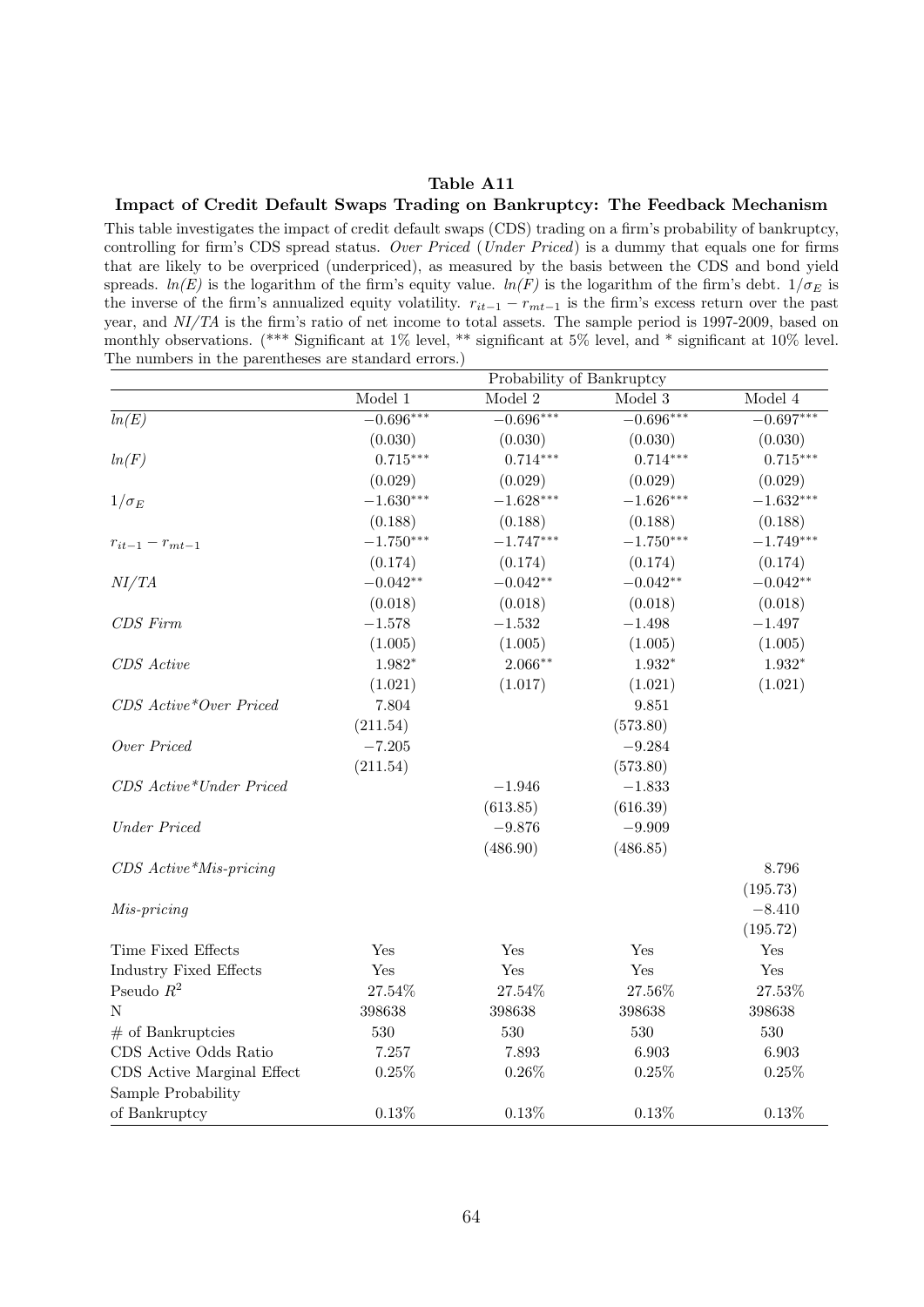## Table A11

### Impact of Credit Default Swaps Trading on Bankruptcy: The Feedback Mechanism

This table investigates the impact of credit default swaps (CDS) trading on a firm's probability of bankruptcy, controlling for firm's CDS spread status. *Over Priced* (*Under Priced*) is a dummy that equals one for firms that are likely to be overpriced (underpriced), as measured by the basis between the CDS and bond yield spreads. *ln(E)* is the logarithm of the firm's equity value. *ln(F)* is the logarithm of the firm's debt. $1/\sigma_E$ is the inverse of the firm's annualized equity volatility. $r_{it-1} - r_{mt-1}$ is the firm's excess return over the past year, and *NI/TA* is the firm's ratio of net income to total assets. The sample period is 1997-2009, based on monthly observations. (*** Significant at 1% level, ** significant at 5% level, and * significant at 10% level. The numbers in the parentheses are standard errors.)

| | Probability of Bankruptcy | | | |
|---|---|---|---|---|
| | Model 1 | Model 2 | Model 3 | Model 4 |
| *ln(E)* | $-0.696^{***}$ | $-0.696^{***}$ | $-0.696^{***}$ | $-0.697^{***}$ |
| | (0.030) | (0.030) | (0.030) | (0.030) |
| *ln(F)* | $0.715^{***}$ | $0.714^{***}$ | $0.714^{***}$ | $0.715^{***}$ |
| | (0.029) | (0.029) | (0.029) | (0.029) |
| $1/\sigma_E$ | $-1.630^{***}$ | $-1.628^{***}$ | $-1.626^{***}$ | $-1.632^{***}$ |
| | (0.188) | (0.188) | (0.188) | (0.188) |
| $r_{it-1} - r_{mt-1}$ | $-1.750^{***}$ | $-1.747^{***}$ | $-1.750^{***}$ | $-1.749^{***}$ |
| | (0.174) | (0.174) | (0.174) | (0.174) |
| *NI/TA* | $-0.042^{**}$ | $-0.042^{**}$ | $-0.042^{**}$ | $-0.042^{**}$ |
| | (0.018) | (0.018) | (0.018) | (0.018) |
| *CDS Firm* | $-1.578$ | $-1.532$ | $-1.498$ | $-1.497$ |
| | (1.005) | (1.005) | (1.005) | (1.005) |
| *CDS Active* | $1.982^{*}$ | $2.066^{**}$ | $1.932^{*}$ | $1.932^{*}$ |
| | (1.021) | (1.017) | (1.021) | (1.021) |
| *CDS Active\*Over Priced* | 7.804 | | 9.851 | |
| | (211.54) | | (573.80) | |
| *Over Priced* | $-7.205$ | | $-9.284$ | |
| | (211.54) | | (573.80) | |
| *CDS Active\*Under Priced* | | $-1.946$ | $-1.833$ | |
| | | (613.85) | (616.39) | |
| *Under Priced* | | $-9.876$ | $-9.909$ | |
| | | (486.90) | (486.85) | |
| *CDS Active\*Mis-pricing* | | | | 8.796 |
| | | | | (195.73) |
| *Mis-pricing* | | | | $-8.410$ |
| | | | | (195.72) |
| Time Fixed Effects | Yes | Yes | Yes | Yes |
| Industry Fixed Effects | Yes | Yes | Yes | Yes |
| Pseudo $R^2$ | 27.54% | 27.54% | 27.56% | 27.53% |
| N | 398638 | 398638 | 398638 | 398638 |
| # of Bankruptcies | 530 | 530 | 530 | 530 |
| CDS Active Odds Ratio | 7.257 | 7.893 | 6.903 | 6.903 |
| CDS Active Marginal Effect | 0.25% | 0.26% | 0.25% | 0.25% |
| Sample Probability of Bankruptcy | 0.13% | 0.13% | 0.13% | 0.13% |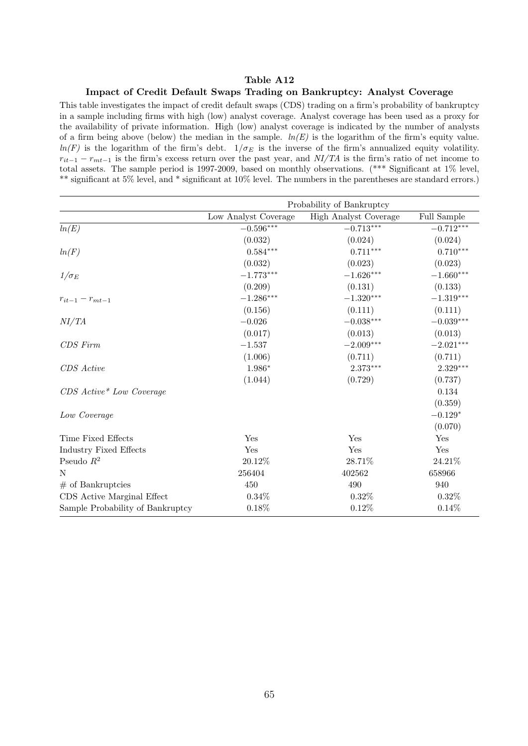**Table A12**

**Impact of Credit Default Swaps Trading on Bankruptcy: Analyst Coverage**

This table investigates the impact of credit default swaps (CDS) trading on a firm's probability of bankruptcy in a sample including firms with high (low) analyst coverage. Analyst coverage has been used as a proxy for the availability of private information. High (low) analyst coverage is indicated by the number of analysts of a firm being above (below) the median in the sample. *ln(E)* is the logarithm of the firm's equity value. *ln(F)* is the logarithm of the firm's debt. $1/\sigma_E$ is the inverse of the firm's annualized equity volatility. $r_{it-1} - r_{mt-1}$ is the firm's excess return over the past year, and *NI/TA* is the firm's ratio of net income to total assets. The sample period is 1997-2009, based on monthly observations. (*** Significant at 1% level, ** significant at 5% level, and * significant at 10% level. The numbers in the parentheses are standard errors.)

| | Probability of Bankruptcy | | |
|---|---|---|---|
| | Low Analyst Coverage | High Analyst Coverage | Full Sample |
| *ln(E)* | $-0.596^{***}$ | $-0.713^{***}$ | $-0.712^{***}$ |
| | (0.032) | (0.024) | (0.024) |
| *ln(F)* | $0.584^{***}$ | $0.711^{***}$ | $0.710^{***}$ |
| | (0.032) | (0.023) | (0.023) |
| $1/\sigma_E$ | $-1.773^{***}$ | $-1.626^{***}$ | $-1.660^{***}$ |
| | (0.209) | (0.131) | (0.133) |
| $r_{it-1} - r_{mt-1}$ | $-1.286^{***}$ | $-1.320^{***}$ | $-1.319^{***}$ |
| | (0.156) | (0.111) | (0.111) |
| *NI/TA* | $-0.026$ | $-0.038^{***}$ | $-0.039^{***}$ |
| | (0.017) | (0.013) | (0.013) |
| *CDS Firm* | $-1.537$ | $-2.009^{***}$ | $-2.021^{***}$ |
| | (1.006) | (0.711) | (0.711) |
| *CDS Active* | $1.986^{*}$ | $2.373^{***}$ | $2.329^{***}$ |
| | (1.044) | (0.729) | (0.737) |
| *CDS Active\* Low Coverage* | | | 0.134 |
| | | | (0.359) |
| *Low Coverage* | | | $-0.129^{*}$ |
| | | | (0.070) |
| Time Fixed Effects | Yes | Yes | Yes |
| Industry Fixed Effects | Yes | Yes | Yes |
| Pseudo $R^2$ | 20.12% | 28.71% | 24.21% |
| N | 256404 | 402562 | 658966 |
| # of Bankruptcies | 450 | 490 | 940 |
| CDS Active Marginal Effect | 0.34% | 0.32% | 0.32% |
| Sample Probability of Bankruptcy | 0.18% | 0.12% | 0.14% |